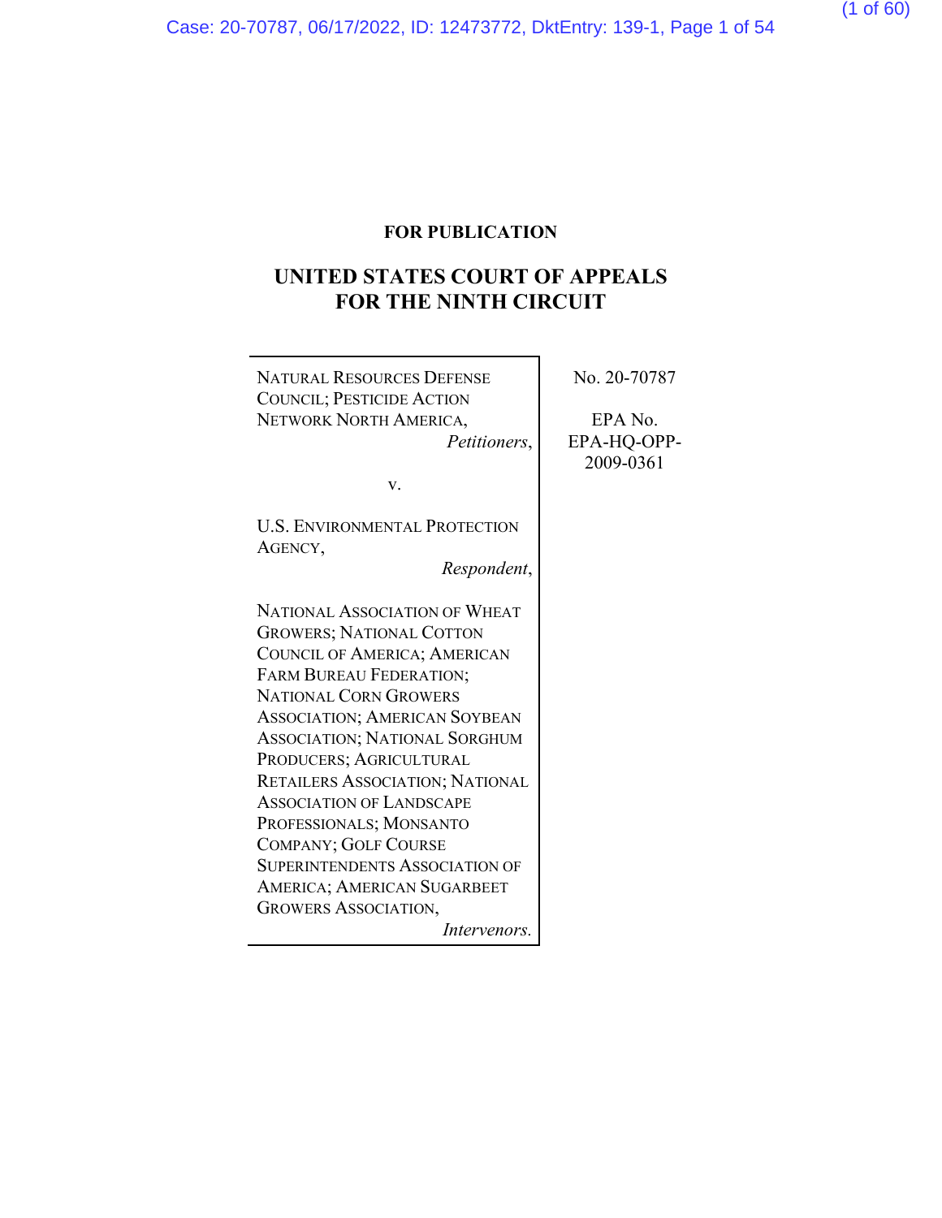**FOR PUBLICATION**

# UNITED STATES COURT OF APPEALS FOR THE NINTH CIRCUIT

NATURAL RESOURCES DEFENSE COUNCIL; PESTICIDE ACTION NETWORK NORTH AMERICA,
*Petitioners*,

v.

U.S. ENVIRONMENTAL PROTECTION AGENCY,
*Respondent*,

NATIONAL ASSOCIATION OF WHEAT GROWERS; NATIONAL COTTON COUNCIL OF AMERICA; AMERICAN FARM BUREAU FEDERATION; NATIONAL CORN GROWERS ASSOCIATION; AMERICAN SOYBEAN ASSOCIATION; NATIONAL SORGHUM PRODUCERS; AGRICULTURAL RETAILERS ASSOCIATION; NATIONAL ASSOCIATION OF LANDSCAPE PROFESSIONALS; MONSANTO COMPANY; GOLF COURSE SUPERINTENDENTS ASSOCIATION OF AMERICA; AMERICAN SUGARBEET GROWERS ASSOCIATION,
*Intervenors*.

No. 20-70787

EPA No. EPA-HQ-OPP-2009-0361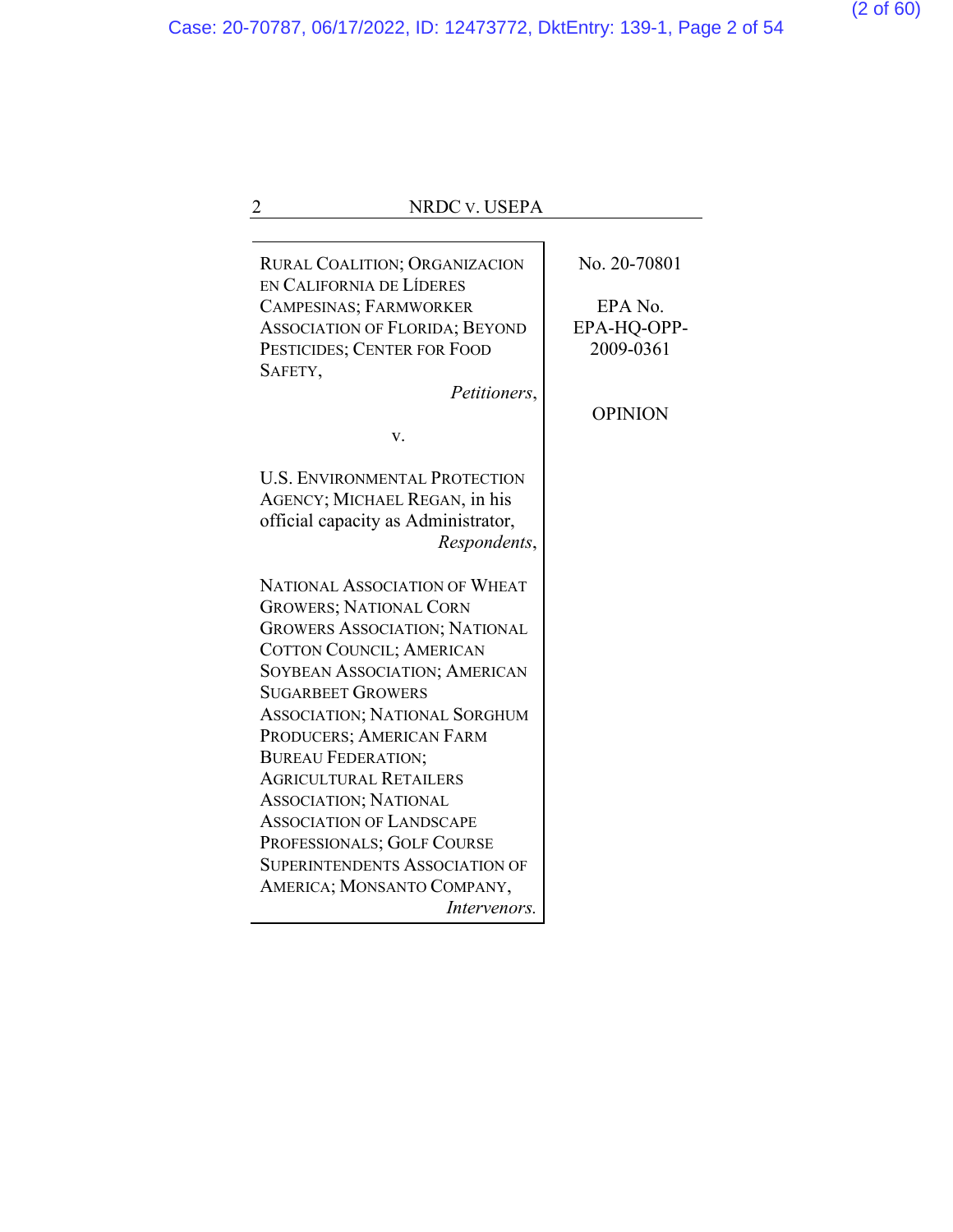RURAL COALITION; ORGANIZACION EN CALIFORNIA DE LÍDERES CAMPESINAS; FARMWORKER ASSOCIATION OF FLORIDA; BEYOND PESTICIDES; CENTER FOR FOOD SAFETY,

*Petitioners*,

v.

U.S. ENVIRONMENTAL PROTECTION AGENCY; MICHAEL REGAN, in his official capacity as Administrator,

*Respondents*,

NATIONAL ASSOCIATION OF WHEAT GROWERS; NATIONAL CORN GROWERS ASSOCIATION; NATIONAL COTTON COUNCIL; AMERICAN SOYBEAN ASSOCIATION; AMERICAN SUGARBEET GROWERS ASSOCIATION; NATIONAL SORGHUM PRODUCERS; AMERICAN FARM BUREAU FEDERATION; AGRICULTURAL RETAILERS ASSOCIATION; NATIONAL ASSOCIATION OF LANDSCAPE PROFESSIONALS; GOLF COURSE SUPERINTENDENTS ASSOCIATION OF AMERICA; MONSANTO COMPANY,

*Intervenors.*

No. 20-70801

EPA No. EPA-HQ-OPP-2009-0361

OPINION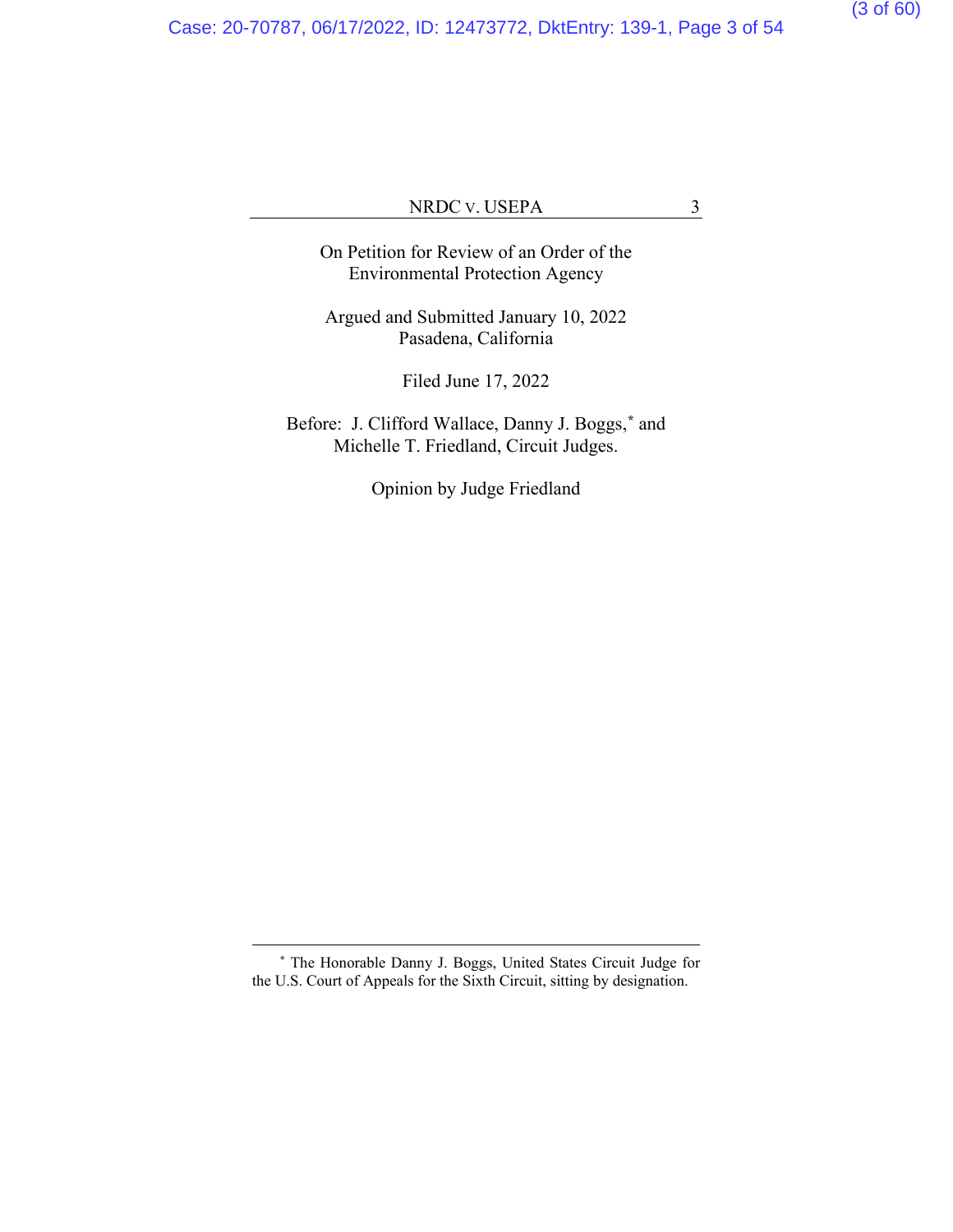On Petition for Review of an Order of the
Environmental Protection Agency

Argued and Submitted January 10, 2022
Pasadena, California

Filed June 17, 2022

Before: J. Clifford Wallace, Danny J. Boggs,[*] and
Michelle T. Friedland, Circuit Judges.

Opinion by Judge Friedland

---

[*] The Honorable Danny J. Boggs, United States Circuit Judge for the U.S. Court of Appeals for the Sixth Circuit, sitting by designation.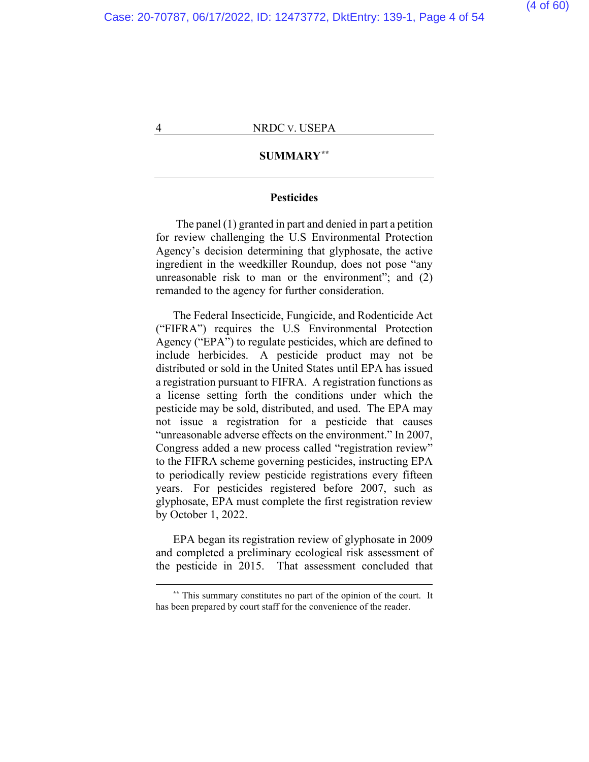## SUMMARY[**]

### Pesticides

The panel (1) granted in part and denied in part a petition for review challenging the U.S Environmental Protection Agency's decision determining that glyphosate, the active ingredient in the weedkiller Roundup, does not pose "any unreasonable risk to man or the environment"; and (2) remanded to the agency for further consideration.

The Federal Insecticide, Fungicide, and Rodenticide Act ("FIFRA") requires the U.S Environmental Protection Agency ("EPA") to regulate pesticides, which are defined to include herbicides. A pesticide product may not be distributed or sold in the United States until EPA has issued a registration pursuant to FIFRA. A registration functions as a license setting forth the conditions under which the pesticide may be sold, distributed, and used. The EPA may not issue a registration for a pesticide that causes "unreasonable adverse effects on the environment." In 2007, Congress added a new process called "registration review" to the FIFRA scheme governing pesticides, instructing EPA to periodically review pesticide registrations every fifteen years. For pesticides registered before 2007, such as glyphosate, EPA must complete the first registration review by October 1, 2022.

EPA began its registration review of glyphosate in 2009 and completed a preliminary ecological risk assessment of the pesticide in 2015. That assessment concluded that

[**] This summary constitutes no part of the opinion of the court. It has been prepared by court staff for the convenience of the reader.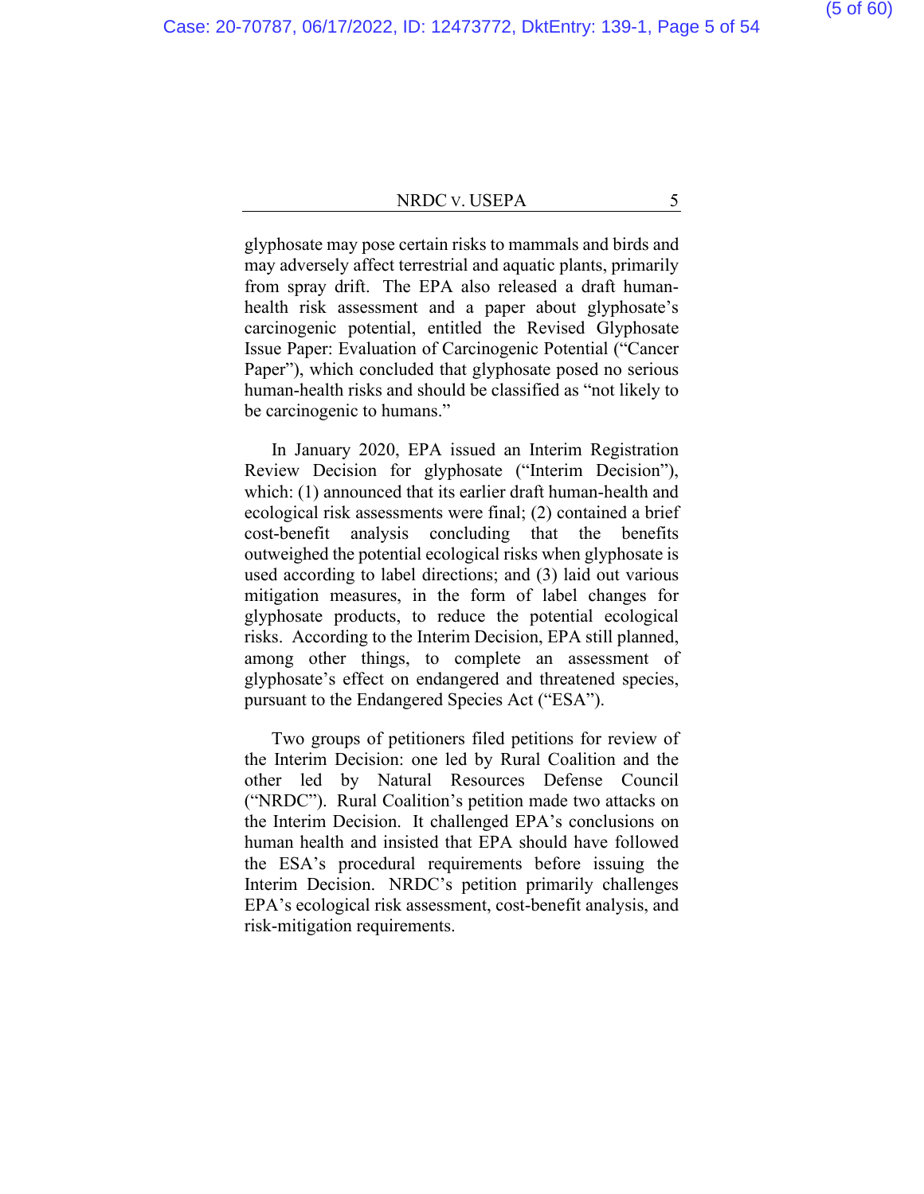glyphosate may pose certain risks to mammals and birds and may adversely affect terrestrial and aquatic plants, primarily from spray drift. The EPA also released a draft human-health risk assessment and a paper about glyphosate's carcinogenic potential, entitled the Revised Glyphosate Issue Paper: Evaluation of Carcinogenic Potential ("Cancer Paper"), which concluded that glyphosate posed no serious human-health risks and should be classified as "not likely to be carcinogenic to humans."

In January 2020, EPA issued an Interim Registration Review Decision for glyphosate ("Interim Decision"), which: (1) announced that its earlier draft human-health and ecological risk assessments were final; (2) contained a brief cost-benefit analysis concluding that the benefits outweighed the potential ecological risks when glyphosate is used according to label directions; and (3) laid out various mitigation measures, in the form of label changes for glyphosate products, to reduce the potential ecological risks. According to the Interim Decision, EPA still planned, among other things, to complete an assessment of glyphosate's effect on endangered and threatened species, pursuant to the Endangered Species Act ("ESA").

Two groups of petitioners filed petitions for review of the Interim Decision: one led by Rural Coalition and the other led by Natural Resources Defense Council ("NRDC"). Rural Coalition's petition made two attacks on the Interim Decision. It challenged EPA's conclusions on human health and insisted that EPA should have followed the ESA's procedural requirements before issuing the Interim Decision. NRDC's petition primarily challenges EPA's ecological risk assessment, cost-benefit analysis, and risk-mitigation requirements.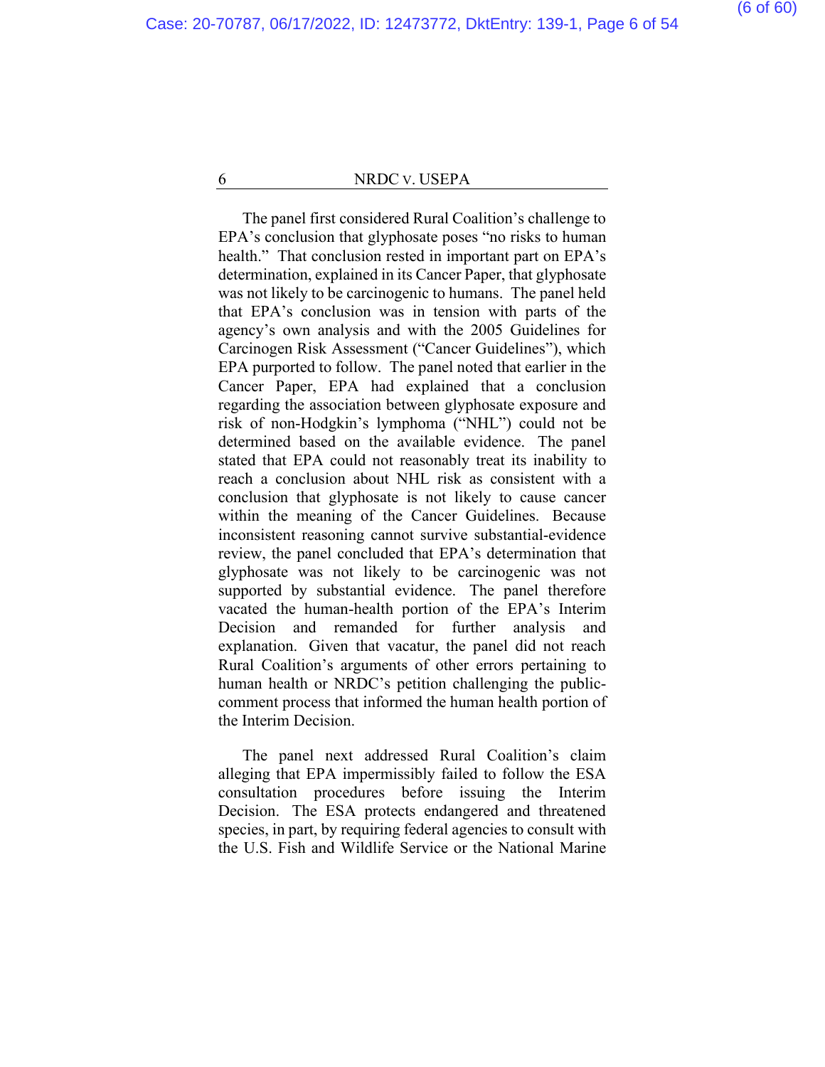The panel first considered Rural Coalition's challenge to EPA's conclusion that glyphosate poses "no risks to human health." That conclusion rested in important part on EPA's determination, explained in its Cancer Paper, that glyphosate was not likely to be carcinogenic to humans. The panel held that EPA's conclusion was in tension with parts of the agency's own analysis and with the 2005 Guidelines for Carcinogen Risk Assessment ("Cancer Guidelines"), which EPA purported to follow. The panel noted that earlier in the Cancer Paper, EPA had explained that a conclusion regarding the association between glyphosate exposure and risk of non-Hodgkin's lymphoma ("NHL") could not be determined based on the available evidence. The panel stated that EPA could not reasonably treat its inability to reach a conclusion about NHL risk as consistent with a conclusion that glyphosate is not likely to cause cancer within the meaning of the Cancer Guidelines. Because inconsistent reasoning cannot survive substantial-evidence review, the panel concluded that EPA's determination that glyphosate was not likely to be carcinogenic was not supported by substantial evidence. The panel therefore vacated the human-health portion of the EPA's Interim Decision and remanded for further analysis and explanation. Given that vacatur, the panel did not reach Rural Coalition's arguments of other errors pertaining to human health or NRDC's petition challenging the public-comment process that informed the human health portion of the Interim Decision.

The panel next addressed Rural Coalition's claim alleging that EPA impermissibly failed to follow the ESA consultation procedures before issuing the Interim Decision. The ESA protects endangered and threatened species, in part, by requiring federal agencies to consult with the U.S. Fish and Wildlife Service or the National Marine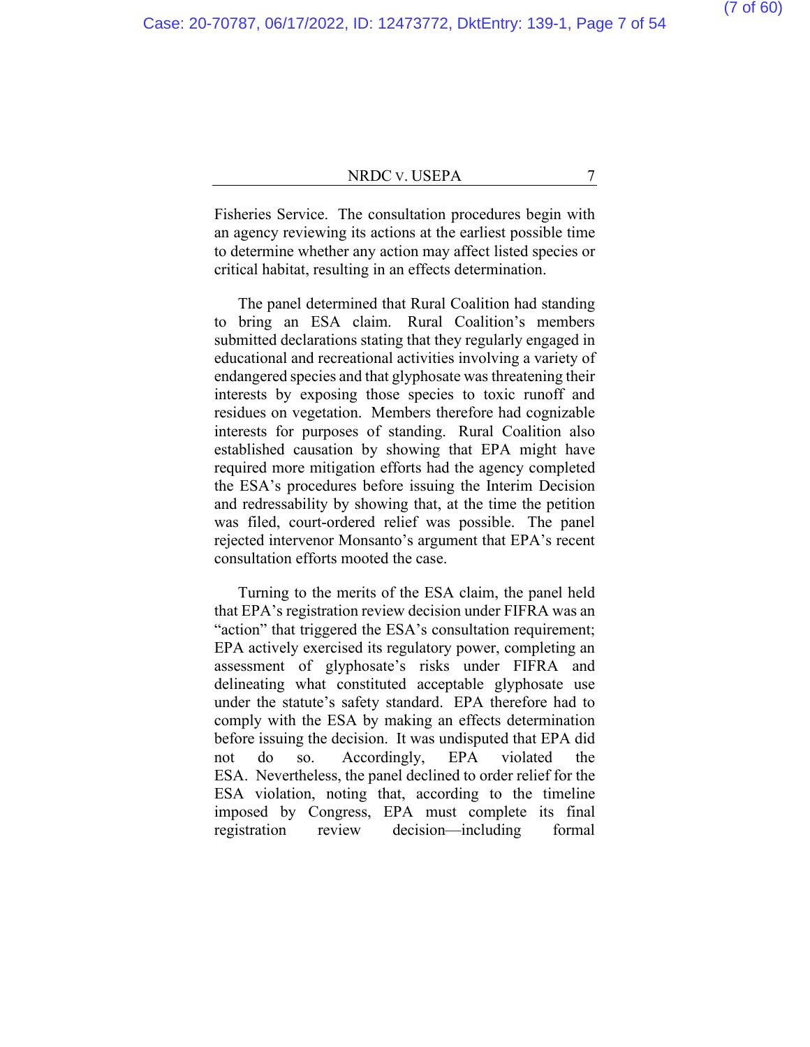Fisheries Service. The consultation procedures begin with an agency reviewing its actions at the earliest possible time to determine whether any action may affect listed species or critical habitat, resulting in an effects determination.

The panel determined that Rural Coalition had standing to bring an ESA claim. Rural Coalition's members submitted declarations stating that they regularly engaged in educational and recreational activities involving a variety of endangered species and that glyphosate was threatening their interests by exposing those species to toxic runoff and residues on vegetation. Members therefore had cognizable interests for purposes of standing. Rural Coalition also established causation by showing that EPA might have required more mitigation efforts had the agency completed the ESA's procedures before issuing the Interim Decision and redressability by showing that, at the time the petition was filed, court-ordered relief was possible. The panel rejected intervenor Monsanto's argument that EPA's recent consultation efforts mooted the case.

Turning to the merits of the ESA claim, the panel held that EPA's registration review decision under FIFRA was an "action" that triggered the ESA's consultation requirement; EPA actively exercised its regulatory power, completing an assessment of glyphosate's risks under FIFRA and delineating what constituted acceptable glyphosate use under the statute's safety standard. EPA therefore had to comply with the ESA by making an effects determination before issuing the decision. It was undisputed that EPA did not do so. Accordingly, EPA violated the ESA. Nevertheless, the panel declined to order relief for the ESA violation, noting that, according to the timeline imposed by Congress, EPA must complete its final registration review decision—including formal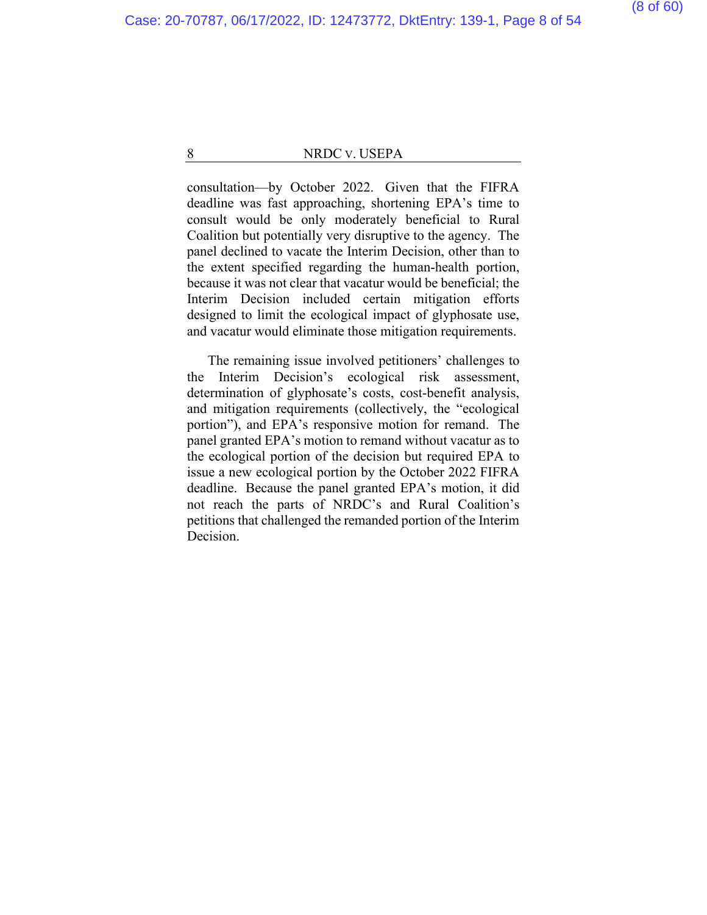consultation—by October 2022. Given that the FIFRA deadline was fast approaching, shortening EPA's time to consult would be only moderately beneficial to Rural Coalition but potentially very disruptive to the agency. The panel declined to vacate the Interim Decision, other than to the extent specified regarding the human-health portion, because it was not clear that vacatur would be beneficial; the Interim Decision included certain mitigation efforts designed to limit the ecological impact of glyphosate use, and vacatur would eliminate those mitigation requirements.

The remaining issue involved petitioners' challenges to the Interim Decision's ecological risk assessment, determination of glyphosate's costs, cost-benefit analysis, and mitigation requirements (collectively, the "ecological portion"), and EPA's responsive motion for remand. The panel granted EPA's motion to remand without vacatur as to the ecological portion of the decision but required EPA to issue a new ecological portion by the October 2022 FIFRA deadline. Because the panel granted EPA's motion, it did not reach the parts of NRDC's and Rural Coalition's petitions that challenged the remanded portion of the Interim Decision.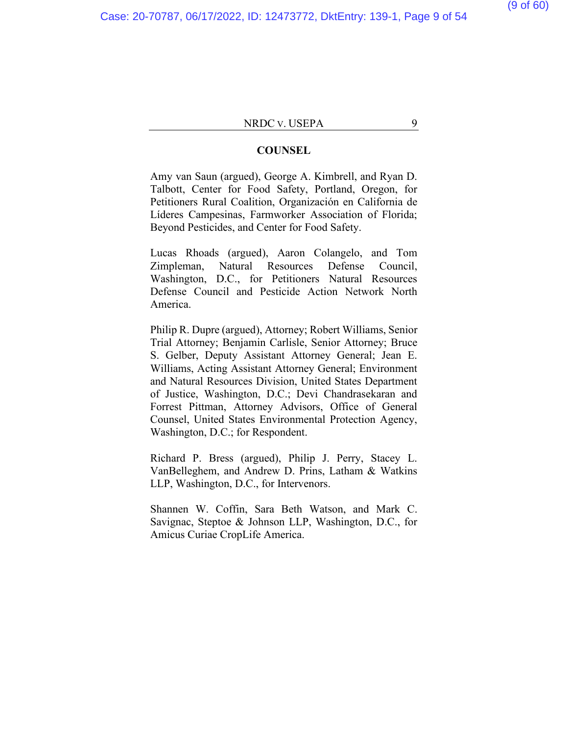## COUNSEL

Amy van Saun (argued), George A. Kimbrell, and Ryan D. Talbott, Center for Food Safety, Portland, Oregon, for Petitioners Rural Coalition, Organización en California de Líderes Campesinas, Farmworker Association of Florida; Beyond Pesticides, and Center for Food Safety.

Lucas Rhoads (argued), Aaron Colangelo, and Tom Zimpleman, Natural Resources Defense Council, Washington, D.C., for Petitioners Natural Resources Defense Council and Pesticide Action Network North America.

Philip R. Dupre (argued), Attorney; Robert Williams, Senior Trial Attorney; Benjamin Carlisle, Senior Attorney; Bruce S. Gelber, Deputy Assistant Attorney General; Jean E. Williams, Acting Assistant Attorney General; Environment and Natural Resources Division, United States Department of Justice, Washington, D.C.; Devi Chandrasekaran and Forrest Pittman, Attorney Advisors, Office of General Counsel, United States Environmental Protection Agency, Washington, D.C.; for Respondent.

Richard P. Bress (argued), Philip J. Perry, Stacey L. VanBelleghem, and Andrew D. Prins, Latham & Watkins LLP, Washington, D.C., for Intervenors.

Shannen W. Coffin, Sara Beth Watson, and Mark C. Savignac, Steptoe & Johnson LLP, Washington, D.C., for Amicus Curiae CropLife America.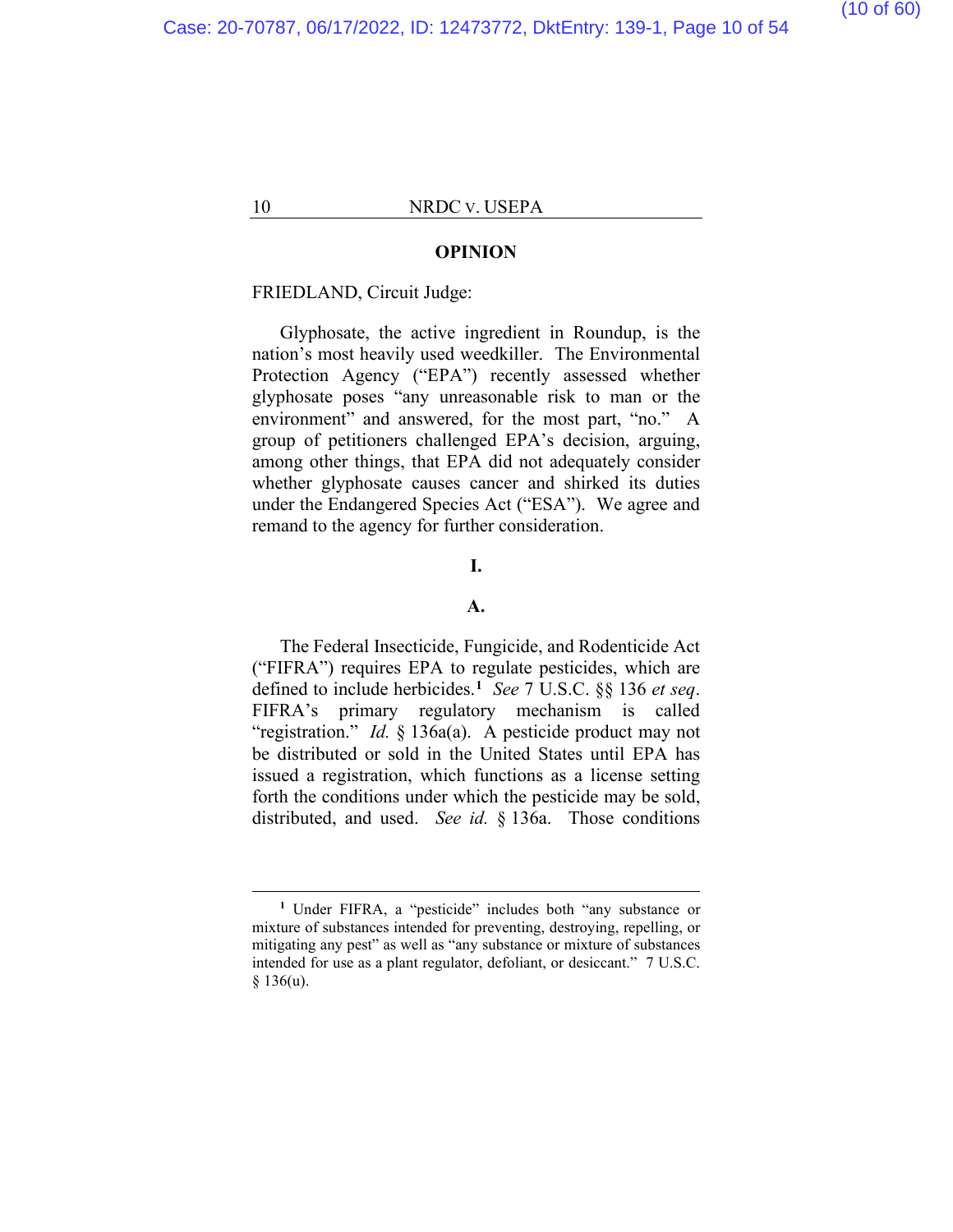## OPINION

FRIEDLAND, Circuit Judge:

Glyphosate, the active ingredient in Roundup, is the nation's most heavily used weedkiller. The Environmental Protection Agency ("EPA") recently assessed whether glyphosate poses "any unreasonable risk to man or the environment" and answered, for the most part, "no." A group of petitioners challenged EPA's decision, arguing, among other things, that EPA did not adequately consider whether glyphosate causes cancer and shirked its duties under the Endangered Species Act ("ESA"). We agree and remand to the agency for further consideration.

### I.

### A.

The Federal Insecticide, Fungicide, and Rodenticide Act ("FIFRA") requires EPA to regulate pesticides, which are defined to include herbicides.[1] *See* 7 U.S.C. §§ 136 *et seq*. FIFRA's primary regulatory mechanism is called "registration." *Id.* § 136a(a). A pesticide product may not be distributed or sold in the United States until EPA has issued a registration, which functions as a license setting forth the conditions under which the pesticide may be sold, distributed, and used. *See id.* § 136a. Those conditions

---

[1] Under FIFRA, a "pesticide" includes both "any substance or mixture of substances intended for preventing, destroying, repelling, or mitigating any pest" as well as "any substance or mixture of substances intended for use as a plant regulator, defoliant, or desiccant." 7 U.S.C. § 136(u).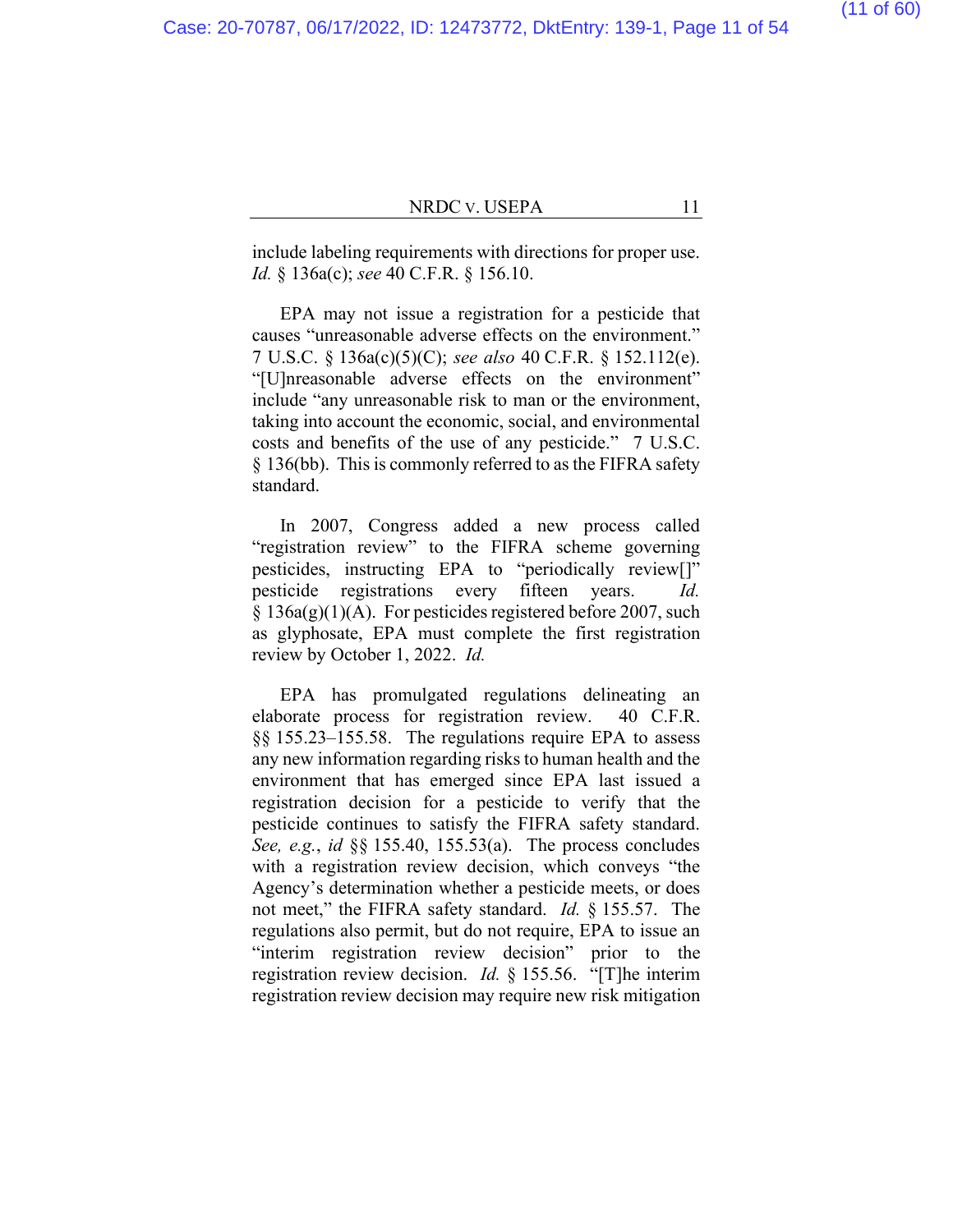include labeling requirements with directions for proper use. *Id.* § 136a(c); *see* 40 C.F.R. § 156.10.

EPA may not issue a registration for a pesticide that causes "unreasonable adverse effects on the environment." 7 U.S.C. § 136a(c)(5)(C); *see also* 40 C.F.R. § 152.112(e). "[U]nreasonable adverse effects on the environment" include "any unreasonable risk to man or the environment, taking into account the economic, social, and environmental costs and benefits of the use of any pesticide." 7 U.S.C. § 136(bb). This is commonly referred to as the FIFRA safety standard.

In 2007, Congress added a new process called "registration review" to the FIFRA scheme governing pesticides, instructing EPA to "periodically review[]" pesticide registrations every fifteen years. *Id.* § 136a(g)(1)(A). For pesticides registered before 2007, such as glyphosate, EPA must complete the first registration review by October 1, 2022. *Id.*

EPA has promulgated regulations delineating an elaborate process for registration review. 40 C.F.R. §§ 155.23–155.58. The regulations require EPA to assess any new information regarding risks to human health and the environment that has emerged since EPA last issued a registration decision for a pesticide to verify that the pesticide continues to satisfy the FIFRA safety standard. *See, e.g.*, *id* §§ 155.40, 155.53(a). The process concludes with a registration review decision, which conveys "the Agency's determination whether a pesticide meets, or does not meet," the FIFRA safety standard. *Id.* § 155.57. The regulations also permit, but do not require, EPA to issue an "interim registration review decision" prior to the registration review decision. *Id.* § 155.56. "[T]he interim registration review decision may require new risk mitigation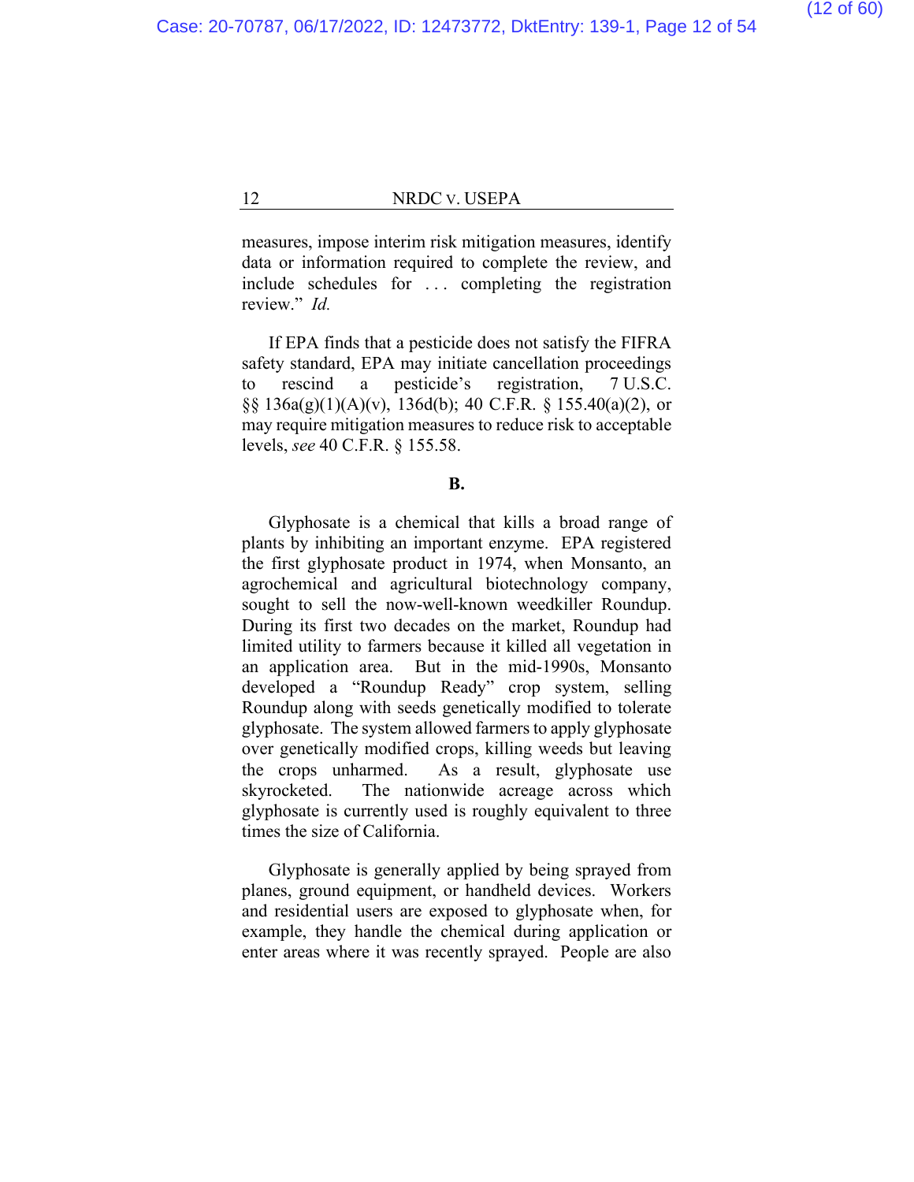measures, impose interim risk mitigation measures, identify data or information required to complete the review, and include schedules for . . . completing the registration review." *Id.*

If EPA finds that a pesticide does not satisfy the FIFRA safety standard, EPA may initiate cancellation proceedings to rescind a pesticide's registration, 7 U.S.C. §§ 136a(g)(1)(A)(v), 136d(b); 40 C.F.R. § 155.40(a)(2), or may require mitigation measures to reduce risk to acceptable levels, *see* 40 C.F.R. § 155.58.

**B.**

Glyphosate is a chemical that kills a broad range of plants by inhibiting an important enzyme. EPA registered the first glyphosate product in 1974, when Monsanto, an agrochemical and agricultural biotechnology company, sought to sell the now-well-known weedkiller Roundup. During its first two decades on the market, Roundup had limited utility to farmers because it killed all vegetation in an application area. But in the mid-1990s, Monsanto developed a "Roundup Ready" crop system, selling Roundup along with seeds genetically modified to tolerate glyphosate. The system allowed farmers to apply glyphosate over genetically modified crops, killing weeds but leaving the crops unharmed. As a result, glyphosate use skyrocketed. The nationwide acreage across which glyphosate is currently used is roughly equivalent to three times the size of California.

Glyphosate is generally applied by being sprayed from planes, ground equipment, or handheld devices. Workers and residential users are exposed to glyphosate when, for example, they handle the chemical during application or enter areas where it was recently sprayed. People are also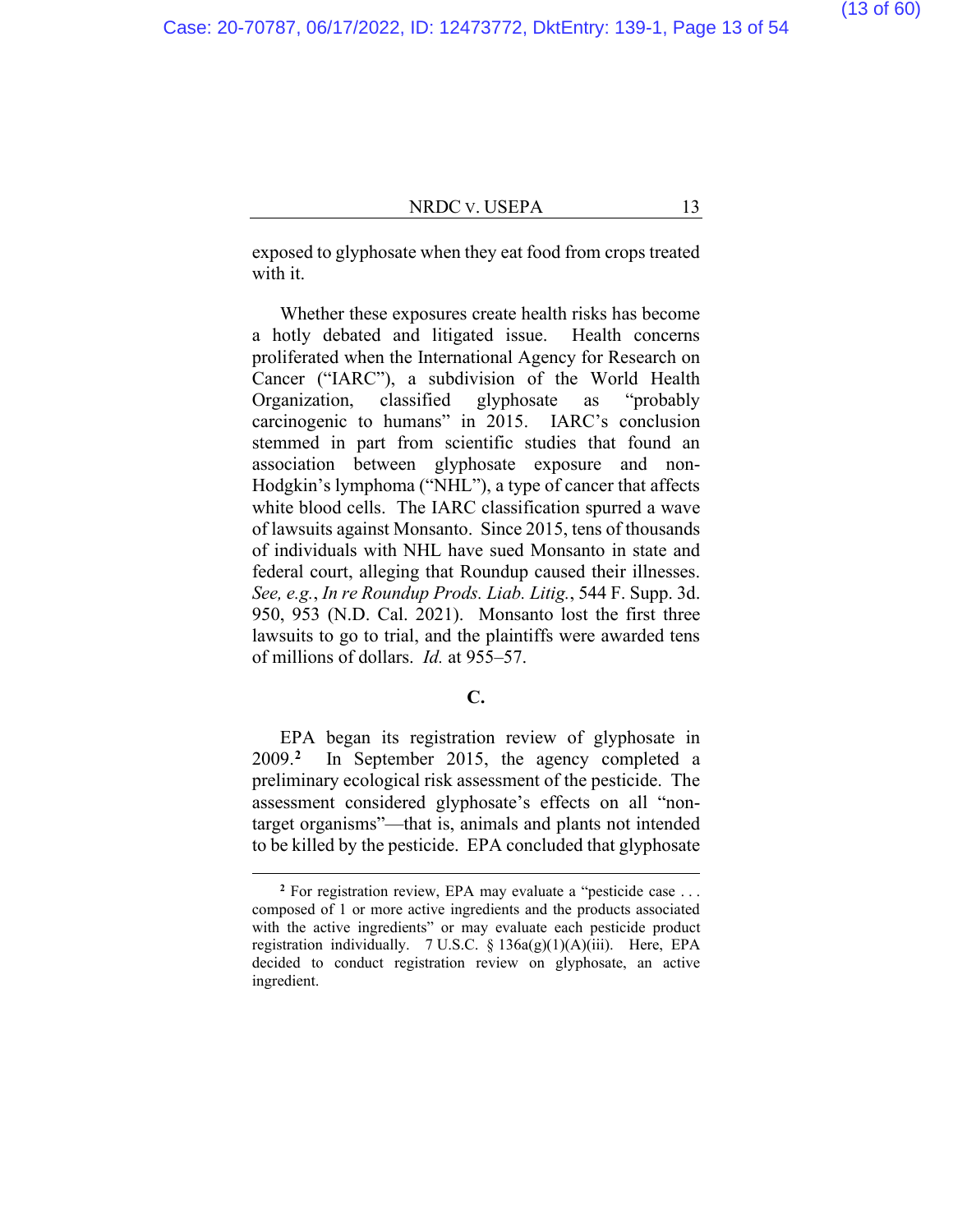exposed to glyphosate when they eat food from crops treated with it.

Whether these exposures create health risks has become a hotly debated and litigated issue. Health concerns proliferated when the International Agency for Research on Cancer ("IARC"), a subdivision of the World Health Organization, classified glyphosate as "probably carcinogenic to humans" in 2015. IARC's conclusion stemmed in part from scientific studies that found an association between glyphosate exposure and non-Hodgkin's lymphoma ("NHL"), a type of cancer that affects white blood cells. The IARC classification spurred a wave of lawsuits against Monsanto. Since 2015, tens of thousands of individuals with NHL have sued Monsanto in state and federal court, alleging that Roundup caused their illnesses. *See, e.g.*, *In re Roundup Prods. Liab. Litig.*, 544 F. Supp. 3d. 950, 953 (N.D. Cal. 2021). Monsanto lost the first three lawsuits to go to trial, and the plaintiffs were awarded tens of millions of dollars. *Id.* at 955–57.

**C.**

EPA began its registration review of glyphosate in 2009.[2] In September 2015, the agency completed a preliminary ecological risk assessment of the pesticide. The assessment considered glyphosate's effects on all "non-target organisms"—that is, animals and plants not intended to be killed by the pesticide. EPA concluded that glyphosate

[2] For registration review, EPA may evaluate a "pesticide case . . . composed of 1 or more active ingredients and the products associated with the active ingredients" or may evaluate each pesticide product registration individually. 7 U.S.C. § 136a(g)(1)(A)(iii). Here, EPA decided to conduct registration review on glyphosate, an active ingredient.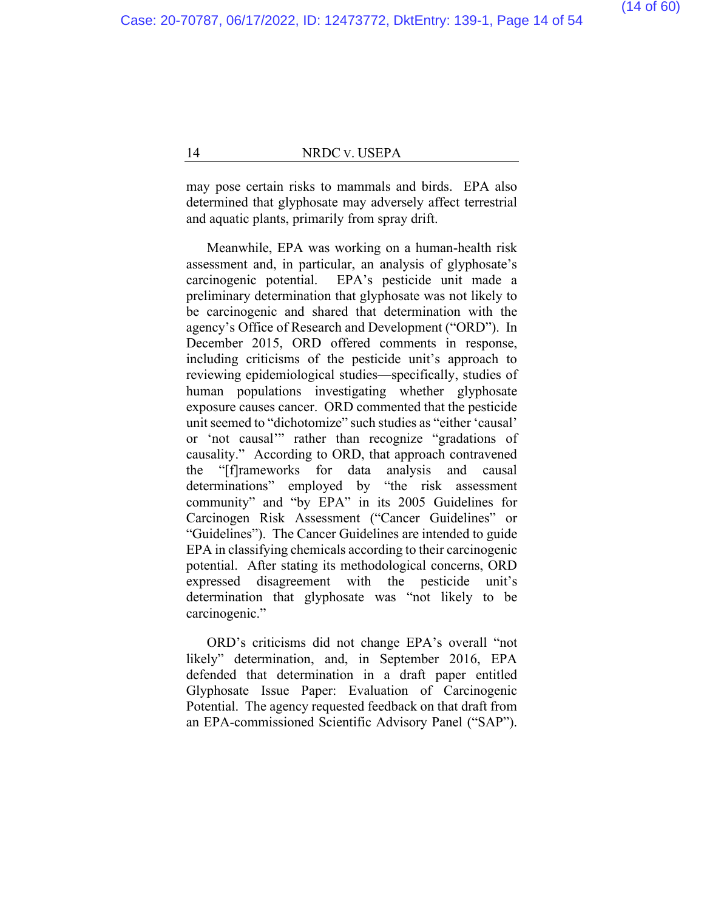may pose certain risks to mammals and birds. EPA also determined that glyphosate may adversely affect terrestrial and aquatic plants, primarily from spray drift.

Meanwhile, EPA was working on a human-health risk assessment and, in particular, an analysis of glyphosate's carcinogenic potential. EPA's pesticide unit made a preliminary determination that glyphosate was not likely to be carcinogenic and shared that determination with the agency's Office of Research and Development ("ORD"). In December 2015, ORD offered comments in response, including criticisms of the pesticide unit's approach to reviewing epidemiological studies—specifically, studies of human populations investigating whether glyphosate exposure causes cancer. ORD commented that the pesticide unit seemed to "dichotomize" such studies as "either 'causal' or 'not causal'" rather than recognize "gradations of causality." According to ORD, that approach contravened the "[f]rameworks for data analysis and causal determinations" employed by "the risk assessment community" and "by EPA" in its 2005 Guidelines for Carcinogen Risk Assessment ("Cancer Guidelines" or "Guidelines"). The Cancer Guidelines are intended to guide EPA in classifying chemicals according to their carcinogenic potential. After stating its methodological concerns, ORD expressed disagreement with the pesticide unit's determination that glyphosate was "not likely to be carcinogenic."

ORD's criticisms did not change EPA's overall "not likely" determination, and, in September 2016, EPA defended that determination in a draft paper entitled Glyphosate Issue Paper: Evaluation of Carcinogenic Potential. The agency requested feedback on that draft from an EPA-commissioned Scientific Advisory Panel ("SAP").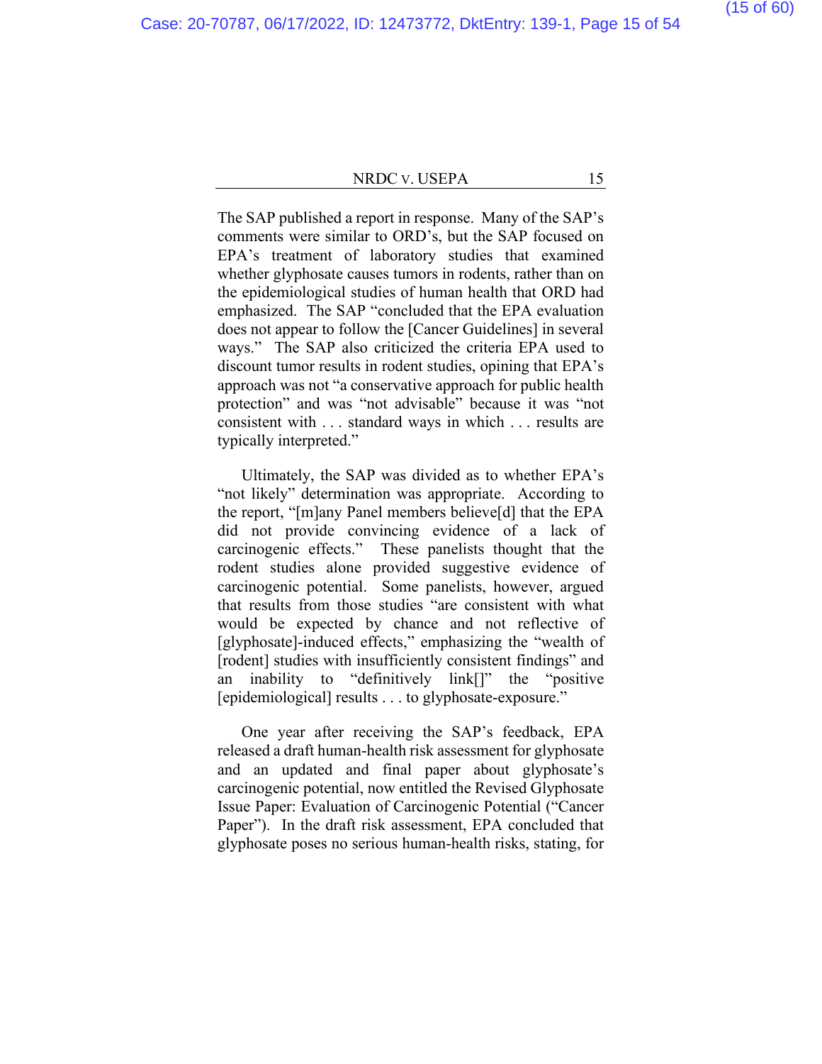The SAP published a report in response. Many of the SAP's comments were similar to ORD's, but the SAP focused on EPA's treatment of laboratory studies that examined whether glyphosate causes tumors in rodents, rather than on the epidemiological studies of human health that ORD had emphasized. The SAP "concluded that the EPA evaluation does not appear to follow the [Cancer Guidelines] in several ways." The SAP also criticized the criteria EPA used to discount tumor results in rodent studies, opining that EPA's approach was not "a conservative approach for public health protection" and was "not advisable" because it was "not consistent with . . . standard ways in which . . . results are typically interpreted."

Ultimately, the SAP was divided as to whether EPA's "not likely" determination was appropriate. According to the report, "[m]any Panel members believe[d] that the EPA did not provide convincing evidence of a lack of carcinogenic effects." These panelists thought that the rodent studies alone provided suggestive evidence of carcinogenic potential. Some panelists, however, argued that results from those studies "are consistent with what would be expected by chance and not reflective of [glyphosate]-induced effects," emphasizing the "wealth of [rodent] studies with insufficiently consistent findings" and an inability to "definitively link[]" the "positive [epidemiological] results . . . to glyphosate-exposure."

One year after receiving the SAP's feedback, EPA released a draft human-health risk assessment for glyphosate and an updated and final paper about glyphosate's carcinogenic potential, now entitled the Revised Glyphosate Issue Paper: Evaluation of Carcinogenic Potential ("Cancer Paper"). In the draft risk assessment, EPA concluded that glyphosate poses no serious human-health risks, stating, for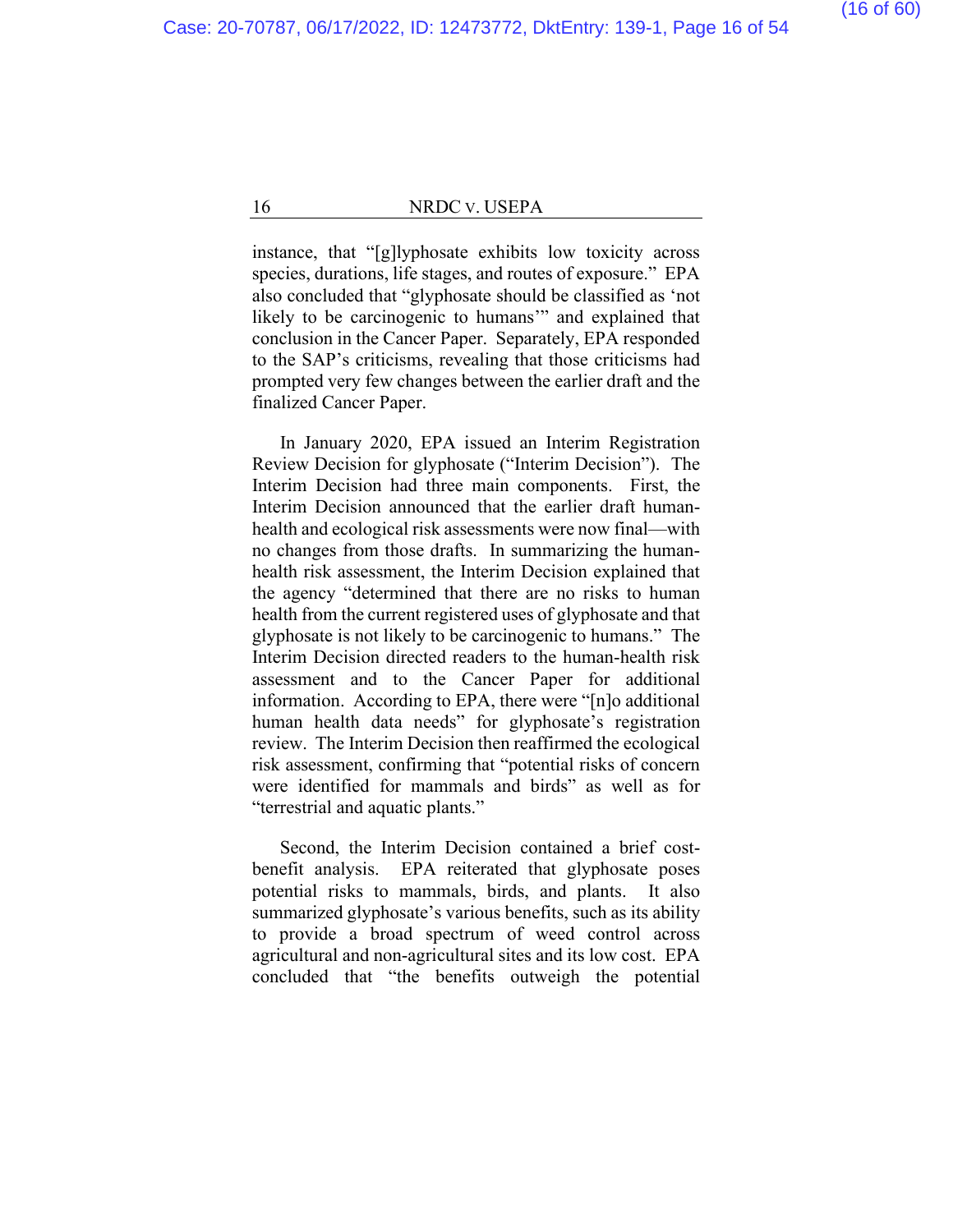instance, that "[g]lyphosate exhibits low toxicity across species, durations, life stages, and routes of exposure." EPA also concluded that "glyphosate should be classified as 'not likely to be carcinogenic to humans'" and explained that conclusion in the Cancer Paper. Separately, EPA responded to the SAP's criticisms, revealing that those criticisms had prompted very few changes between the earlier draft and the finalized Cancer Paper.

In January 2020, EPA issued an Interim Registration Review Decision for glyphosate ("Interim Decision"). The Interim Decision had three main components. First, the Interim Decision announced that the earlier draft human-health and ecological risk assessments were now final—with no changes from those drafts. In summarizing the human-health risk assessment, the Interim Decision explained that the agency "determined that there are no risks to human health from the current registered uses of glyphosate and that glyphosate is not likely to be carcinogenic to humans." The Interim Decision directed readers to the human-health risk assessment and to the Cancer Paper for additional information. According to EPA, there were "[n]o additional human health data needs" for glyphosate's registration review. The Interim Decision then reaffirmed the ecological risk assessment, confirming that "potential risks of concern were identified for mammals and birds" as well as for "terrestrial and aquatic plants."

Second, the Interim Decision contained a brief cost-benefit analysis. EPA reiterated that glyphosate poses potential risks to mammals, birds, and plants. It also summarized glyphosate's various benefits, such as its ability to provide a broad spectrum of weed control across agricultural and non-agricultural sites and its low cost. EPA concluded that "the benefits outweigh the potential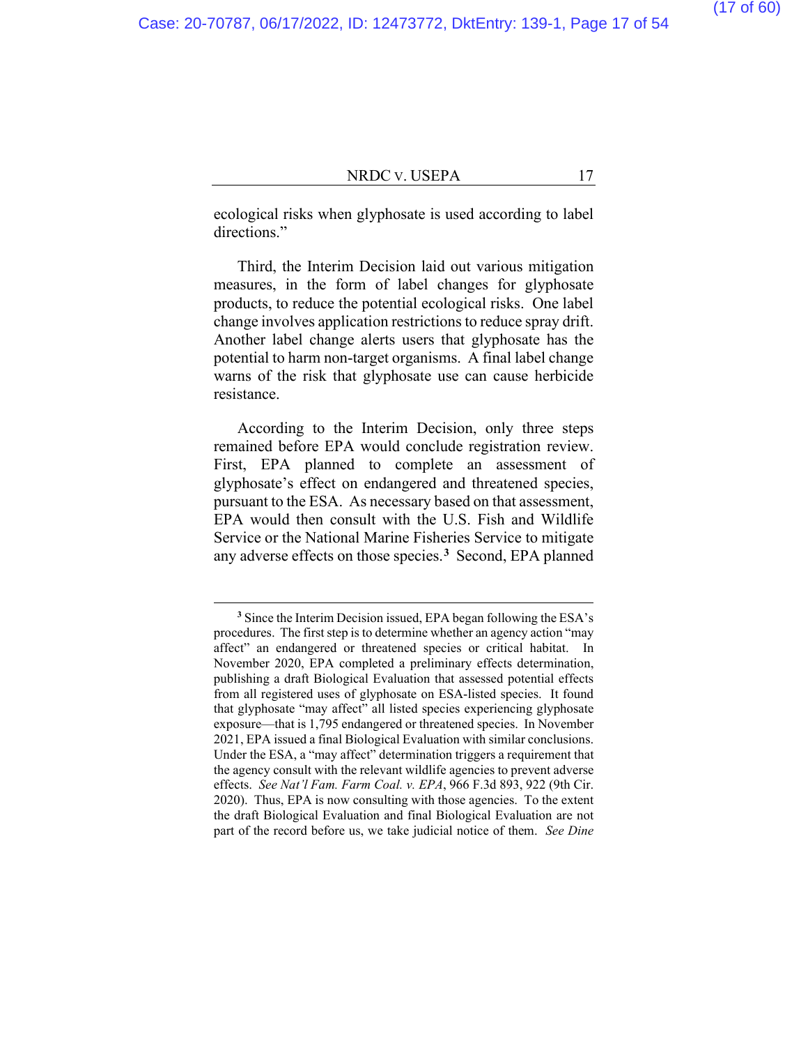ecological risks when glyphosate is used according to label directions."

Third, the Interim Decision laid out various mitigation measures, in the form of label changes for glyphosate products, to reduce the potential ecological risks. One label change involves application restrictions to reduce spray drift. Another label change alerts users that glyphosate has the potential to harm non-target organisms. A final label change warns of the risk that glyphosate use can cause herbicide resistance.

According to the Interim Decision, only three steps remained before EPA would conclude registration review. First, EPA planned to complete an assessment of glyphosate's effect on endangered and threatened species, pursuant to the ESA. As necessary based on that assessment, EPA would then consult with the U.S. Fish and Wildlife Service or the National Marine Fisheries Service to mitigate any adverse effects on those species.[3] Second, EPA planned

---

[3] Since the Interim Decision issued, EPA began following the ESA's procedures. The first step is to determine whether an agency action "may affect" an endangered or threatened species or critical habitat. In November 2020, EPA completed a preliminary effects determination, publishing a draft Biological Evaluation that assessed potential effects from all registered uses of glyphosate on ESA-listed species. It found that glyphosate "may affect" all listed species experiencing glyphosate exposure—that is 1,795 endangered or threatened species. In November 2021, EPA issued a final Biological Evaluation with similar conclusions. Under the ESA, a "may affect" determination triggers a requirement that the agency consult with the relevant wildlife agencies to prevent adverse effects. *See Nat'l Fam. Farm Coal. v. EPA*, 966 F.3d 893, 922 (9th Cir. 2020). Thus, EPA is now consulting with those agencies. To the extent the draft Biological Evaluation and final Biological Evaluation are not part of the record before us, we take judicial notice of them. *See Dine*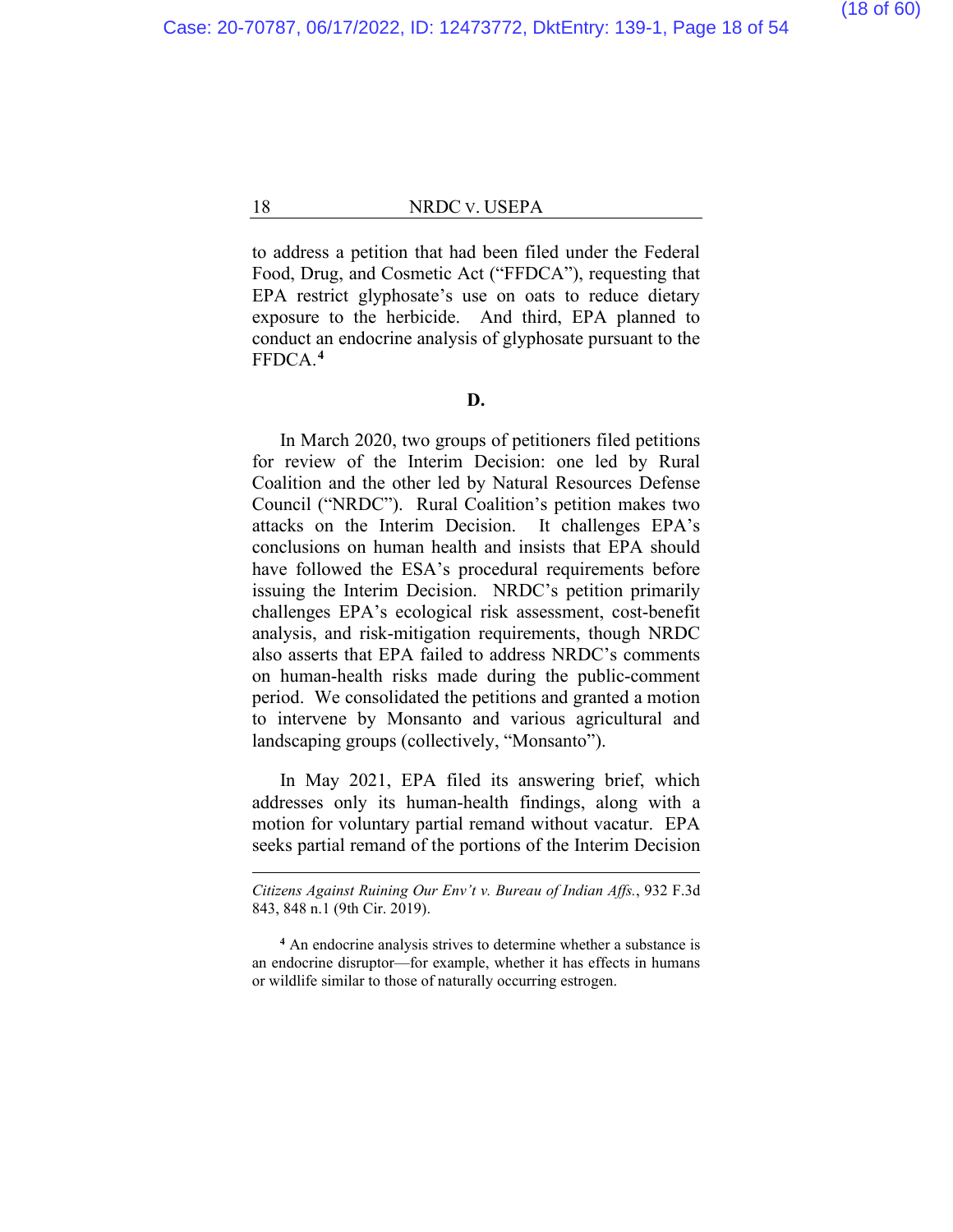to address a petition that had been filed under the Federal Food, Drug, and Cosmetic Act ("FFDCA"), requesting that EPA restrict glyphosate's use on oats to reduce dietary exposure to the herbicide. And third, EPA planned to conduct an endocrine analysis of glyphosate pursuant to the FFDCA.[4]

**D.**

In March 2020, two groups of petitioners filed petitions for review of the Interim Decision: one led by Rural Coalition and the other led by Natural Resources Defense Council ("NRDC"). Rural Coalition's petition makes two attacks on the Interim Decision. It challenges EPA's conclusions on human health and insists that EPA should have followed the ESA's procedural requirements before issuing the Interim Decision. NRDC's petition primarily challenges EPA's ecological risk assessment, cost-benefit analysis, and risk-mitigation requirements, though NRDC also asserts that EPA failed to address NRDC's comments on human-health risks made during the public-comment period. We consolidated the petitions and granted a motion to intervene by Monsanto and various agricultural and landscaping groups (collectively, "Monsanto").

In May 2021, EPA filed its answering brief, which addresses only its human-health findings, along with a motion for voluntary partial remand without vacatur. EPA seeks partial remand of the portions of the Interim Decision

---

*Citizens Against Ruining Our Env't v. Bureau of Indian Affs.*, 932 F.3d 843, 848 n.1 (9th Cir. 2019).

[4] An endocrine analysis strives to determine whether a substance is an endocrine disruptor—for example, whether it has effects in humans or wildlife similar to those of naturally occurring estrogen.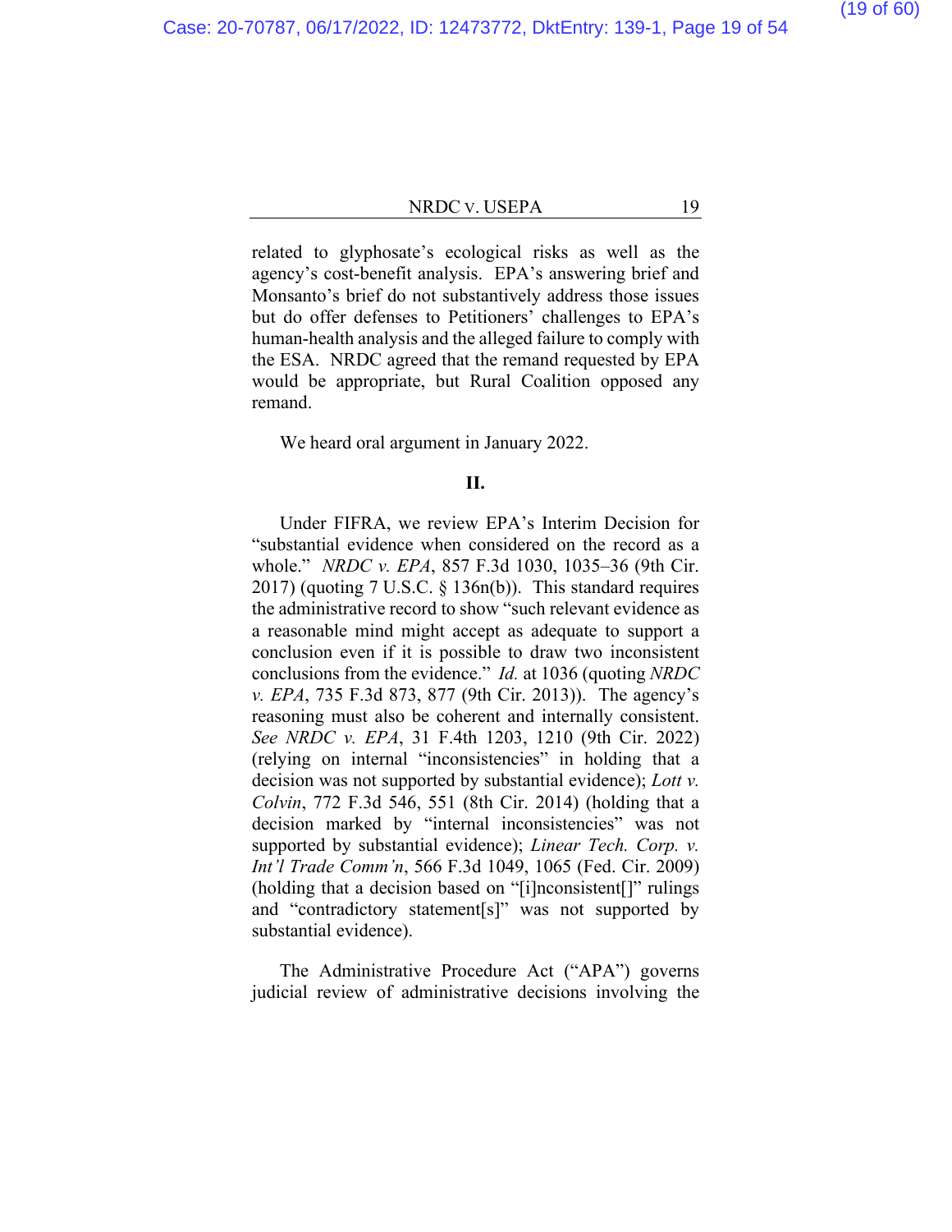related to glyphosate's ecological risks as well as the agency's cost-benefit analysis. EPA's answering brief and Monsanto's brief do not substantively address those issues but do offer defenses to Petitioners' challenges to EPA's human-health analysis and the alleged failure to comply with the ESA. NRDC agreed that the remand requested by EPA would be appropriate, but Rural Coalition opposed any remand.

We heard oral argument in January 2022.

## II.

Under FIFRA, we review EPA's Interim Decision for "substantial evidence when considered on the record as a whole." *NRDC v. EPA*, 857 F.3d 1030, 1035–36 (9th Cir. 2017) (quoting 7 U.S.C. § 136n(b)). This standard requires the administrative record to show "such relevant evidence as a reasonable mind might accept as adequate to support a conclusion even if it is possible to draw two inconsistent conclusions from the evidence." *Id.* at 1036 (quoting *NRDC v. EPA*, 735 F.3d 873, 877 (9th Cir. 2013)). The agency's reasoning must also be coherent and internally consistent. *See NRDC v. EPA*, 31 F.4th 1203, 1210 (9th Cir. 2022) (relying on internal "inconsistencies" in holding that a decision was not supported by substantial evidence); *Lott v. Colvin*, 772 F.3d 546, 551 (8th Cir. 2014) (holding that a decision marked by "internal inconsistencies" was not supported by substantial evidence); *Linear Tech. Corp. v. Int'l Trade Comm'n*, 566 F.3d 1049, 1065 (Fed. Cir. 2009) (holding that a decision based on "[i]nconsistent[]" rulings and "contradictory statement[s]" was not supported by substantial evidence).

The Administrative Procedure Act ("APA") governs judicial review of administrative decisions involving the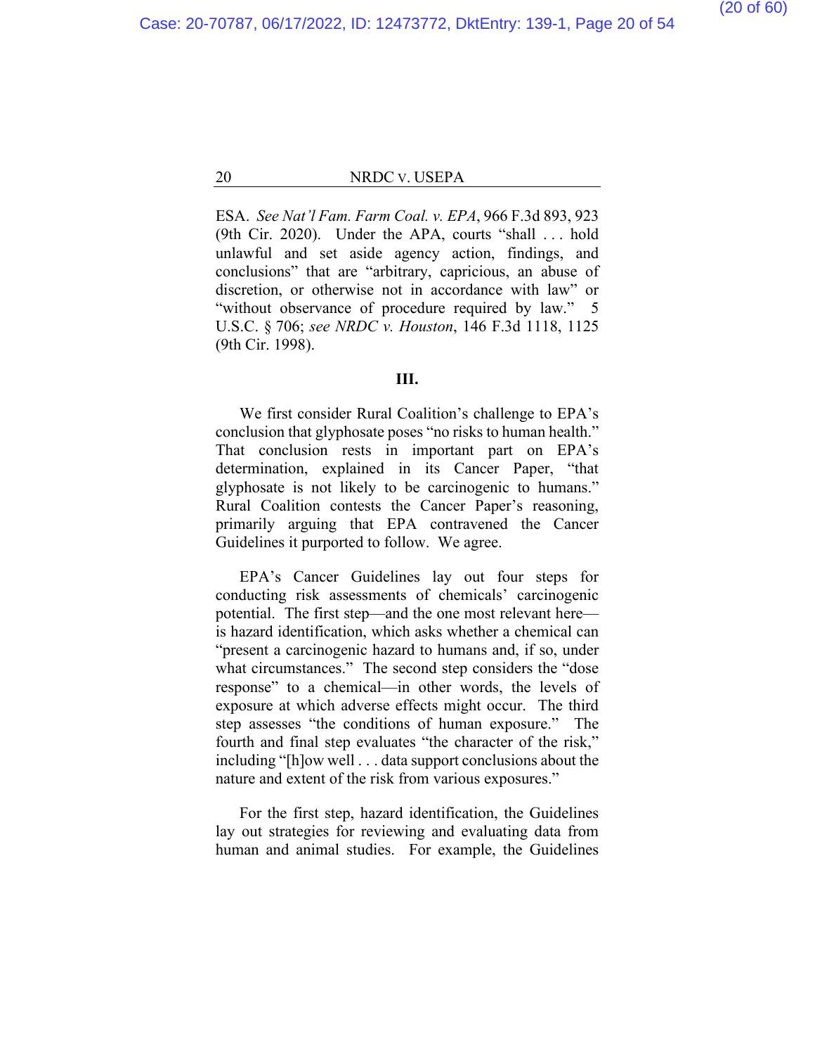ESA. *See Nat'l Fam. Farm Coal. v. EPA*, 966 F.3d 893, 923 (9th Cir. 2020). Under the APA, courts "shall . . . hold unlawful and set aside agency action, findings, and conclusions" that are "arbitrary, capricious, an abuse of discretion, or otherwise not in accordance with law" or "without observance of procedure required by law." 5 U.S.C. § 706; *see NRDC v. Houston*, 146 F.3d 1118, 1125 (9th Cir. 1998).

## III.

We first consider Rural Coalition's challenge to EPA's conclusion that glyphosate poses "no risks to human health." That conclusion rests in important part on EPA's determination, explained in its Cancer Paper, "that glyphosate is not likely to be carcinogenic to humans." Rural Coalition contests the Cancer Paper's reasoning, primarily arguing that EPA contravened the Cancer Guidelines it purported to follow. We agree.

EPA's Cancer Guidelines lay out four steps for conducting risk assessments of chemicals' carcinogenic potential. The first step—and the one most relevant here—is hazard identification, which asks whether a chemical can "present a carcinogenic hazard to humans and, if so, under what circumstances." The second step considers the "dose response" to a chemical—in other words, the levels of exposure at which adverse effects might occur. The third step assesses "the conditions of human exposure." The fourth and final step evaluates "the character of the risk," including "[h]ow well . . . data support conclusions about the nature and extent of the risk from various exposures."

For the first step, hazard identification, the Guidelines lay out strategies for reviewing and evaluating data from human and animal studies. For example, the Guidelines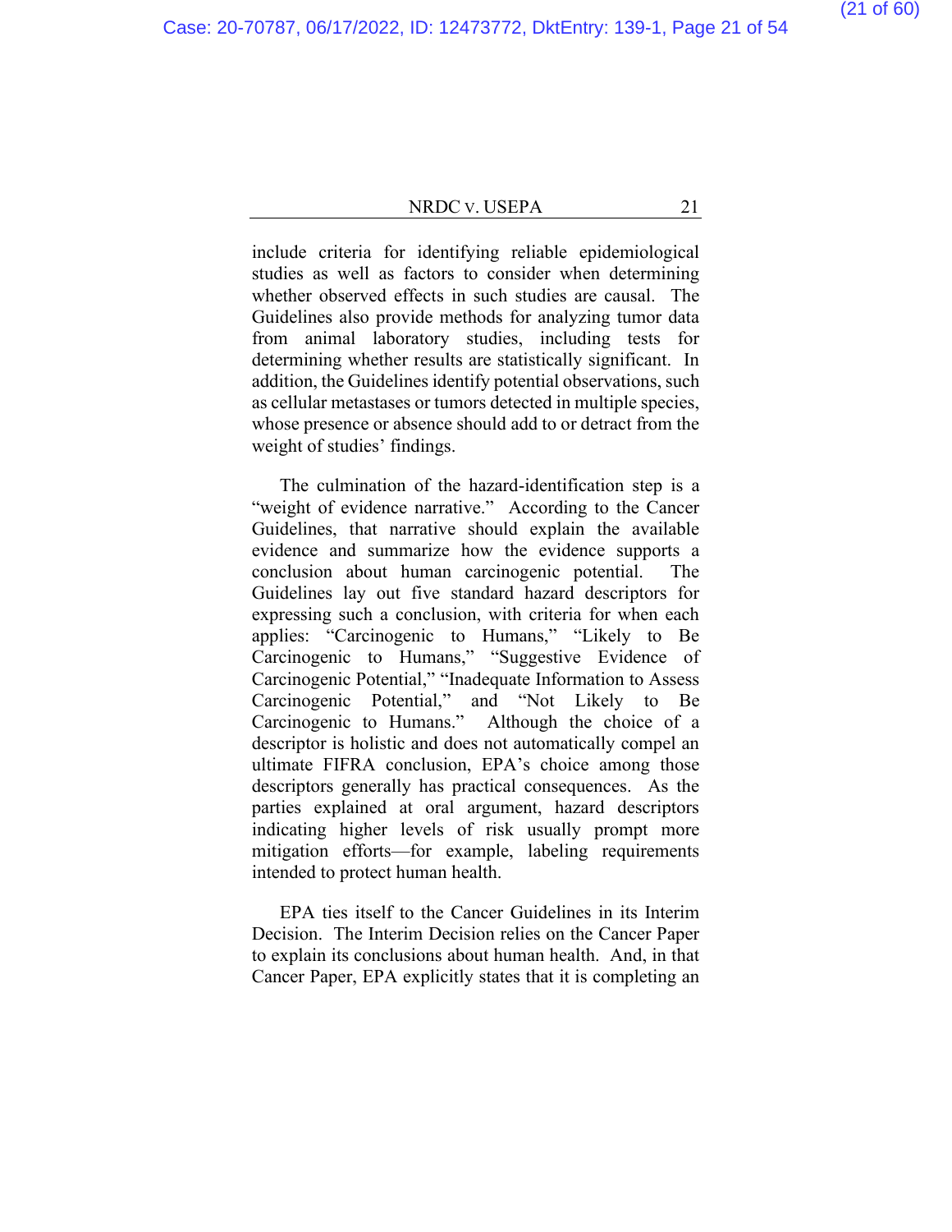include criteria for identifying reliable epidemiological studies as well as factors to consider when determining whether observed effects in such studies are causal. The Guidelines also provide methods for analyzing tumor data from animal laboratory studies, including tests for determining whether results are statistically significant. In addition, the Guidelines identify potential observations, such as cellular metastases or tumors detected in multiple species, whose presence or absence should add to or detract from the weight of studies' findings.

The culmination of the hazard-identification step is a "weight of evidence narrative." According to the Cancer Guidelines, that narrative should explain the available evidence and summarize how the evidence supports a conclusion about human carcinogenic potential. The Guidelines lay out five standard hazard descriptors for expressing such a conclusion, with criteria for when each applies: "Carcinogenic to Humans," "Likely to Be Carcinogenic to Humans," "Suggestive Evidence of Carcinogenic Potential," "Inadequate Information to Assess Carcinogenic Potential," and "Not Likely to Be Carcinogenic to Humans." Although the choice of a descriptor is holistic and does not automatically compel an ultimate FIFRA conclusion, EPA's choice among those descriptors generally has practical consequences. As the parties explained at oral argument, hazard descriptors indicating higher levels of risk usually prompt more mitigation efforts—for example, labeling requirements intended to protect human health.

EPA ties itself to the Cancer Guidelines in its Interim Decision. The Interim Decision relies on the Cancer Paper to explain its conclusions about human health. And, in that Cancer Paper, EPA explicitly states that it is completing an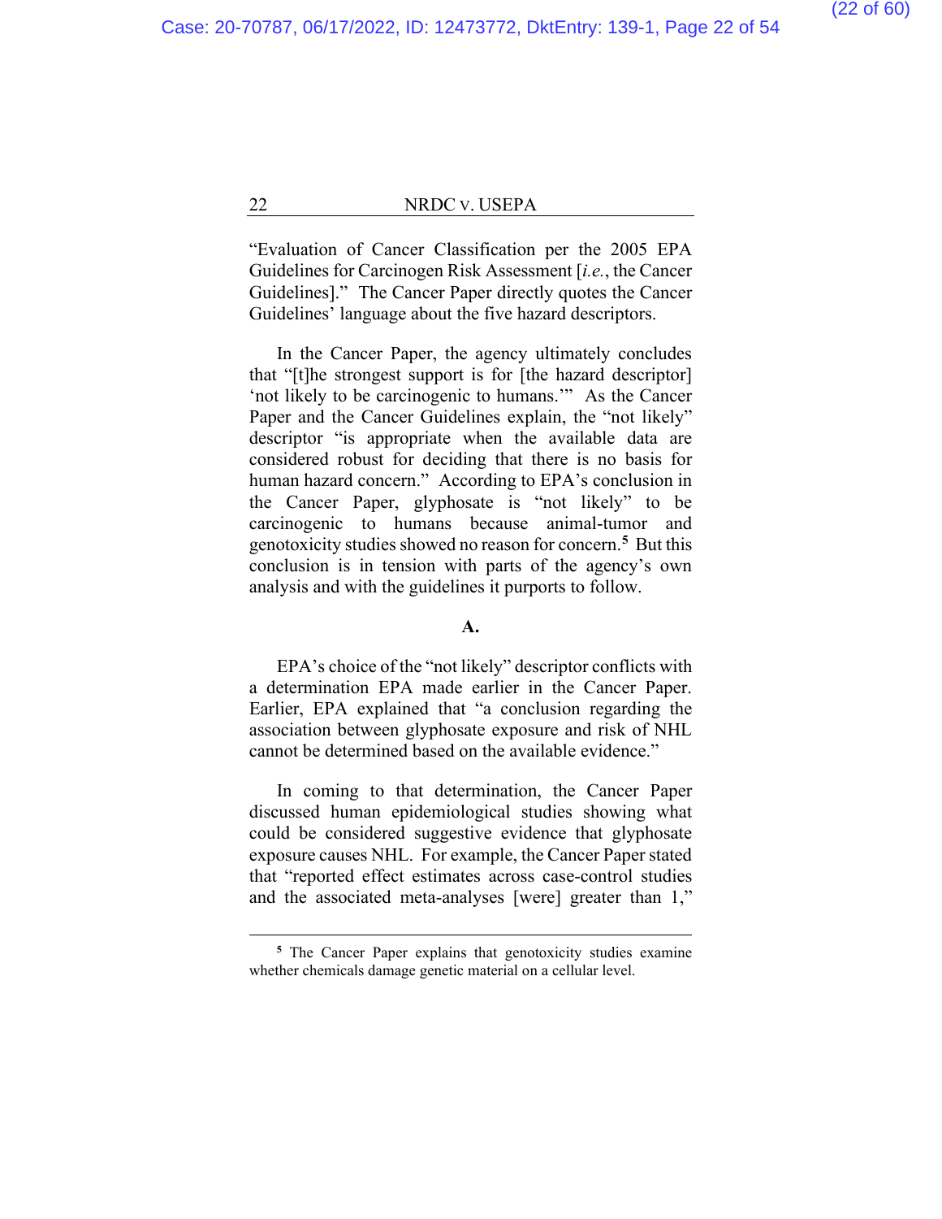"Evaluation of Cancer Classification per the 2005 EPA Guidelines for Carcinogen Risk Assessment [*i.e.*, the Cancer Guidelines]." The Cancer Paper directly quotes the Cancer Guidelines' language about the five hazard descriptors.

In the Cancer Paper, the agency ultimately concludes that "[t]he strongest support is for [the hazard descriptor] 'not likely to be carcinogenic to humans.'" As the Cancer Paper and the Cancer Guidelines explain, the "not likely" descriptor "is appropriate when the available data are considered robust for deciding that there is no basis for human hazard concern." According to EPA's conclusion in the Cancer Paper, glyphosate is "not likely" to be carcinogenic to humans because animal-tumor and genotoxicity studies showed no reason for concern.[5] But this conclusion is in tension with parts of the agency's own analysis and with the guidelines it purports to follow.

**A.**

EPA's choice of the "not likely" descriptor conflicts with a determination EPA made earlier in the Cancer Paper. Earlier, EPA explained that "a conclusion regarding the association between glyphosate exposure and risk of NHL cannot be determined based on the available evidence."

In coming to that determination, the Cancer Paper discussed human epidemiological studies showing what could be considered suggestive evidence that glyphosate exposure causes NHL. For example, the Cancer Paper stated that "reported effect estimates across case-control studies and the associated meta-analyses [were] greater than 1,"

---

[5] The Cancer Paper explains that genotoxicity studies examine whether chemicals damage genetic material on a cellular level.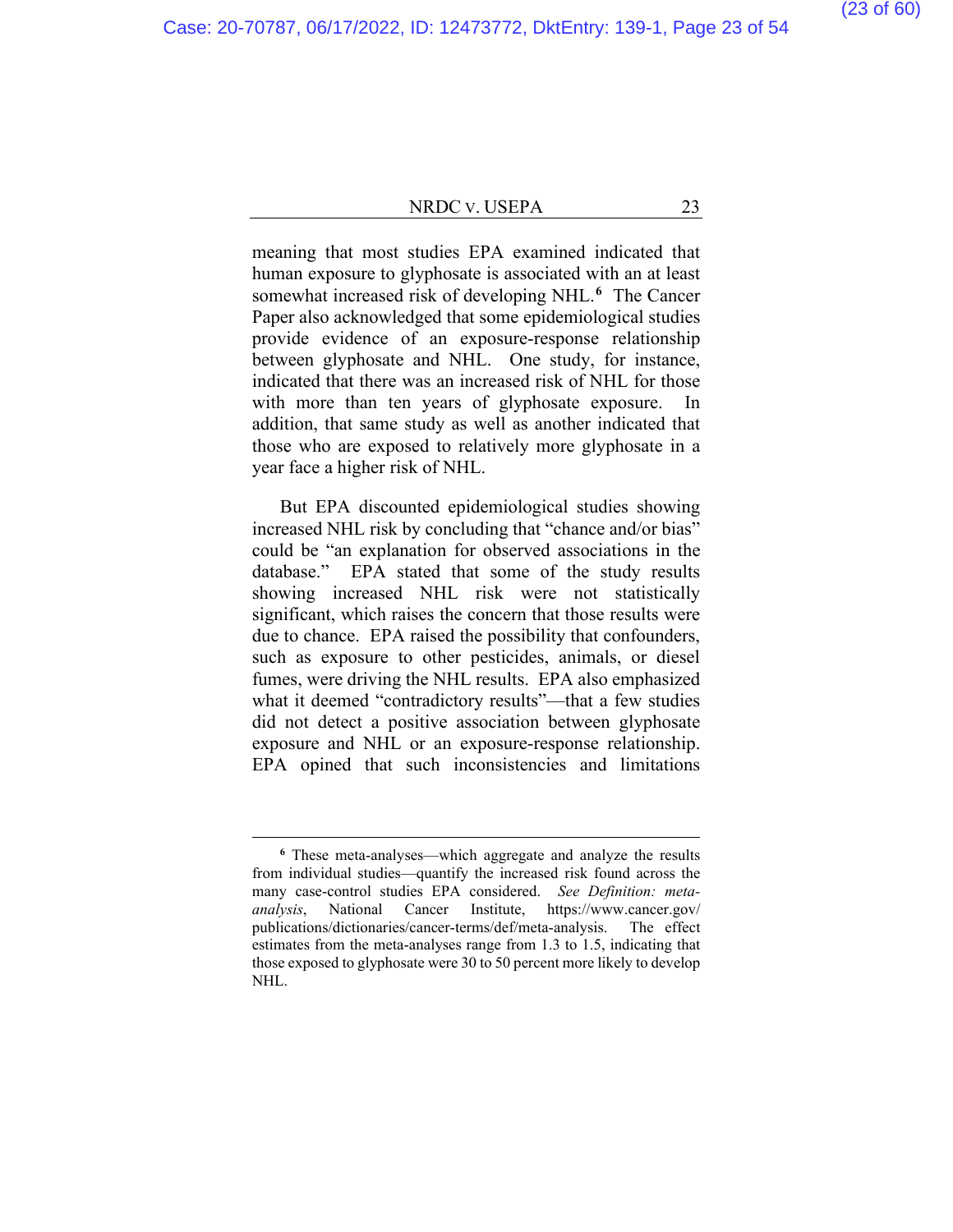meaning that most studies EPA examined indicated that human exposure to glyphosate is associated with an at least somewhat increased risk of developing NHL.[6] The Cancer Paper also acknowledged that some epidemiological studies provide evidence of an exposure-response relationship between glyphosate and NHL. One study, for instance, indicated that there was an increased risk of NHL for those with more than ten years of glyphosate exposure. In addition, that same study as well as another indicated that those who are exposed to relatively more glyphosate in a year face a higher risk of NHL.

But EPA discounted epidemiological studies showing increased NHL risk by concluding that "chance and/or bias" could be "an explanation for observed associations in the database." EPA stated that some of the study results showing increased NHL risk were not statistically significant, which raises the concern that those results were due to chance. EPA raised the possibility that confounders, such as exposure to other pesticides, animals, or diesel fumes, were driving the NHL results. EPA also emphasized what it deemed "contradictory results"—that a few studies did not detect a positive association between glyphosate exposure and NHL or an exposure-response relationship. EPA opined that such inconsistencies and limitations

---

[6] These meta-analyses—which aggregate and analyze the results from individual studies—quantify the increased risk found across the many case-control studies EPA considered. *See Definition: meta-analysis*, National Cancer Institute, https://www.cancer.gov/publications/dictionaries/cancer-terms/def/meta-analysis. The effect estimates from the meta-analyses range from 1.3 to 1.5, indicating that those exposed to glyphosate were 30 to 50 percent more likely to develop NHL.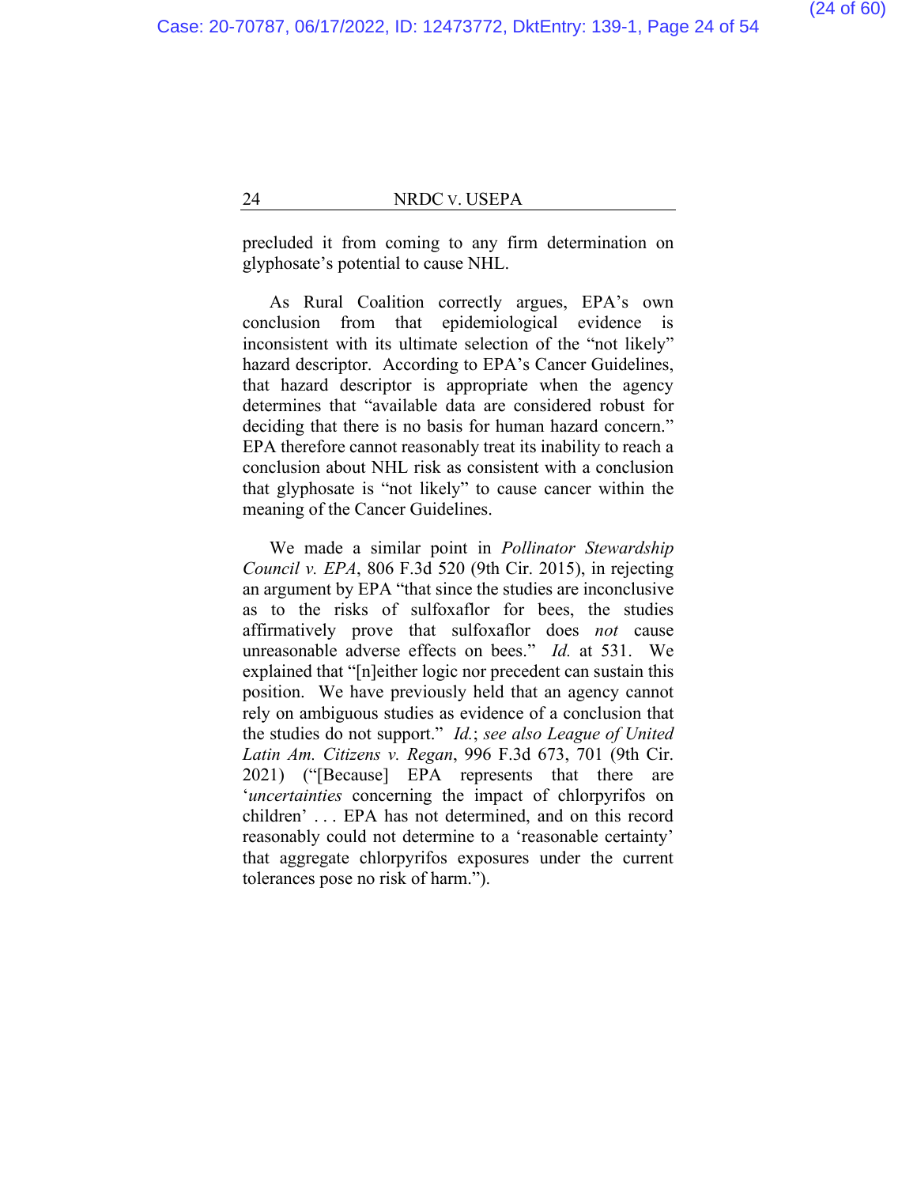precluded it from coming to any firm determination on glyphosate's potential to cause NHL.

As Rural Coalition correctly argues, EPA's own conclusion from that epidemiological evidence is inconsistent with its ultimate selection of the "not likely" hazard descriptor. According to EPA's Cancer Guidelines, that hazard descriptor is appropriate when the agency determines that "available data are considered robust for deciding that there is no basis for human hazard concern." EPA therefore cannot reasonably treat its inability to reach a conclusion about NHL risk as consistent with a conclusion that glyphosate is "not likely" to cause cancer within the meaning of the Cancer Guidelines.

We made a similar point in *Pollinator Stewardship Council v. EPA*, 806 F.3d 520 (9th Cir. 2015), in rejecting an argument by EPA "that since the studies are inconclusive as to the risks of sulfoxaflor for bees, the studies affirmatively prove that sulfoxaflor does *not* cause unreasonable adverse effects on bees." *Id.* at 531. We explained that "[n]either logic nor precedent can sustain this position. We have previously held that an agency cannot rely on ambiguous studies as evidence of a conclusion that the studies do not support." *Id.*; *see also League of United Latin Am. Citizens v. Regan*, 996 F.3d 673, 701 (9th Cir. 2021) ("[Because] EPA represents that there are '*uncertainties* concerning the impact of chlorpyrifos on children' . . . EPA has not determined, and on this record reasonably could not determine to a 'reasonable certainty' that aggregate chlorpyrifos exposures under the current tolerances pose no risk of harm.").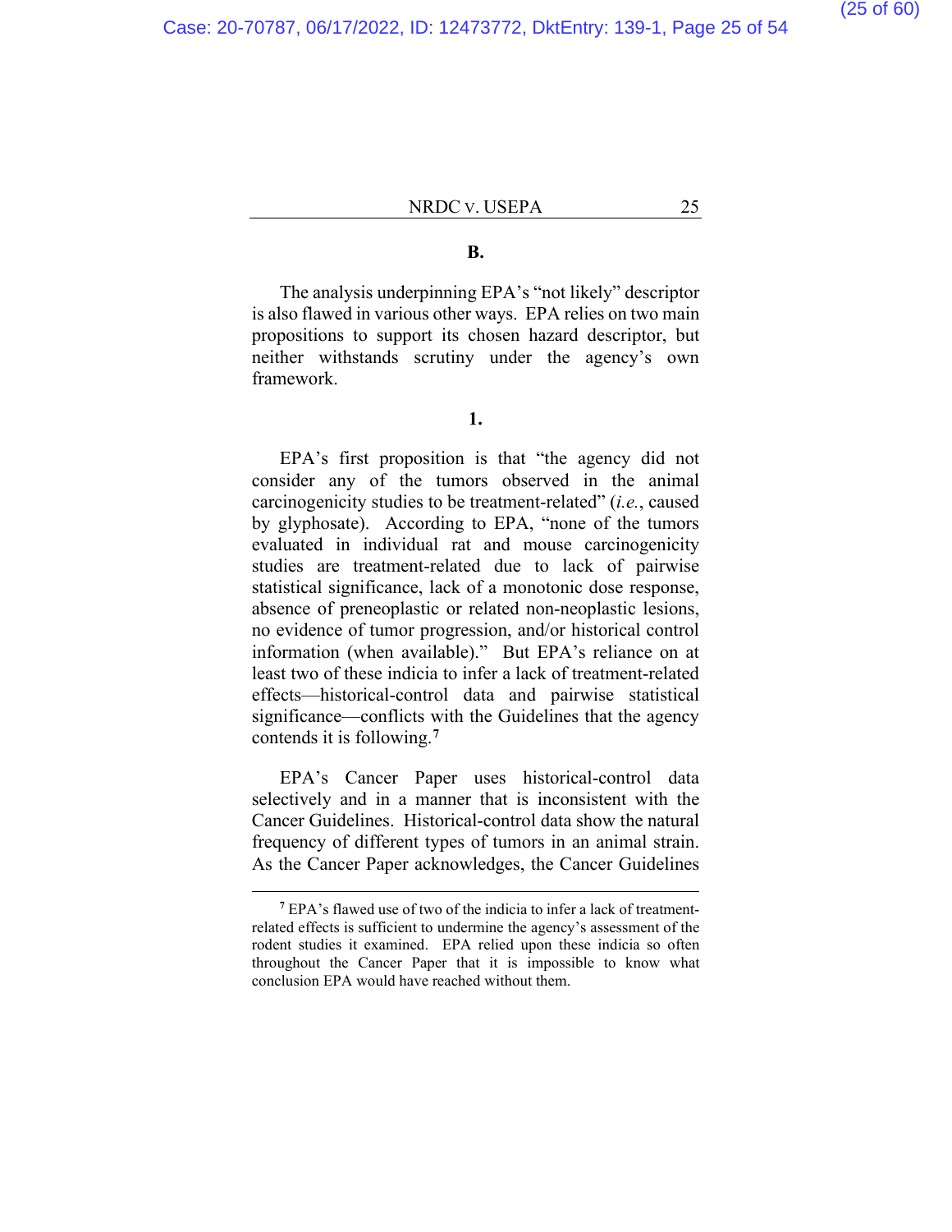**B.**

The analysis underpinning EPA's "not likely" descriptor is also flawed in various other ways. EPA relies on two main propositions to support its chosen hazard descriptor, but neither withstands scrutiny under the agency's own framework.

**1.**

EPA's first proposition is that "the agency did not consider any of the tumors observed in the animal carcinogenicity studies to be treatment-related" (*i.e.*, caused by glyphosate). According to EPA, "none of the tumors evaluated in individual rat and mouse carcinogenicity studies are treatment-related due to lack of pairwise statistical significance, lack of a monotonic dose response, absence of preneoplastic or related non-neoplastic lesions, no evidence of tumor progression, and/or historical control information (when available)." But EPA's reliance on at least two of these indicia to infer a lack of treatment-related effects—historical-control data and pairwise statistical significance—conflicts with the Guidelines that the agency contends it is following.[7]

EPA's Cancer Paper uses historical-control data selectively and in a manner that is inconsistent with the Cancer Guidelines. Historical-control data show the natural frequency of different types of tumors in an animal strain. As the Cancer Paper acknowledges, the Cancer Guidelines

---

[7] EPA's flawed use of two of the indicia to infer a lack of treatment-related effects is sufficient to undermine the agency's assessment of the rodent studies it examined. EPA relied upon these indicia so often throughout the Cancer Paper that it is impossible to know what conclusion EPA would have reached without them.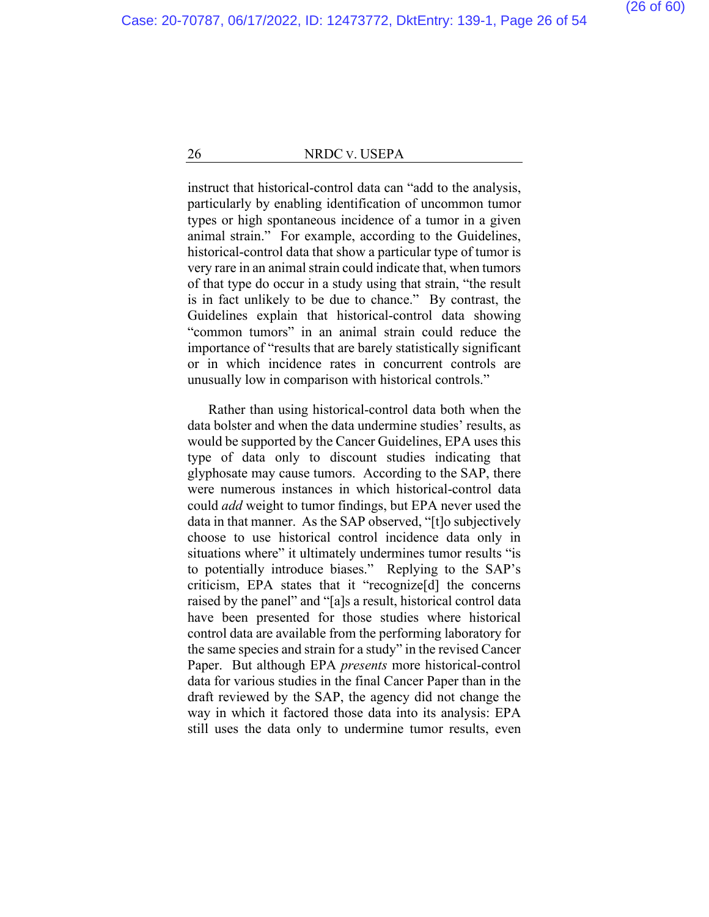instruct that historical-control data can "add to the analysis, particularly by enabling identification of uncommon tumor types or high spontaneous incidence of a tumor in a given animal strain." For example, according to the Guidelines, historical-control data that show a particular type of tumor is very rare in an animal strain could indicate that, when tumors of that type do occur in a study using that strain, "the result is in fact unlikely to be due to chance." By contrast, the Guidelines explain that historical-control data showing "common tumors" in an animal strain could reduce the importance of "results that are barely statistically significant or in which incidence rates in concurrent controls are unusually low in comparison with historical controls."

Rather than using historical-control data both when the data bolster and when the data undermine studies' results, as would be supported by the Cancer Guidelines, EPA uses this type of data only to discount studies indicating that glyphosate may cause tumors. According to the SAP, there were numerous instances in which historical-control data could *add* weight to tumor findings, but EPA never used the data in that manner. As the SAP observed, "[t]o subjectively choose to use historical control incidence data only in situations where" it ultimately undermines tumor results "is to potentially introduce biases." Replying to the SAP's criticism, EPA states that it "recognize[d] the concerns raised by the panel" and "[a]s a result, historical control data have been presented for those studies where historical control data are available from the performing laboratory for the same species and strain for a study" in the revised Cancer Paper. But although EPA *presents* more historical-control data for various studies in the final Cancer Paper than in the draft reviewed by the SAP, the agency did not change the way in which it factored those data into its analysis: EPA still uses the data only to undermine tumor results, even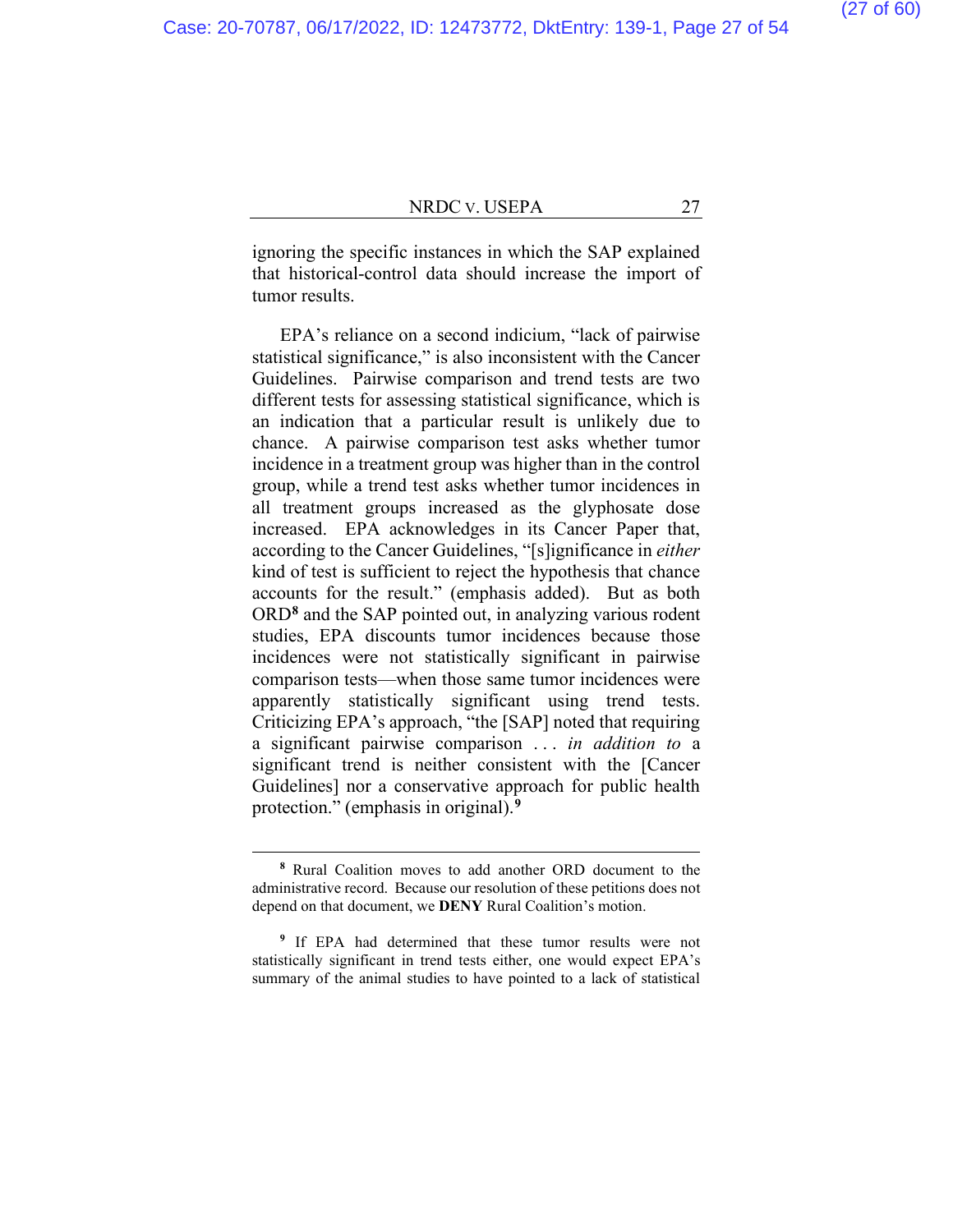ignoring the specific instances in which the SAP explained that historical-control data should increase the import of tumor results.

EPA's reliance on a second indicium, "lack of pairwise statistical significance," is also inconsistent with the Cancer Guidelines. Pairwise comparison and trend tests are two different tests for assessing statistical significance, which is an indication that a particular result is unlikely due to chance. A pairwise comparison test asks whether tumor incidence in a treatment group was higher than in the control group, while a trend test asks whether tumor incidences in all treatment groups increased as the glyphosate dose increased. EPA acknowledges in its Cancer Paper that, according to the Cancer Guidelines, "[s]ignificance in *either* kind of test is sufficient to reject the hypothesis that chance accounts for the result." (emphasis added). But as both ORD[8] and the SAP pointed out, in analyzing various rodent studies, EPA discounts tumor incidences because those incidences were not statistically significant in pairwise comparison tests—when those same tumor incidences were apparently statistically significant using trend tests. Criticizing EPA's approach, "the [SAP] noted that requiring a significant pairwise comparison . . . *in addition to* a significant trend is neither consistent with the [Cancer Guidelines] nor a conservative approach for public health protection." (emphasis in original).[9]

---

[8] Rural Coalition moves to add another ORD document to the administrative record. Because our resolution of these petitions does not depend on that document, we **DENY** Rural Coalition's motion.

[9] If EPA had determined that these tumor results were not statistically significant in trend tests either, one would expect EPA's summary of the animal studies to have pointed to a lack of statistical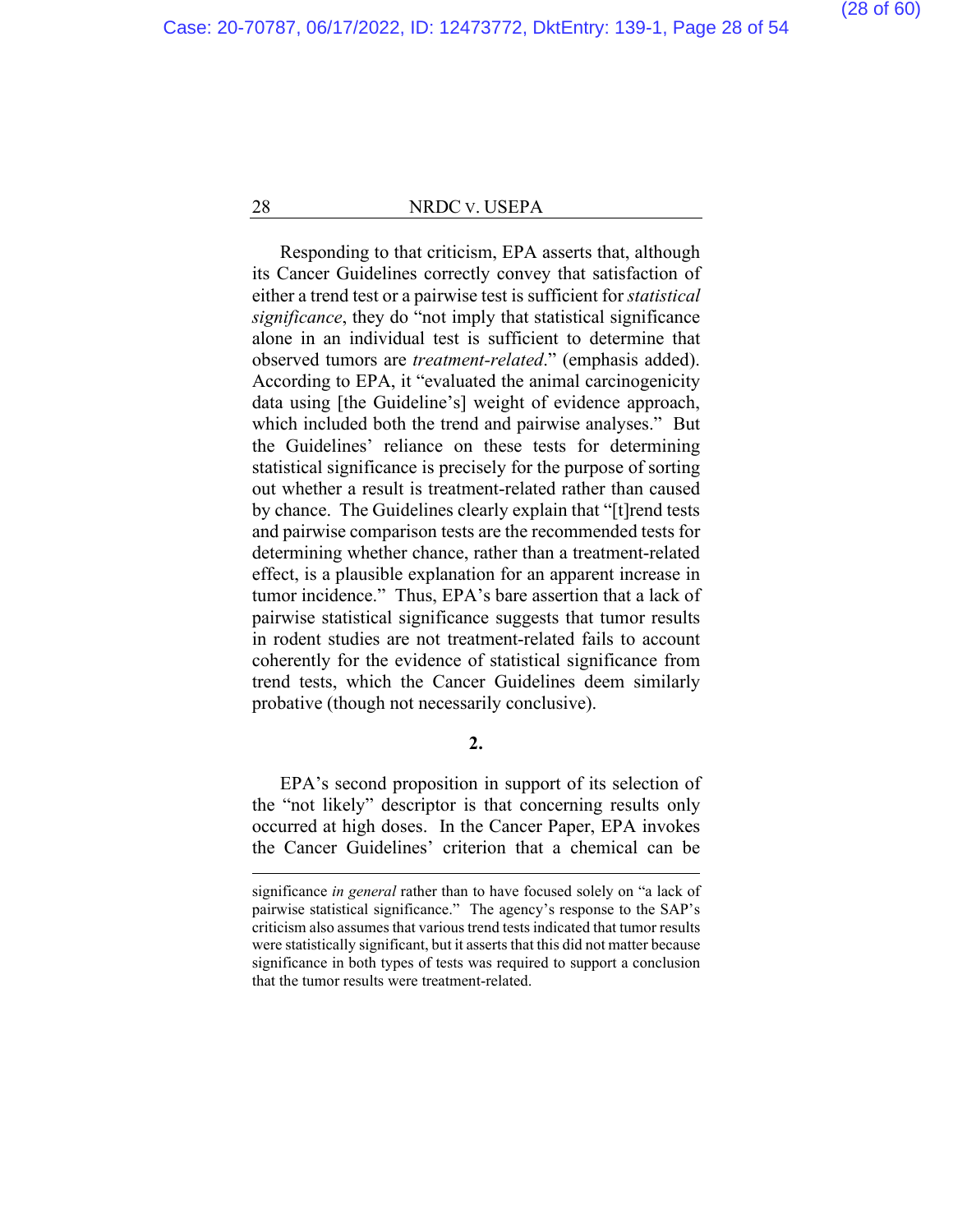Responding to that criticism, EPA asserts that, although its Cancer Guidelines correctly convey that satisfaction of either a trend test or a pairwise test is sufficient for *statistical significance*, they do "not imply that statistical significance alone in an individual test is sufficient to determine that observed tumors are *treatment-related*." (emphasis added). According to EPA, it "evaluated the animal carcinogenicity data using [the Guideline's] weight of evidence approach, which included both the trend and pairwise analyses." But the Guidelines' reliance on these tests for determining statistical significance is precisely for the purpose of sorting out whether a result is treatment-related rather than caused by chance. The Guidelines clearly explain that "[t]rend tests and pairwise comparison tests are the recommended tests for determining whether chance, rather than a treatment-related effect, is a plausible explanation for an apparent increase in tumor incidence." Thus, EPA's bare assertion that a lack of pairwise statistical significance suggests that tumor results in rodent studies are not treatment-related fails to account coherently for the evidence of statistical significance from trend tests, which the Cancer Guidelines deem similarly probative (though not necessarily conclusive).

**2.**

EPA's second proposition in support of its selection of the "not likely" descriptor is that concerning results only occurred at high doses. In the Cancer Paper, EPA invokes the Cancer Guidelines' criterion that a chemical can be

---

significance *in general* rather than to have focused solely on "a lack of pairwise statistical significance." The agency's response to the SAP's criticism also assumes that various trend tests indicated that tumor results were statistically significant, but it asserts that this did not matter because significance in both types of tests was required to support a conclusion that the tumor results were treatment-related.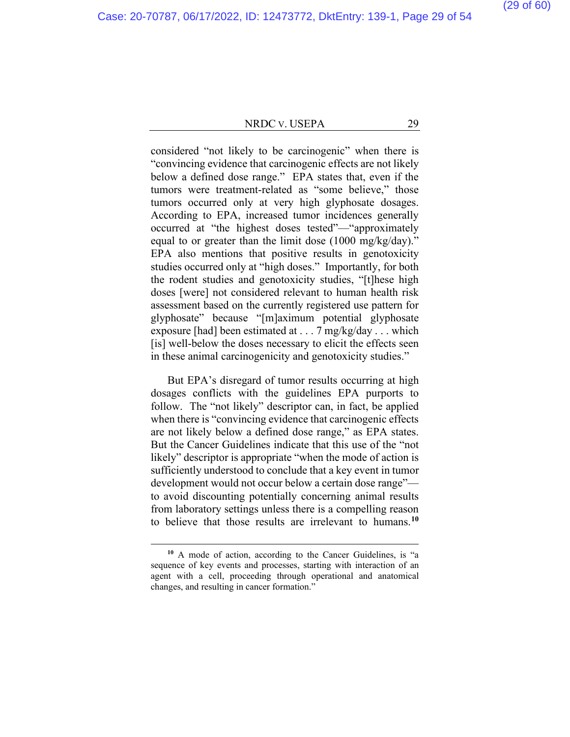considered "not likely to be carcinogenic" when there is "convincing evidence that carcinogenic effects are not likely below a defined dose range." EPA states that, even if the tumors were treatment-related as "some believe," those tumors occurred only at very high glyphosate dosages. According to EPA, increased tumor incidences generally occurred at "the highest doses tested"—"approximately equal to or greater than the limit dose (1000 mg/kg/day)." EPA also mentions that positive results in genotoxicity studies occurred only at "high doses." Importantly, for both the rodent studies and genotoxicity studies, "[t]hese high doses [were] not considered relevant to human health risk assessment based on the currently registered use pattern for glyphosate" because "[m]aximum potential glyphosate exposure [had] been estimated at . . . 7 mg/kg/day . . . which [is] well-below the doses necessary to elicit the effects seen in these animal carcinogenicity and genotoxicity studies."

But EPA's disregard of tumor results occurring at high dosages conflicts with the guidelines EPA purports to follow. The "not likely" descriptor can, in fact, be applied when there is "convincing evidence that carcinogenic effects are not likely below a defined dose range," as EPA states. But the Cancer Guidelines indicate that this use of the "not likely" descriptor is appropriate "when the mode of action is sufficiently understood to conclude that a key event in tumor development would not occur below a certain dose range"—to avoid discounting potentially concerning animal results from laboratory settings unless there is a compelling reason to believe that those results are irrelevant to humans.[10]

[10] A mode of action, according to the Cancer Guidelines, is "a sequence of key events and processes, starting with interaction of an agent with a cell, proceeding through operational and anatomical changes, and resulting in cancer formation."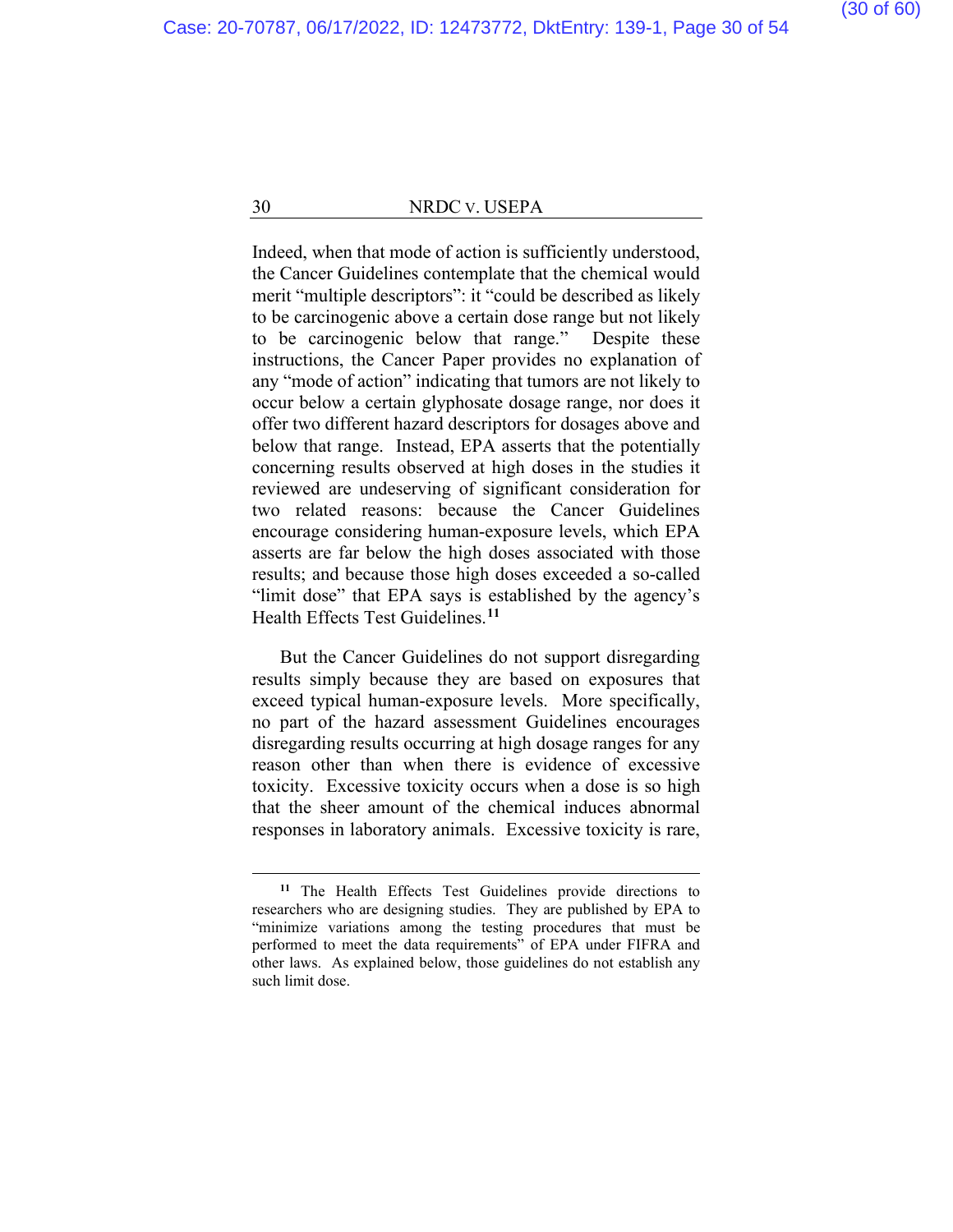Indeed, when that mode of action is sufficiently understood, the Cancer Guidelines contemplate that the chemical would merit "multiple descriptors": it "could be described as likely to be carcinogenic above a certain dose range but not likely to be carcinogenic below that range." Despite these instructions, the Cancer Paper provides no explanation of any "mode of action" indicating that tumors are not likely to occur below a certain glyphosate dosage range, nor does it offer two different hazard descriptors for dosages above and below that range. Instead, EPA asserts that the potentially concerning results observed at high doses in the studies it reviewed are undeserving of significant consideration for two related reasons: because the Cancer Guidelines encourage considering human-exposure levels, which EPA asserts are far below the high doses associated with those results; and because those high doses exceeded a so-called "limit dose" that EPA says is established by the agency's Health Effects Test Guidelines.[11]

But the Cancer Guidelines do not support disregarding results simply because they are based on exposures that exceed typical human-exposure levels. More specifically, no part of the hazard assessment Guidelines encourages disregarding results occurring at high dosage ranges for any reason other than when there is evidence of excessive toxicity. Excessive toxicity occurs when a dose is so high that the sheer amount of the chemical induces abnormal responses in laboratory animals. Excessive toxicity is rare,

---

[11] The Health Effects Test Guidelines provide directions to researchers who are designing studies. They are published by EPA to "minimize variations among the testing procedures that must be performed to meet the data requirements" of EPA under FIFRA and other laws. As explained below, those guidelines do not establish any such limit dose.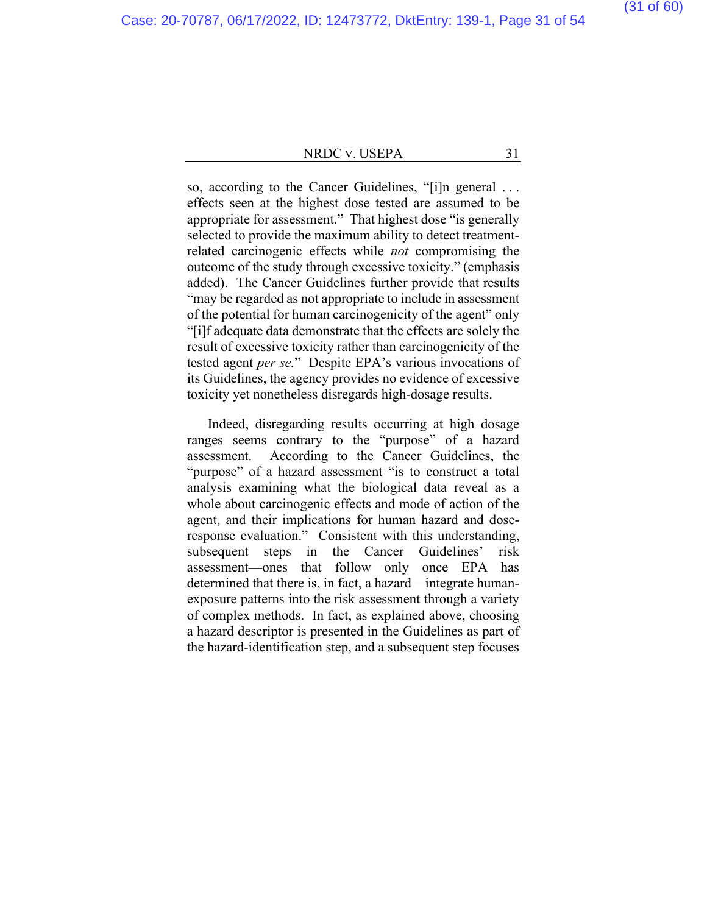so, according to the Cancer Guidelines, "[i]n general . . . effects seen at the highest dose tested are assumed to be appropriate for assessment." That highest dose "is generally selected to provide the maximum ability to detect treatment-related carcinogenic effects while *not* compromising the outcome of the study through excessive toxicity." (emphasis added). The Cancer Guidelines further provide that results "may be regarded as not appropriate to include in assessment of the potential for human carcinogenicity of the agent" only "[i]f adequate data demonstrate that the effects are solely the result of excessive toxicity rather than carcinogenicity of the tested agent *per se*." Despite EPA's various invocations of its Guidelines, the agency provides no evidence of excessive toxicity yet nonetheless disregards high-dosage results.

Indeed, disregarding results occurring at high dosage ranges seems contrary to the "purpose" of a hazard assessment. According to the Cancer Guidelines, the "purpose" of a hazard assessment "is to construct a total analysis examining what the biological data reveal as a whole about carcinogenic effects and mode of action of the agent, and their implications for human hazard and dose-response evaluation." Consistent with this understanding, subsequent steps in the Cancer Guidelines' risk assessment—ones that follow only once EPA has determined that there is, in fact, a hazard—integrate human-exposure patterns into the risk assessment through a variety of complex methods. In fact, as explained above, choosing a hazard descriptor is presented in the Guidelines as part of the hazard-identification step, and a subsequent step focuses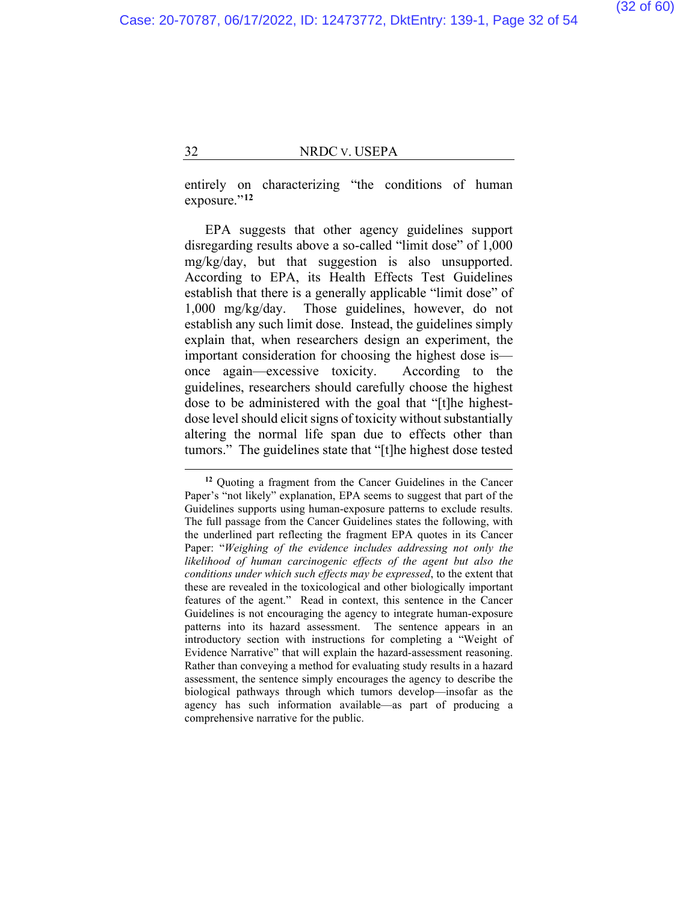entirely on characterizing "the conditions of human exposure."[12]

EPA suggests that other agency guidelines support disregarding results above a so-called "limit dose" of 1,000 mg/kg/day, but that suggestion is also unsupported. According to EPA, its Health Effects Test Guidelines establish that there is a generally applicable "limit dose" of 1,000 mg/kg/day. Those guidelines, however, do not establish any such limit dose. Instead, the guidelines simply explain that, when researchers design an experiment, the important consideration for choosing the highest dose is—once again—excessive toxicity. According to the guidelines, researchers should carefully choose the highest dose to be administered with the goal that "[t]he highest-dose level should elicit signs of toxicity without substantially altering the normal life span due to effects other than tumors." The guidelines state that "[t]he highest dose tested

---

[12] Quoting a fragment from the Cancer Guidelines in the Cancer Paper's "not likely" explanation, EPA seems to suggest that part of the Guidelines supports using human-exposure patterns to exclude results. The full passage from the Cancer Guidelines states the following, with the underlined part reflecting the fragment EPA quotes in its Cancer Paper: "*Weighing of the evidence includes addressing not only the likelihood of human carcinogenic effects of the agent but also the conditions under which such effects may be expressed*, to the extent that these are revealed in the toxicological and other biologically important features of the agent." Read in context, this sentence in the Cancer Guidelines is not encouraging the agency to integrate human-exposure patterns into its hazard assessment. The sentence appears in an introductory section with instructions for completing a "Weight of Evidence Narrative" that will explain the hazard-assessment reasoning. Rather than conveying a method for evaluating study results in a hazard assessment, the sentence simply encourages the agency to describe the biological pathways through which tumors develop—insofar as the agency has such information available—as part of producing a comprehensive narrative for the public.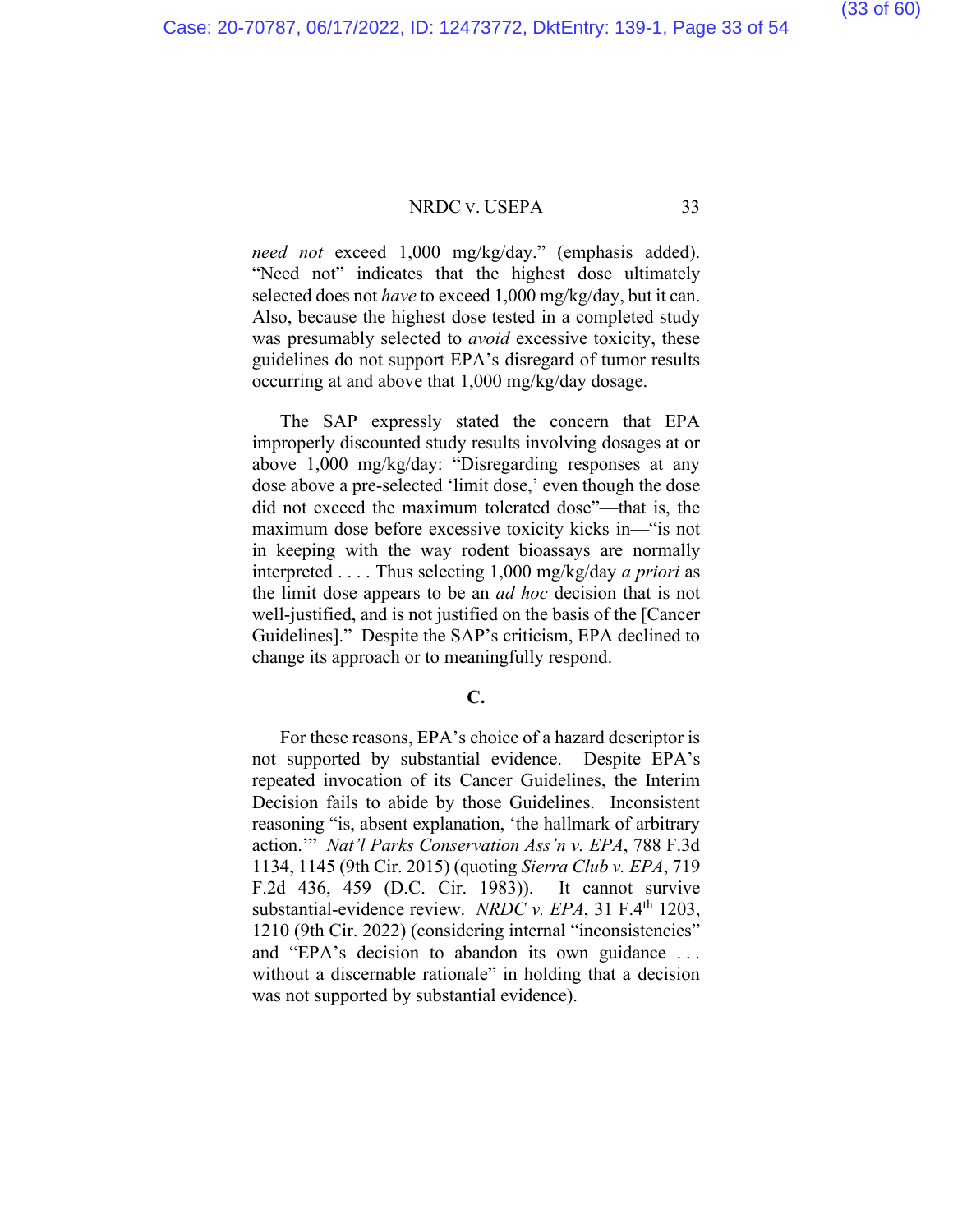*need not* exceed 1,000 mg/kg/day." (emphasis added). "Need not" indicates that the highest dose ultimately selected does not *have* to exceed 1,000 mg/kg/day, but it can. Also, because the highest dose tested in a completed study was presumably selected to *avoid* excessive toxicity, these guidelines do not support EPA's disregard of tumor results occurring at and above that 1,000 mg/kg/day dosage.

The SAP expressly stated the concern that EPA improperly discounted study results involving dosages at or above 1,000 mg/kg/day: "Disregarding responses at any dose above a pre-selected 'limit dose,' even though the dose did not exceed the maximum tolerated dose"—that is, the maximum dose before excessive toxicity kicks in—"is not in keeping with the way rodent bioassays are normally interpreted . . . . Thus selecting 1,000 mg/kg/day *a priori* as the limit dose appears to be an *ad hoc* decision that is not well-justified, and is not justified on the basis of the [Cancer Guidelines]." Despite the SAP's criticism, EPA declined to change its approach or to meaningfully respond.

## C.

For these reasons, EPA's choice of a hazard descriptor is not supported by substantial evidence. Despite EPA's repeated invocation of its Cancer Guidelines, the Interim Decision fails to abide by those Guidelines. Inconsistent reasoning "is, absent explanation, 'the hallmark of arbitrary action.'" *Nat'l Parks Conservation Ass'n v. EPA*, 788 F.3d 1134, 1145 (9th Cir. 2015) (quoting *Sierra Club v. EPA*, 719 F.2d 436, 459 (D.C. Cir. 1983)). It cannot survive substantial-evidence review. *NRDC v. EPA*, 31 F.4th 1203, 1210 (9th Cir. 2022) (considering internal "inconsistencies" and "EPA's decision to abandon its own guidance . . . without a discernable rationale" in holding that a decision was not supported by substantial evidence).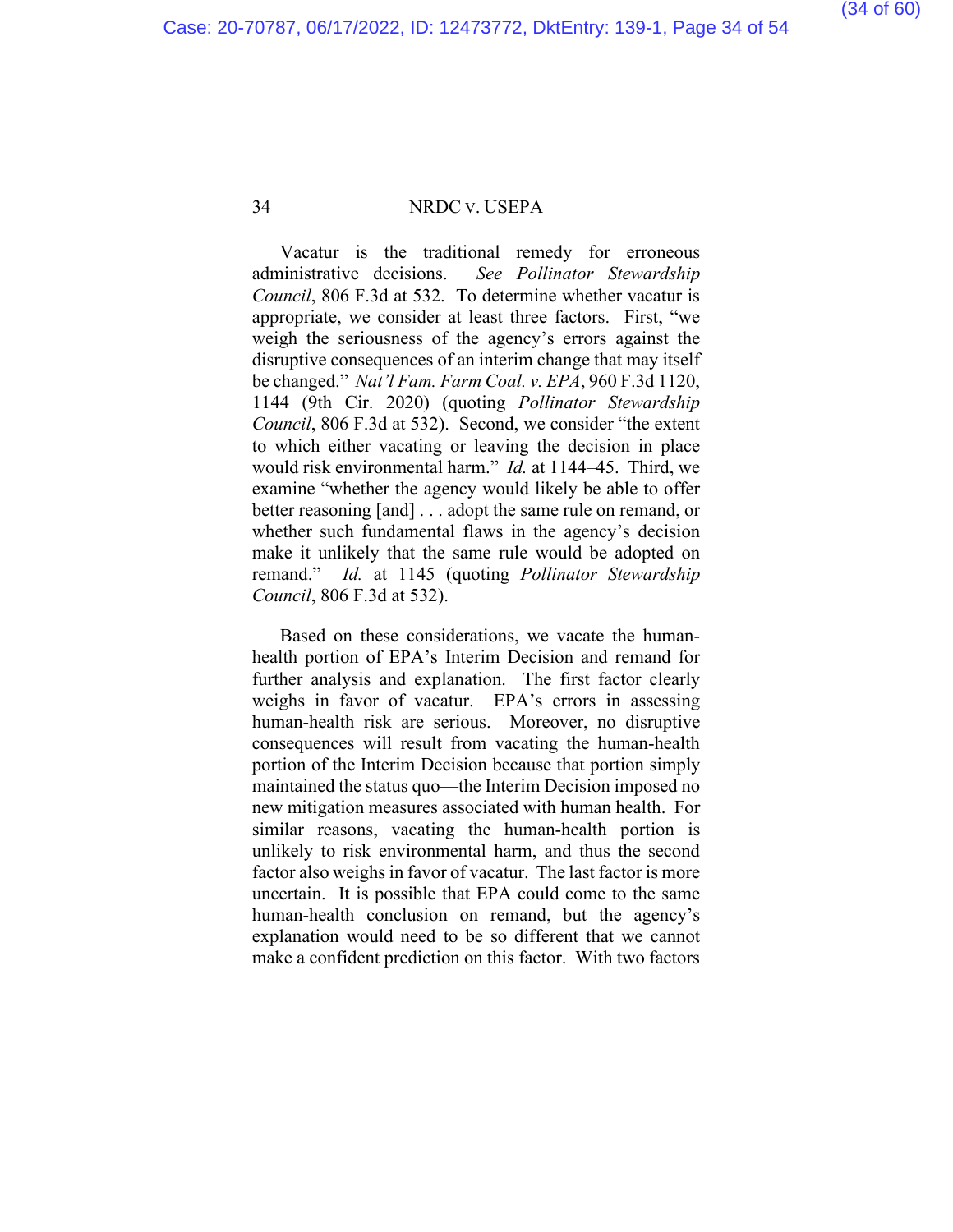Vacatur is the traditional remedy for erroneous administrative decisions. *See Pollinator Stewardship Council*, 806 F.3d at 532. To determine whether vacatur is appropriate, we consider at least three factors. First, "we weigh the seriousness of the agency's errors against the disruptive consequences of an interim change that may itself be changed." *Nat'l Fam. Farm Coal. v. EPA*, 960 F.3d 1120, 1144 (9th Cir. 2020) (quoting *Pollinator Stewardship Council*, 806 F.3d at 532). Second, we consider "the extent to which either vacating or leaving the decision in place would risk environmental harm." *Id.* at 1144–45. Third, we examine "whether the agency would likely be able to offer better reasoning [and] . . . adopt the same rule on remand, or whether such fundamental flaws in the agency's decision make it unlikely that the same rule would be adopted on remand." *Id.* at 1145 (quoting *Pollinator Stewardship Council*, 806 F.3d at 532).

Based on these considerations, we vacate the human-health portion of EPA's Interim Decision and remand for further analysis and explanation. The first factor clearly weighs in favor of vacatur. EPA's errors in assessing human-health risk are serious. Moreover, no disruptive consequences will result from vacating the human-health portion of the Interim Decision because that portion simply maintained the status quo—the Interim Decision imposed no new mitigation measures associated with human health. For similar reasons, vacating the human-health portion is unlikely to risk environmental harm, and thus the second factor also weighs in favor of vacatur. The last factor is more uncertain. It is possible that EPA could come to the same human-health conclusion on remand, but the agency's explanation would need to be so different that we cannot make a confident prediction on this factor. With two factors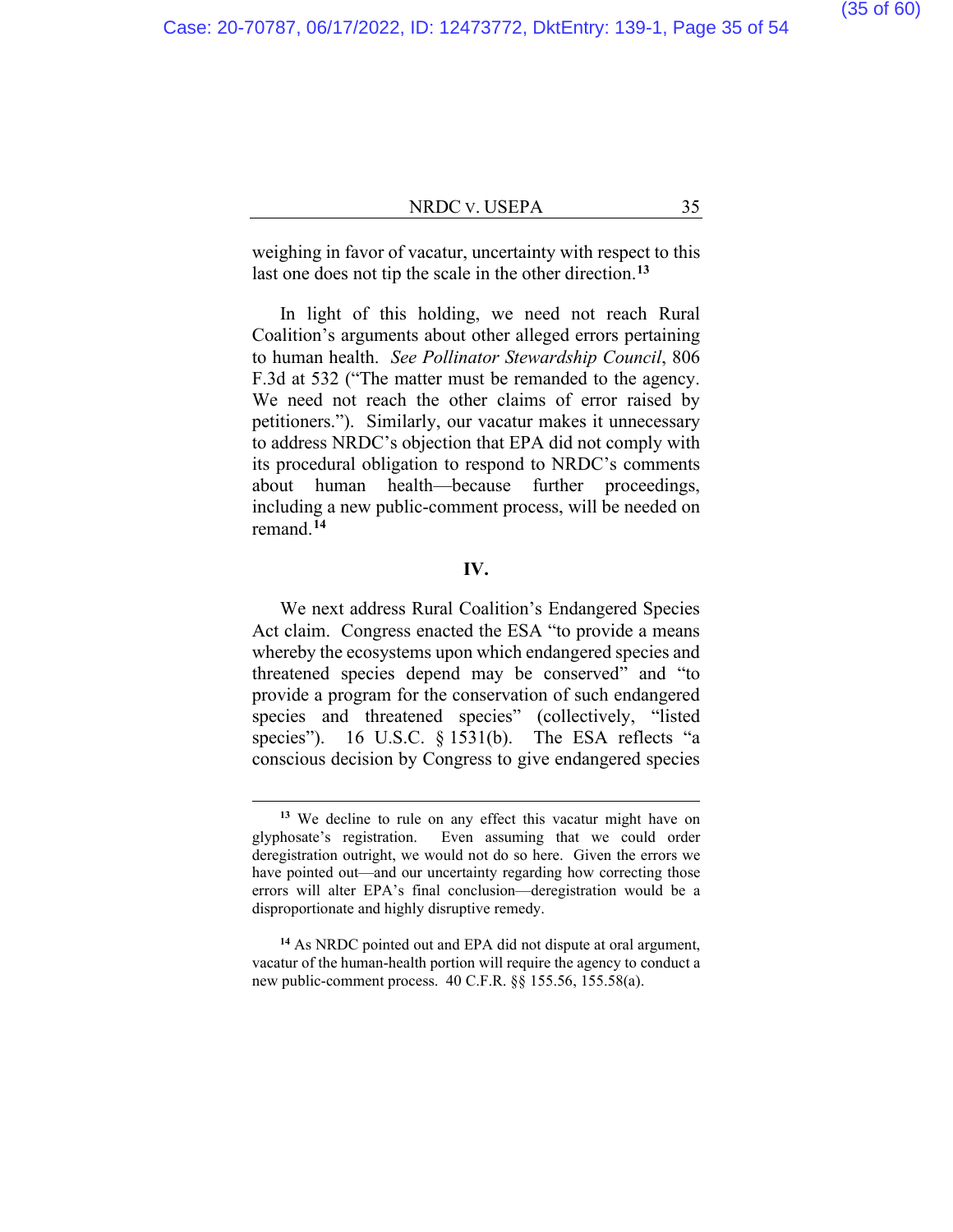weighing in favor of vacatur, uncertainty with respect to this last one does not tip the scale in the other direction.[13]

In light of this holding, we need not reach Rural Coalition's arguments about other alleged errors pertaining to human health. *See Pollinator Stewardship Council*, 806 F.3d at 532 ("The matter must be remanded to the agency. We need not reach the other claims of error raised by petitioners."). Similarly, our vacatur makes it unnecessary to address NRDC's objection that EPA did not comply with its procedural obligation to respond to NRDC's comments about human health—because further proceedings, including a new public-comment process, will needed on remand.[14]

## IV.

We next address Rural Coalition's Endangered Species Act claim. Congress enacted the ESA "to provide a means whereby the ecosystems upon which endangered species and threatened species depend may be conserved" and "to provide a program for the conservation of such endangered species and threatened species" (collectively, "listed species"). 16 U.S.C. § 1531(b). The ESA reflects "a conscious decision by Congress to give endangered species

---

[13] We decline to rule on any effect this vacatur might have on glyphosate's registration. Even assuming that we could order deregistration outright, we would not do so here. Given the errors we have pointed out—and our uncertainty regarding how correcting those errors will alter EPA's final conclusion—deregistration would be a disproportionate and highly disruptive remedy.

[14] As NRDC pointed out and EPA did not dispute at oral argument, vacatur of the human-health portion will require the agency to conduct a new public-comment process. 40 C.F.R. §§ 155.56, 155.58(a).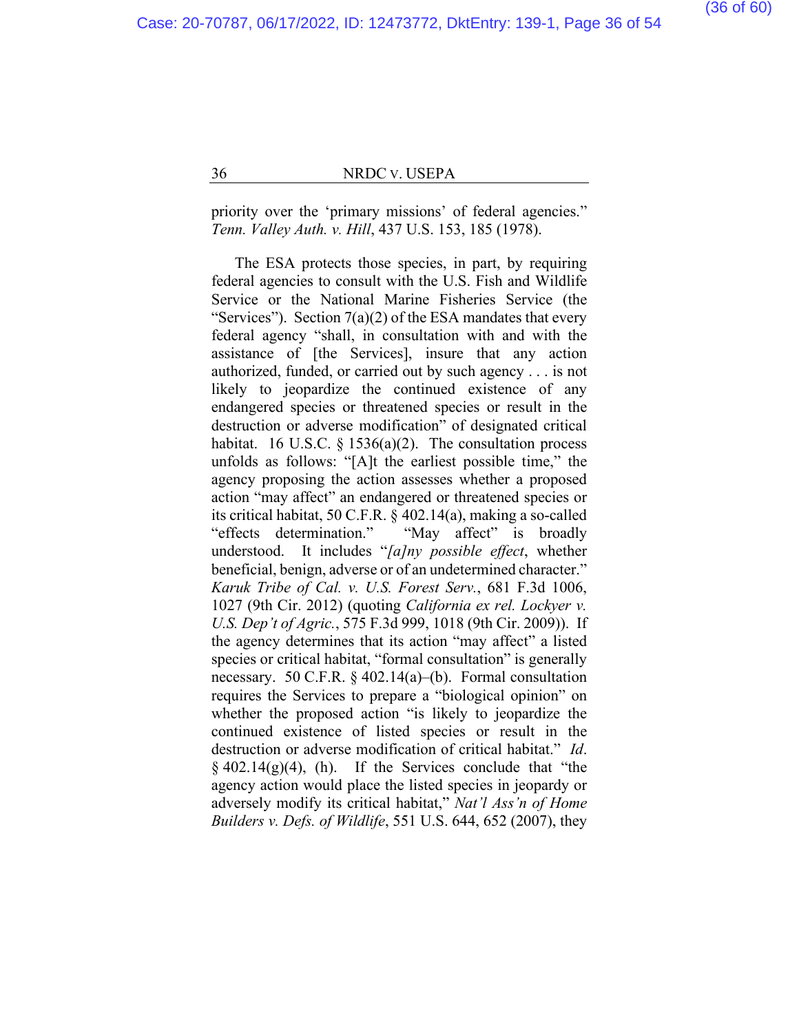priority over the 'primary missions' of federal agencies." *Tenn. Valley Auth. v. Hill*, 437 U.S. 153, 185 (1978).

The ESA protects those species, in part, by requiring federal agencies to consult with the U.S. Fish and Wildlife Service or the National Marine Fisheries Service (the "Services"). Section 7(a)(2) of the ESA mandates that every federal agency "shall, in consultation with and with the assistance of [the Services], insure that any action authorized, funded, or carried out by such agency . . . is not likely to jeopardize the continued existence of any endangered species or threatened species or result in the destruction or adverse modification" of designated critical habitat. 16 U.S.C. § 1536(a)(2). The consultation process unfolds as follows: "[A]t the earliest possible time," the agency proposing the action assesses whether a proposed action "may affect" an endangered or threatened species or its critical habitat, 50 C.F.R. § 402.14(a), making a so-called "effects determination." "May affect" is broadly understood. It includes "*[a]ny possible effect*, whether beneficial, benign, adverse or of an undetermined character." *Karuk Tribe of Cal. v. U.S. Forest Serv.*, 681 F.3d 1006, 1027 (9th Cir. 2012) (quoting *California ex rel. Lockyer v. U.S. Dep't of Agric.*, 575 F.3d 999, 1018 (9th Cir. 2009)). If the agency determines that its action "may affect" a listed species or critical habitat, "formal consultation" is generally necessary. 50 C.F.R. § 402.14(a)–(b). Formal consultation requires the Services to prepare a "biological opinion" on whether the proposed action "is likely to jeopardize the continued existence of listed species or result in the destruction or adverse modification of critical habitat." *Id*. § 402.14(g)(4), (h). If the Services conclude that "the agency action would place the listed species in jeopardy or adversely modify its critical habitat," *Nat'l Ass'n of Home Builders v. Defs. of Wildlife*, 551 U.S. 644, 652 (2007), they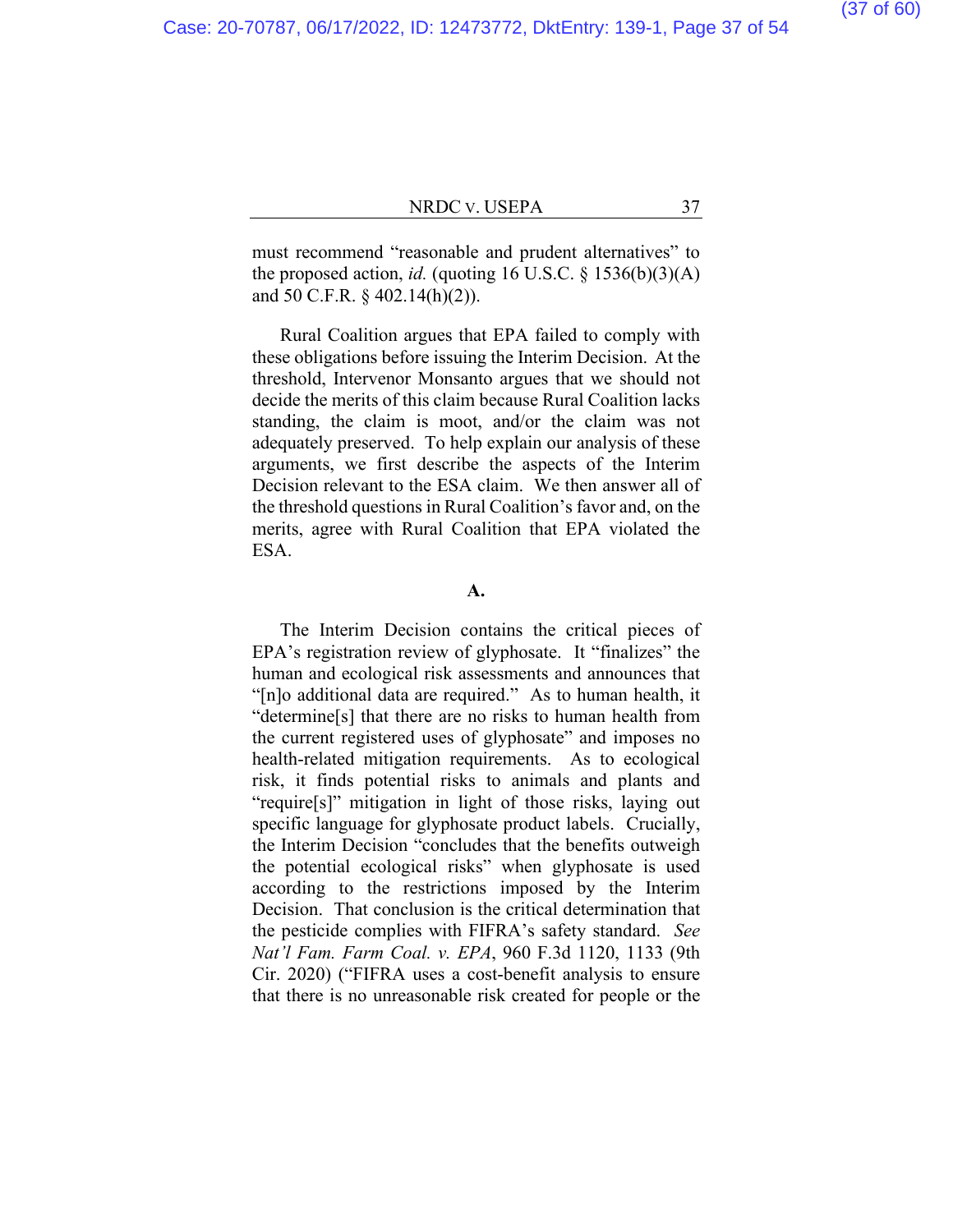must recommend "reasonable and prudent alternatives" to the proposed action, *id.* (quoting 16 U.S.C. § 1536(b)(3)(A) and 50 C.F.R. § 402.14(h)(2)).

Rural Coalition argues that EPA failed to comply with these obligations before issuing the Interim Decision. At the threshold, Intervenor Monsanto argues that we should not decide the merits of this claim because Rural Coalition lacks standing, the claim is moot, and/or the claim was not adequately preserved. To help explain our analysis of these arguments, we first describe the aspects of the Interim Decision relevant to the ESA claim. We then answer all of the threshold questions in Rural Coalition's favor and, on the merits, agree with Rural Coalition that EPA violated the ESA.

**A.**

The Interim Decision contains the critical pieces of EPA's registration review of glyphosate. It "finalizes" the human and ecological risk assessments and announces that "[n]o additional data are required." As to human health, it "determine[s] that there are no risks to human health from the current registered uses of glyphosate" and imposes no health-related mitigation requirements. As to ecological risk, it finds potential risks to animals and plants and "require[s]" mitigation in light of those risks, laying out specific language for glyphosate product labels. Crucially, the Interim Decision "concludes that the benefits outweigh the potential ecological risks" when glyphosate is used according to the restrictions imposed by the Interim Decision. That conclusion is the critical determination that the pesticide complies with FIFRA's safety standard. *See Nat'l Fam. Farm Coal. v. EPA*, 960 F.3d 1120, 1133 (9th Cir. 2020) ("FIFRA uses a cost-benefit analysis to ensure that there is no unreasonable risk created for people or the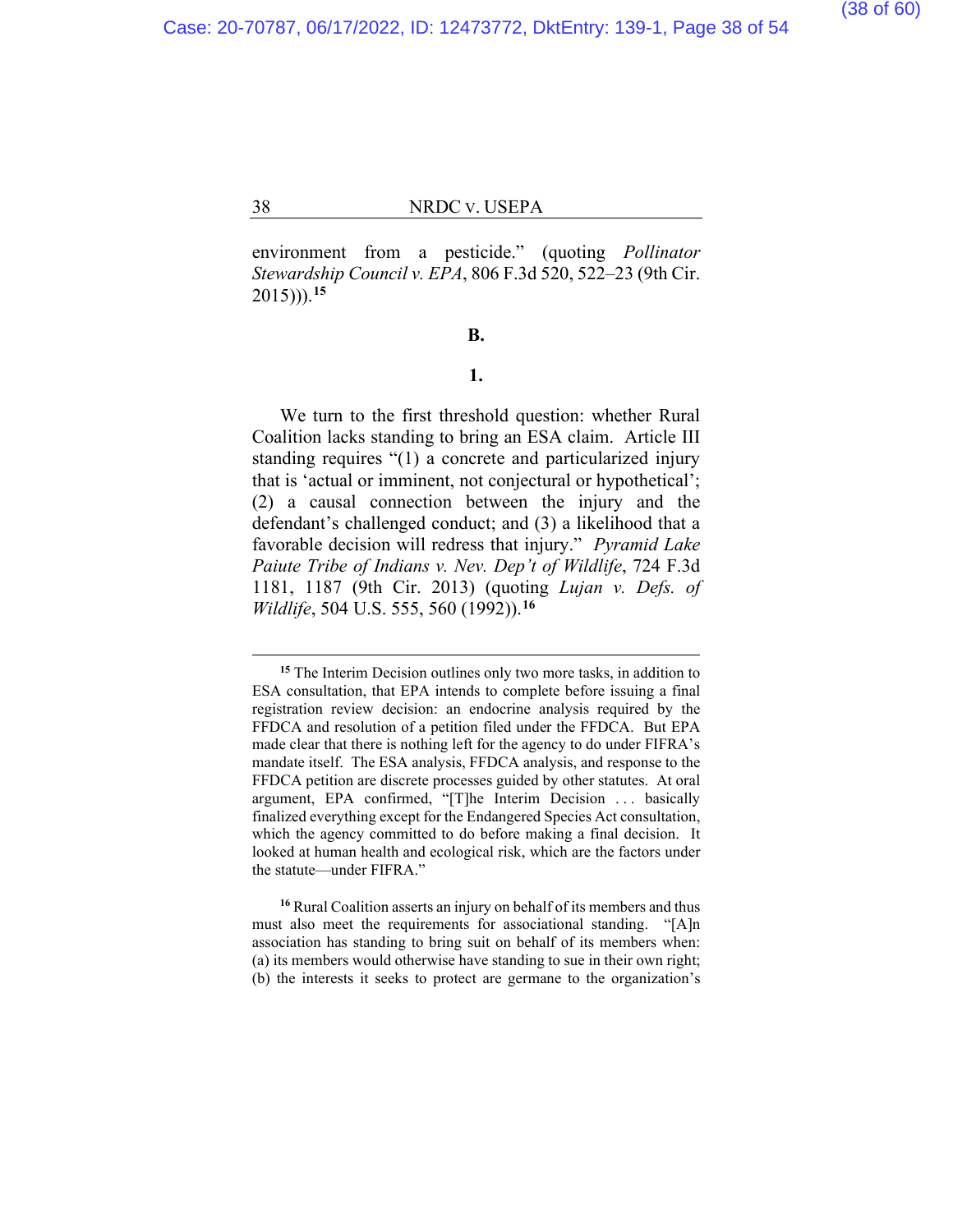environment from a pesticide." (quoting *Pollinator Stewardship Council v. EPA*, 806 F.3d 520, 522–23 (9th Cir. 2015))).[15]

**B.**

**1.**

We turn to the first threshold question: whether Rural Coalition lacks standing to bring an ESA claim. Article III standing requires "(1) a concrete and particularized injury that is 'actual or imminent, not conjectural or hypothetical'; (2) a causal connection between the injury and the defendant's challenged conduct; and (3) a likelihood that a favorable decision will redress that injury." *Pyramid Lake Paiute Tribe of Indians v. Nev. Dep't of Wildlife*, 724 F.3d 1181, 1187 (9th Cir. 2013) (quoting *Lujan v. Defs. of Wildlife*, 504 U.S. 555, 560 (1992)).[16]

---

[15] The Interim Decision outlines only two more tasks, in addition to ESA consultation, that EPA intends to complete before issuing a final registration review decision: an endocrine analysis required by the FFDCA and resolution of a petition filed under the FFDCA. But EPA made clear that there is nothing left for the agency to do under FIFRA's mandate itself. The ESA analysis, FFDCA analysis, and response to the FFDCA petition are discrete processes guided by other statutes. At oral argument, EPA confirmed, "[T]he Interim Decision . . . basically finalized everything except for the Endangered Species Act consultation, which the agency committed to do before making a final decision. It looked at human health and ecological risk, which are the factors under the statute—under FIFRA."

[16] Rural Coalition asserts an injury on behalf of its members and thus must also meet the requirements for associational standing. "[A]n association has standing to bring suit on behalf of its members when: (a) its members would otherwise have standing to sue in their own right; (b) the interests it seeks to protect are germane to the organization's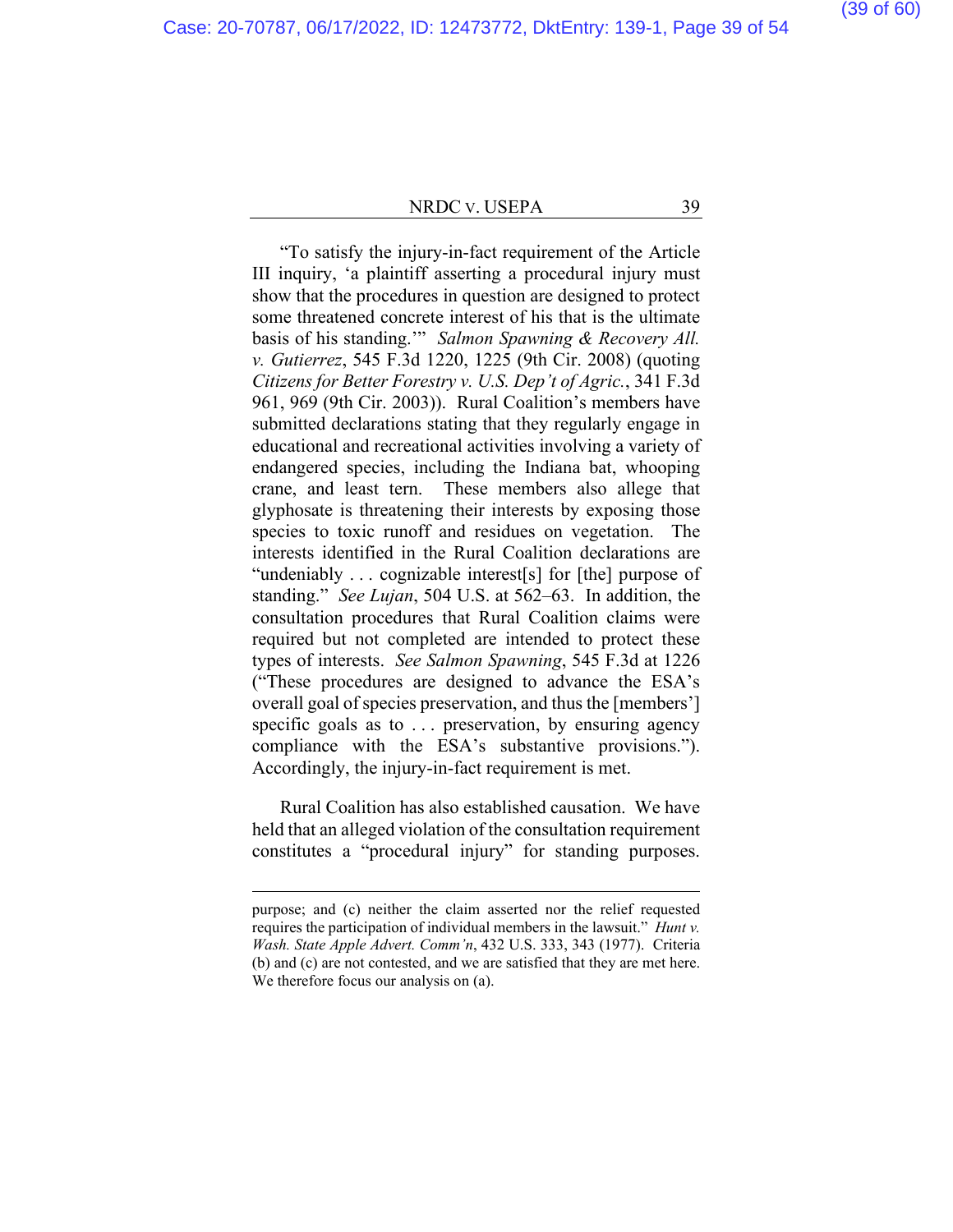"To satisfy the injury-in-fact requirement of the Article III inquiry, 'a plaintiff asserting a procedural injury must show that the procedures in question are designed to protect some threatened concrete interest of his that is the ultimate basis of his standing.'" *Salmon Spawning & Recovery All. v. Gutierrez*, 545 F.3d 1220, 1225 (9th Cir. 2008) (quoting *Citizens for Better Forestry v. U.S. Dep't of Agric.*, 341 F.3d 961, 969 (9th Cir. 2003)). Rural Coalition's members have submitted declarations stating that they regularly engage in educational and recreational activities involving a variety of endangered species, including the Indiana bat, whooping crane, and least tern. These members also allege that glyphosate is threatening their interests by exposing those species to toxic runoff and residues on vegetation. The interests identified in the Rural Coalition declarations are "undeniably . . . cognizable interest[s] for [the] purpose of standing." *See Lujan*, 504 U.S. at 562–63. In addition, the consultation procedures that Rural Coalition claims were required but not completed are intended to protect these types of interests. *See Salmon Spawning*, 545 F.3d at 1226 ("These procedures are designed to advance the ESA's overall goal of species preservation, and thus the [members'] specific goals as to . . . preservation, by ensuring agency compliance with the ESA's substantive provisions."). Accordingly, the injury-in-fact requirement is met.

Rural Coalition has also established causation. We have held that an alleged violation of the consultation requirement constitutes a "procedural injury" for standing purposes.

---

purpose; and (c) neither the claim asserted nor the relief requested requires the participation of individual members in the lawsuit." *Hunt v. Wash. State Apple Advert. Comm'n*, 432 U.S. 333, 343 (1977). Criteria (b) and (c) are not contested, and we are satisfied that they are met here. We therefore focus our analysis on (a).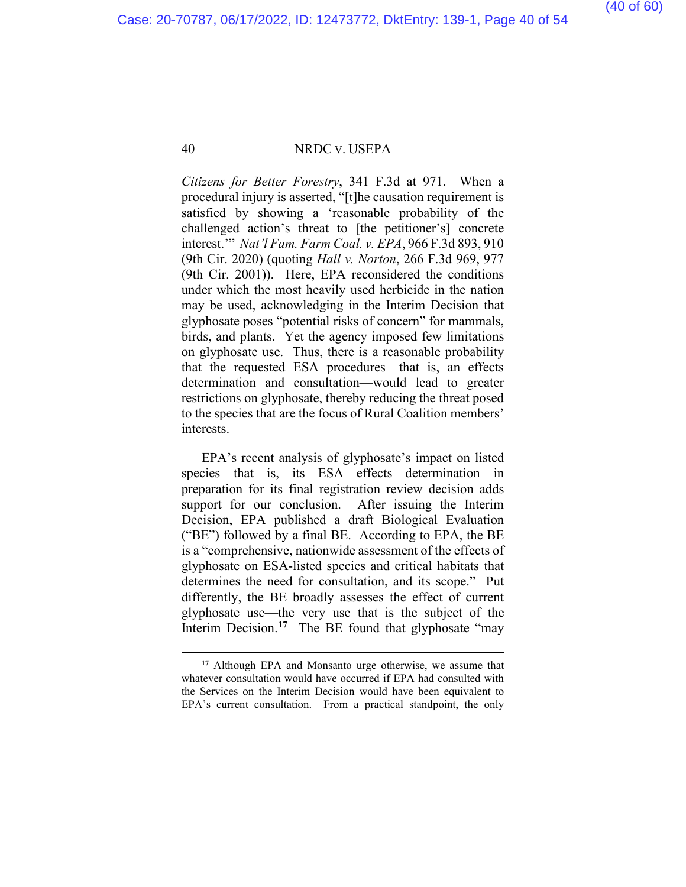*Citizens for Better Forestry*, 341 F.3d at 971. When a procedural injury is asserted, "[t]he causation requirement is satisfied by showing a 'reasonable probability of the challenged action's threat to [the petitioner's] concrete interest.'" *Nat'l Fam. Farm Coal. v. EPA*, 966 F.3d 893, 910 (9th Cir. 2020) (quoting *Hall v. Norton*, 266 F.3d 969, 977 (9th Cir. 2001)). Here, EPA reconsidered the conditions under which the most heavily used herbicide in the nation may be used, acknowledging in the Interim Decision that glyphosate poses "potential risks of concern" for mammals, birds, and plants. Yet the agency imposed few limitations on glyphosate use. Thus, there is a reasonable probability that the requested ESA procedures—that is, an effects determination and consultation—would lead to greater restrictions on glyphosate, thereby reducing the threat posed to the species that are the focus of Rural Coalition members' interests.

EPA's recent analysis of glyphosate's impact on listed species—that is, its ESA effects determination—in preparation for its final registration review decision adds support for our conclusion. After issuing the Interim Decision, EPA published a draft Biological Evaluation ("BE") followed by a final BE. According to EPA, the BE is a "comprehensive, nationwide assessment of the effects of glyphosate on ESA-listed species and critical habitats that determines the need for consultation, and its scope." Put differently, the BE broadly assesses the effect of current glyphosate use—the very use that is the subject of the Interim Decision.[17] The BE found that glyphosate "may

[17] Although EPA and Monsanto urge otherwise, we assume that whatever consultation would have occurred if EPA had consulted with the Services on the Interim Decision would have been equivalent to EPA's current consultation. From a practical standpoint, the only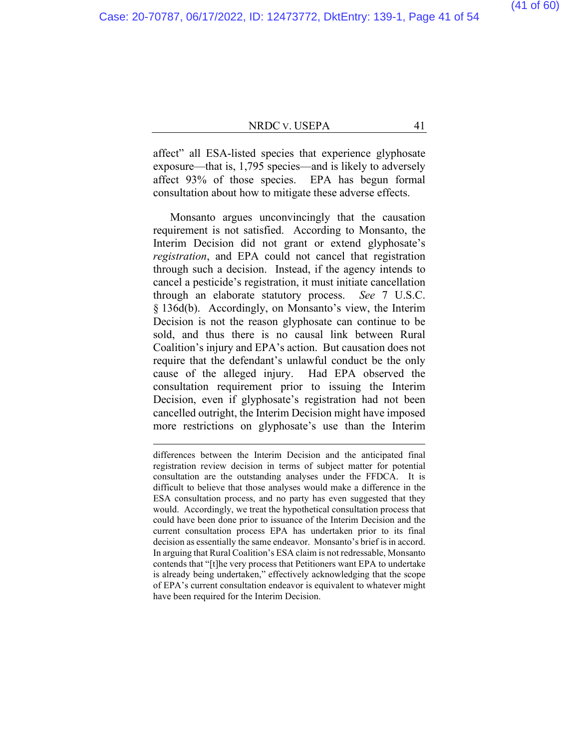affect" all ESA-listed species that experience glyphosate exposure—that is, 1,795 species—and is likely to adversely affect 93% of those species. EPA has begun formal consultation about how to mitigate these adverse effects.

Monsanto argues unconvincingly that the causation requirement is not satisfied. According to Monsanto, the Interim Decision did not grant or extend glyphosate's *registration*, and EPA could not cancel that registration through such a decision. Instead, if the agency intends to cancel a pesticide's registration, it must initiate cancellation through an elaborate statutory process. *See* 7 U.S.C. § 136d(b). Accordingly, on Monsanto's view, the Interim Decision is not the reason glyphosate can continue to be sold, and thus there is no causal link between Rural Coalition's injury and EPA's action. But causation does not require that the defendant's unlawful conduct be the only cause of the alleged injury. Had EPA observed the consultation requirement prior to issuing the Interim Decision, even if glyphosate's registration had not been cancelled outright, the Interim Decision might have imposed more restrictions on glyphosate's use than the Interim

---

differences between the Interim Decision and the anticipated final registration review decision in terms of subject matter for potential consultation are the outstanding analyses under the FFDCA. It is difficult to believe that those analyses would make a difference in the ESA consultation process, and no party has even suggested that they would. Accordingly, we treat the hypothetical consultation process that could have been done prior to issuance of the Interim Decision and the current consultation process EPA has undertaken prior to its final decision as essentially the same endeavor. Monsanto's brief is in accord. In arguing that Rural Coalition's ESA claim is not redressable, Monsanto contends that "[t]he very process that Petitioners want EPA to undertake is already being undertaken," effectively acknowledging that the scope of EPA's current consultation endeavor is equivalent to whatever might have been required for the Interim Decision.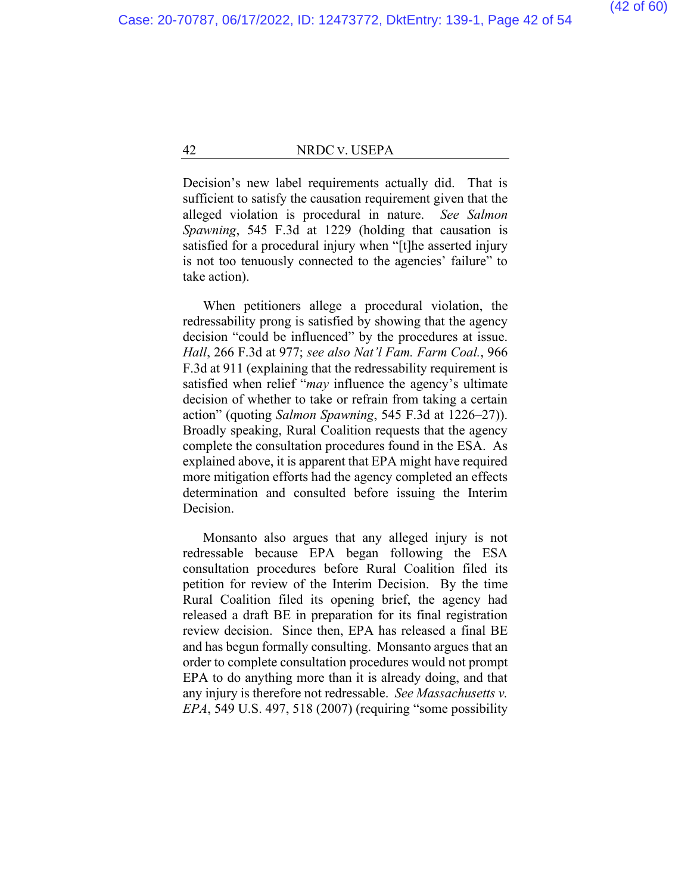Decision's new label requirements actually did. That is sufficient to satisfy the causation requirement given that the alleged violation is procedural in nature. *See Salmon Spawning*, 545 F.3d at 1229 (holding that causation is satisfied for a procedural injury when "[t]he asserted injury is not too tenuously connected to the agencies' failure" to take action).

When petitioners allege a procedural violation, the redressability prong is satisfied by showing that the agency decision "could be influenced" by the procedures at issue. *Hall*, 266 F.3d at 977; *see also Nat'l Fam. Farm Coal.*, 966 F.3d at 911 (explaining that the redressability requirement is satisfied when relief "*may* influence the agency's ultimate decision of whether to take or refrain from taking a certain action" (quoting *Salmon Spawning*, 545 F.3d at 1226–27)). Broadly speaking, Rural Coalition requests that the agency complete the consultation procedures found in the ESA. As explained above, it is apparent that EPA might have required more mitigation efforts had the agency completed an effects determination and consulted before issuing the Interim Decision.

Monsanto also argues that any alleged injury is not redressable because EPA began following the ESA consultation procedures before Rural Coalition filed its petition for review of the Interim Decision. By the time Rural Coalition filed its opening brief, the agency had released a draft BE in preparation for its final registration review decision. Since then, EPA has released a final BE and has begun formally consulting. Monsanto argues that an order to complete consultation procedures would not prompt EPA to do anything more than it is already doing, and that any injury is therefore not redressable. *See Massachusetts v. EPA*, 549 U.S. 497, 518 (2007) (requiring "some possibility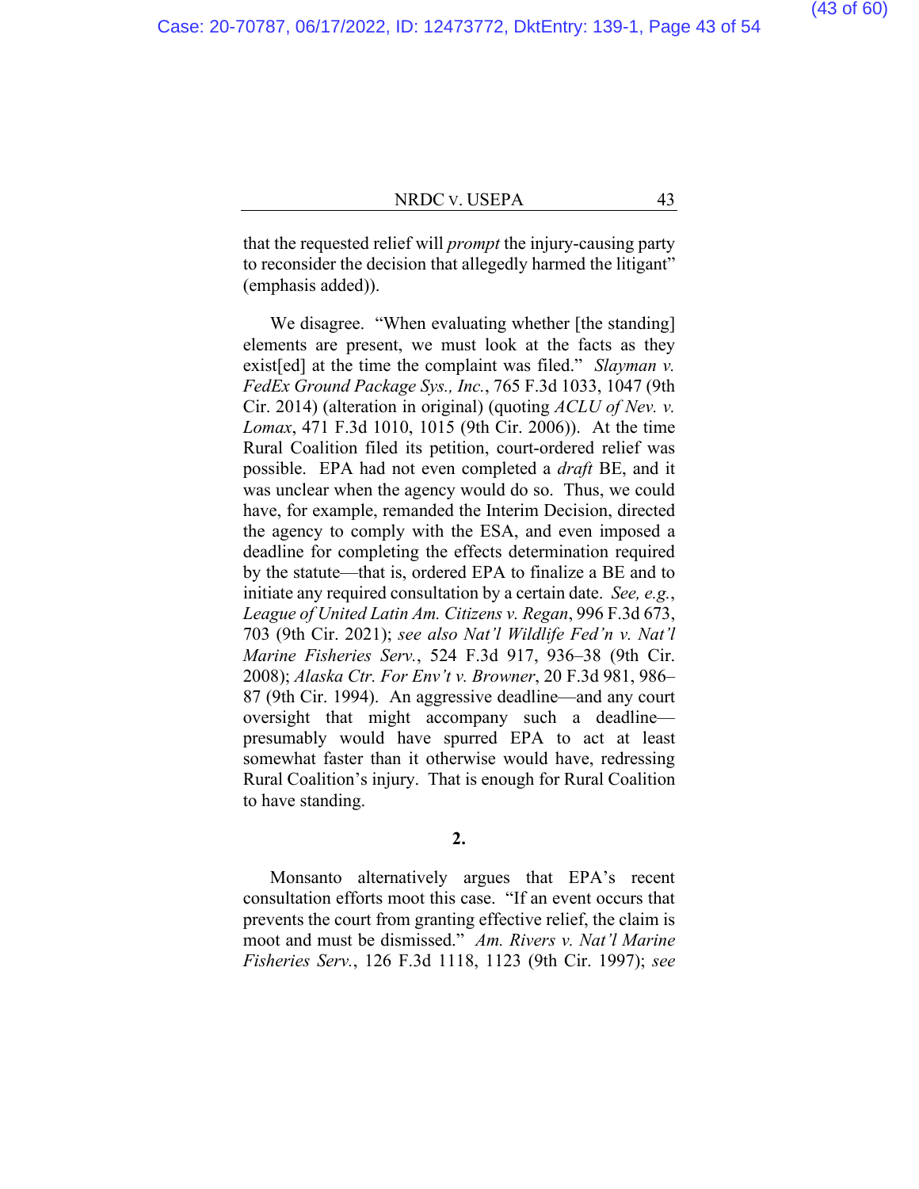that the requested relief will *prompt* the injury-causing party to reconsider the decision that allegedly harmed the litigant" (emphasis added)).

We disagree. "When evaluating whether [the standing] elements are present, we must look at the facts as they exist[ed] at the time the complaint was filed." *Slayman v. FedEx Ground Package Sys., Inc.*, 765 F.3d 1033, 1047 (9th Cir. 2014) (alteration in original) (quoting *ACLU of Nev. v. Lomax*, 471 F.3d 1010, 1015 (9th Cir. 2006)). At the time Rural Coalition filed its petition, court-ordered relief was possible. EPA had not even completed a *draft* BE, and it was unclear when the agency would do so. Thus, we could have, for example, remanded the Interim Decision, directed the agency to comply with the ESA, and even imposed a deadline for completing the effects determination required by the statute—that is, ordered EPA to finalize a BE and to initiate any required consultation by a certain date. *See, e.g.*, *League of United Latin Am. Citizens v. Regan*, 996 F.3d 673, 703 (9th Cir. 2021); *see also Nat'l Wildlife Fed'n v. Nat'l Marine Fisheries Serv.*, 524 F.3d 917, 936–38 (9th Cir. 2008); *Alaska Ctr. For Env't v. Browner*, 20 F.3d 981, 986–87 (9th Cir. 1994). An aggressive deadline—and any court oversight that might accompany such a deadline—presumably would have spurred EPA to act at least somewhat faster than it otherwise would have, redressing Rural Coalition's injury. That is enough for Rural Coalition to have standing.

**2.**

Monsanto alternatively argues that EPA's recent consultation efforts moot this case. "If an event occurs that prevents the court from granting effective relief, the claim is moot and must be dismissed." *Am. Rivers v. Nat'l Marine Fisheries Serv.*, 126 F.3d 1118, 1123 (9th Cir. 1997); *see*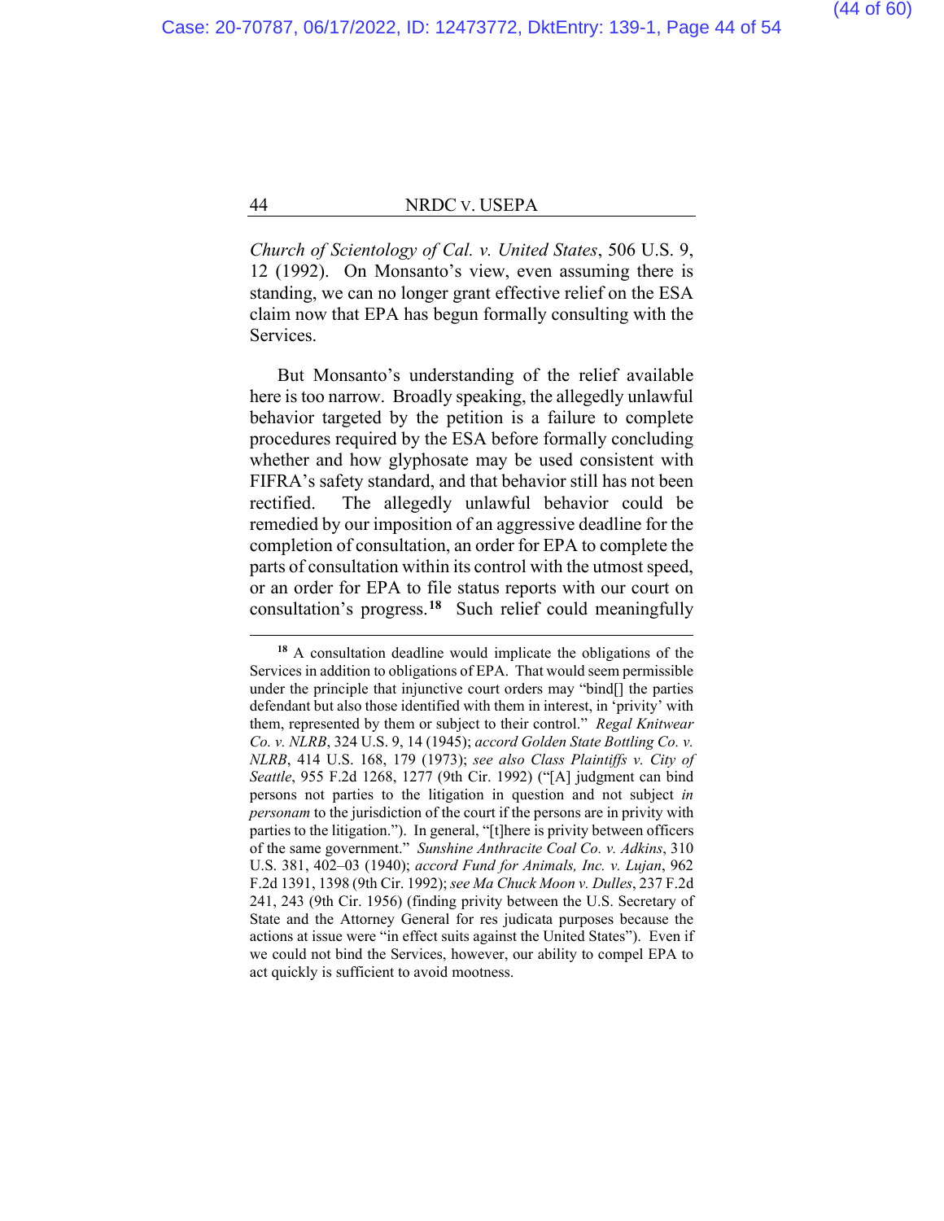*Church of Scientology of Cal. v. United States*, 506 U.S. 9, 12 (1992). On Monsanto's view, even assuming there is standing, we can no longer grant effective relief on the ESA claim now that EPA has begun formally consulting with the Services.

But Monsanto's understanding of the relief available here is too narrow. Broadly speaking, the allegedly unlawful behavior targeted by the petition is a failure to complete procedures required by the ESA before formally concluding whether and how glyphosate may be used consistent with FIFRA's safety standard, and that behavior still has not been rectified. The allegedly unlawful behavior could be remedied by our imposition of an aggressive deadline for the completion of consultation, an order for EPA to complete the parts of consultation within its control with the utmost speed, or an order for EPA to file status reports with our court on consultation's progress.[18] Such relief could meaningfully

---

[18] A consultation deadline would implicate the obligations of the Services in addition to obligations of EPA. That would seem permissible under the principle that injunctive court orders may "bind[] the parties defendant but also those identified with them in interest, in 'privity' with them, represented by them or subject to their control." *Regal Knitwear Co. v. NLRB*, 324 U.S. 9, 14 (1945); *accord Golden State Bottling Co. v. NLRB*, 414 U.S. 168, 179 (1973); *see also Class Plaintiffs v. City of Seattle*, 955 F.2d 1268, 1277 (9th Cir. 1992) ("[A] judgment can bind persons not parties to the litigation in question and not subject *in personam* to the jurisdiction of the court if the persons are in privity with parties to the litigation."). In general, "[t]here is privity between officers of the same government." *Sunshine Anthracite Coal Co. v. Adkins*, 310 U.S. 381, 402–03 (1940); *accord Fund for Animals, Inc. v. Lujan*, 962 F.2d 1391, 1398 (9th Cir. 1992); *see Ma Chuck Moon v. Dulles*, 237 F.2d 241, 243 (9th Cir. 1956) (finding privity between the U.S. Secretary of State and the Attorney General for res judicata purposes because the actions at issue were "in effect suits against the United States"). Even if we could not bind the Services, however, our ability to compel EPA to act quickly is sufficient to avoid mootness.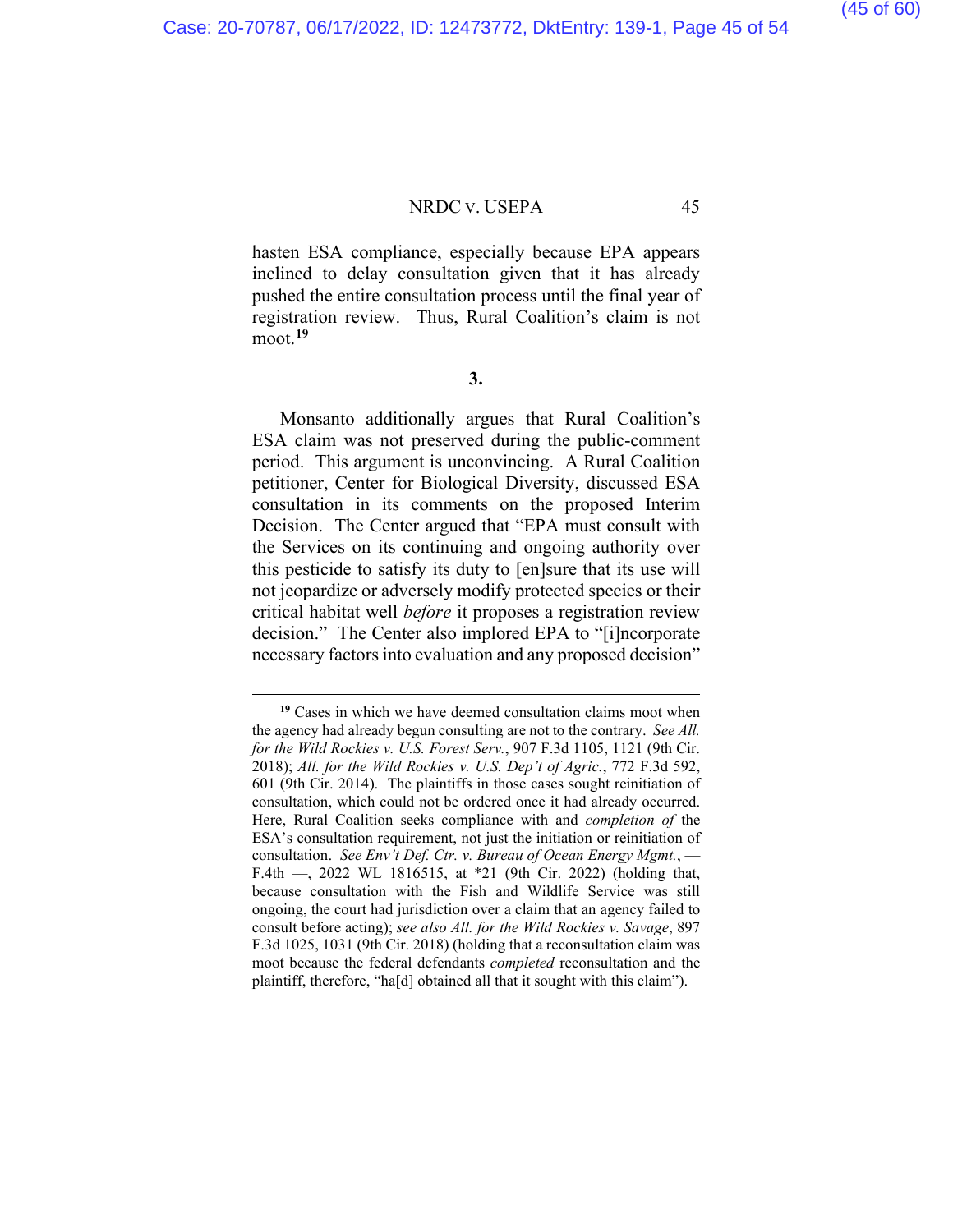hasten ESA compliance, especially because EPA appears inclined to delay consultation given that it has already pushed the entire consultation process until the final year of registration review. Thus, Rural Coalition's claim is not moot.[19]

**3.**

Monsanto additionally argues that Rural Coalition's ESA claim was not preserved during the public-comment period. This argument is unconvincing. A Rural Coalition petitioner, Center for Biological Diversity, discussed ESA consultation in its comments on the proposed Interim Decision. The Center argued that "EPA must consult with the Services on its continuing and ongoing authority over this pesticide to satisfy its duty to [en]sure that its use will not jeopardize or adversely modify protected species or their critical habitat well *before* it proposes a registration review decision." The Center also implored EPA to "[i]ncorporate necessary factors into evaluation and any proposed decision"

---

[19] Cases in which we have deemed consultation claims moot when the agency had already begun consulting are not to the contrary. *See All. for the Wild Rockies v. U.S. Forest Serv.*, 907 F.3d 1105, 1121 (9th Cir. 2018); *All. for the Wild Rockies v. U.S. Dep't of Agric.*, 772 F.3d 592, 601 (9th Cir. 2014). The plaintiffs in those cases sought reinitiation of consultation, which could not be ordered once it had already occurred. Here, Rural Coalition seeks compliance with and *completion of* the ESA's consultation requirement, not just the initiation or reinitiation of consultation. *See Env't Def. Ctr. v. Bureau of Ocean Energy Mgmt.*, — F.4th —, 2022 WL 1816515, at *21 (9th Cir. 2022) (holding that, because consultation with the Fish and Wildlife Service was still ongoing, the court had jurisdiction over a claim that an agency failed to consult before acting); *see also All. for the Wild Rockies v. Savage*, 897 F.3d 1025, 1031 (9th Cir. 2018) (holding that a reconsultation claim was moot because the federal defendants *completed* reconsultation and the plaintiff, therefore, "ha[d] obtained all that it sought with this claim").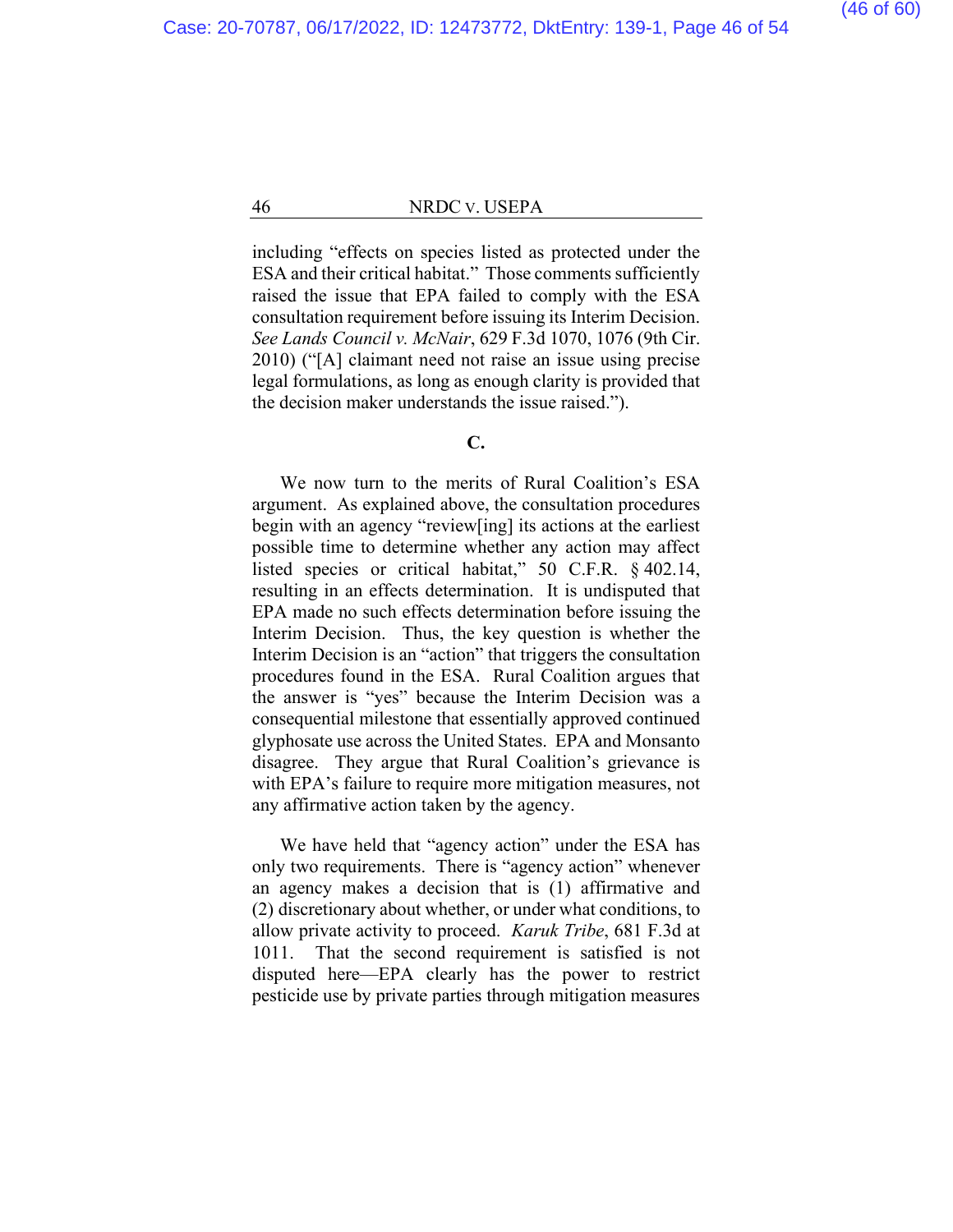including "effects on species listed as protected under the ESA and their critical habitat." Those comments sufficiently raised the issue that EPA failed to comply with the ESA consultation requirement before issuing its Interim Decision. *See Lands Council v. McNair*, 629 F.3d 1070, 1076 (9th Cir. 2010) ("[A] claimant need not raise an issue using precise legal formulations, as long as enough clarity is provided that the decision maker understands the issue raised.").

### C.

We now turn to the merits of Rural Coalition's ESA argument. As explained above, the consultation procedures begin with an agency "review[ing] its actions at the earliest possible time to determine whether any action may affect listed species or critical habitat," 50 C.F.R. § 402.14, resulting in an effects determination. It is undisputed that EPA made no such effects determination before issuing the Interim Decision. Thus, the key question is whether the Interim Decision is an "action" that triggers the consultation procedures found in the ESA. Rural Coalition argues that the answer is "yes" because the Interim Decision was a consequential milestone that essentially approved continued glyphosate use across the United States. EPA and Monsanto disagree. They argue that Rural Coalition's grievance is with EPA's failure to require more mitigation measures, not any affirmative action taken by the agency.

We have held that "agency action" under the ESA has only two requirements. There is "agency action" whenever an agency makes a decision that is (1) affirmative and (2) discretionary about whether, or under what conditions, to allow private activity to proceed. *Karuk Tribe*, 681 F.3d at 1011. That the second requirement is satisfied is not disputed here—EPA clearly has the power to restrict pesticide use by private parties through mitigation measures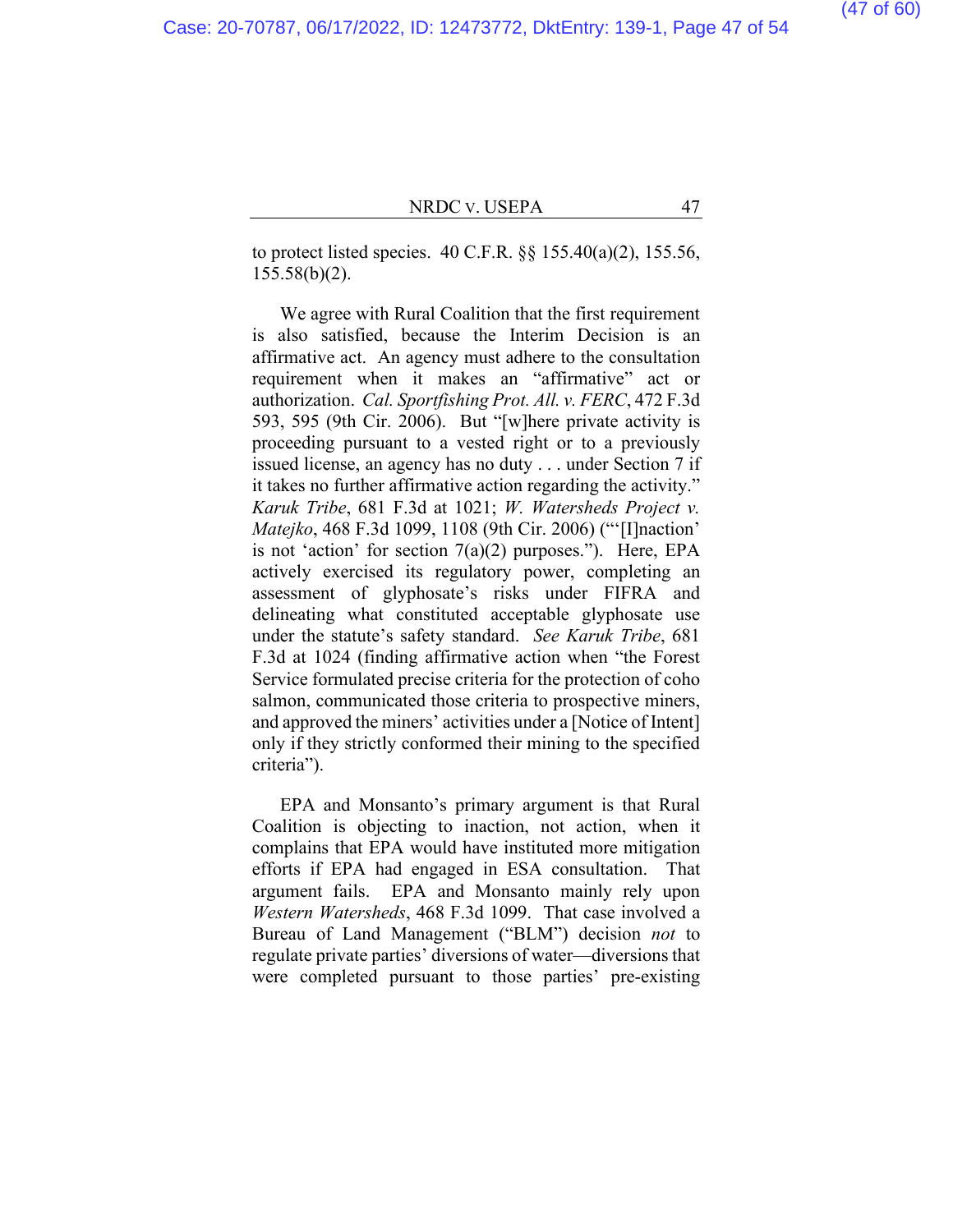to protect listed species. 40 C.F.R. §§ 155.40(a)(2), 155.56, 155.58(b)(2).

We agree with Rural Coalition that the first requirement is also satisfied, because the Interim Decision is an affirmative act. An agency must adhere to the consultation requirement when it makes an "affirmative" act or authorization. *Cal. Sportfishing Prot. All. v. FERC*, 472 F.3d 593, 595 (9th Cir. 2006). But "[w]here private activity is proceeding pursuant to a vested right or to a previously issued license, an agency has no duty . . . under Section 7 if it takes no further affirmative action regarding the activity." *Karuk Tribe*, 681 F.3d at 1021; *W. Watersheds Project v. Matejko*, 468 F.3d 1099, 1108 (9th Cir. 2006) ("'[I]naction' is not 'action' for section 7(a)(2) purposes."). Here, EPA actively exercised its regulatory power, completing an assessment of glyphosate's risks under FIFRA and delineating what constituted acceptable glyphosate use under the statute's safety standard. *See Karuk Tribe*, 681 F.3d at 1024 (finding affirmative action when "the Forest Service formulated precise criteria for the protection of coho salmon, communicated those criteria to prospective miners, and approved the miners' activities under a [Notice of Intent] only if they strictly conformed their mining to the specified criteria").

EPA and Monsanto's primary argument is that Rural Coalition is objecting to inaction, not action, when it complains that EPA would have instituted more mitigation efforts if EPA had engaged in ESA consultation. That argument fails. EPA and Monsanto mainly rely upon *Western Watersheds*, 468 F.3d 1099. That case involved a Bureau of Land Management ("BLM") decision *not* to regulate private parties' diversions of water—diversions that were completed pursuant to those parties' pre-existing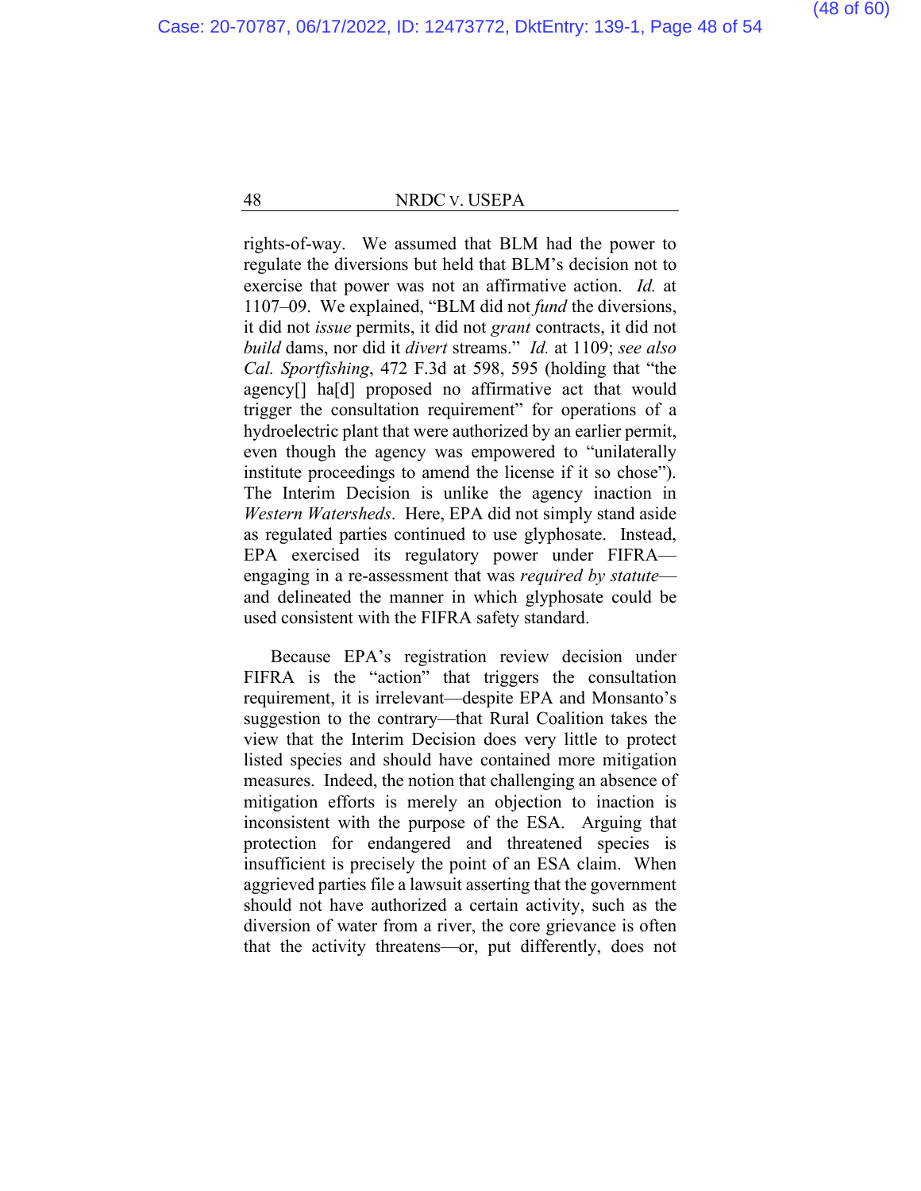rights-of-way. We assumed that BLM had the power to regulate the diversions but held that BLM's decision not to exercise that power was not an affirmative action. *Id.* at 1107–09. We explained, "BLM did not *fund* the diversions, it did not *issue* permits, it did not *grant* contracts, it did not *build* dams, nor did it *divert* streams." *Id.* at 1109; *see also Cal. Sportfishing*, 472 F.3d at 598, 595 (holding that "the agency[] ha[d] proposed no affirmative act that would trigger the consultation requirement" for operations of a hydroelectric plant that were authorized by an earlier permit, even though the agency was empowered to "unilaterally institute proceedings to amend the license if it so chose"). The Interim Decision is unlike the agency inaction in *Western Watersheds*. Here, EPA did not simply stand aside as regulated parties continued to use glyphosate. Instead, EPA exercised its regulatory power under FIFRA—engaging in a re-assessment that was *required by statute*—and delineated the manner in which glyphosate could be used consistent with the FIFRA safety standard.

Because EPA's registration review decision under FIFRA is the "action" that triggers the consultation requirement, it is irrelevant—despite EPA and Monsanto's suggestion to the contrary—that Rural Coalition takes the view that the Interim Decision does very little to protect listed species and should have contained more mitigation measures. Indeed, the notion that challenging an absence of mitigation efforts is merely an objection to inaction is inconsistent with the purpose of the ESA. Arguing that protection for endangered and threatened species is insufficient is precisely the point of an ESA claim. When aggrieved parties file a lawsuit asserting that the government should not have authorized a certain activity, such as the diversion of water from a river, the core grievance is often that the activity threatens—or, put differently, does not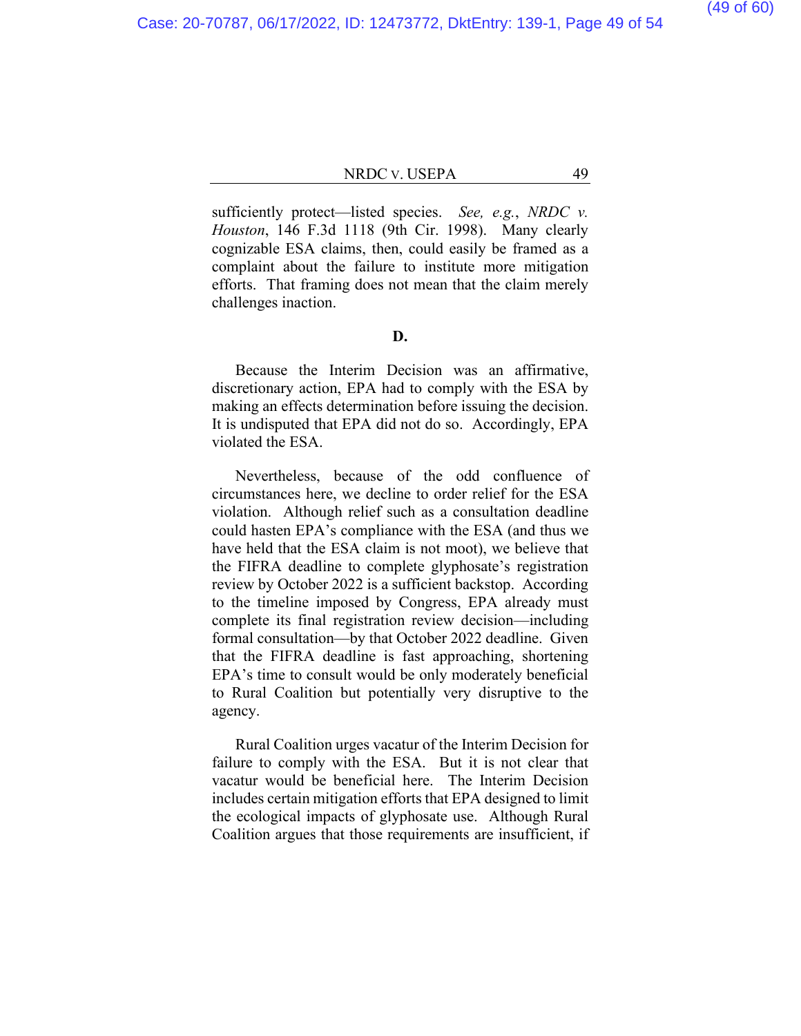sufficiently protect—listed species. *See, e.g.*, *NRDC v. Houston*, 146 F.3d 1118 (9th Cir. 1998). Many clearly cognizable ESA claims, then, could easily be framed as a complaint about the failure to institute more mitigation efforts. That framing does not mean that the claim merely challenges inaction.

**D.**

Because the Interim Decision was an affirmative, discretionary action, EPA had to comply with the ESA by making an effects determination before issuing the decision. It is undisputed that EPA did not do so. Accordingly, EPA violated the ESA.

Nevertheless, because of the odd confluence of circumstances here, we decline to order relief for the ESA violation. Although relief such as a consultation deadline could hasten EPA's compliance with the ESA (and thus we have held that the ESA claim is not moot), we believe that the FIFRA deadline to complete glyphosate's registration review by October 2022 is a sufficient backstop. According to the timeline imposed by Congress, EPA already must complete its final registration review decision—including formal consultation—by that October 2022 deadline. Given that the FIFRA deadline is fast approaching, shortening EPA's time to consult would be only moderately beneficial to Rural Coalition but potentially very disruptive to the agency.

Rural Coalition urges vacatur of the Interim Decision for failure to comply with the ESA. But it is not clear that vacatur would be beneficial here. The Interim Decision includes certain mitigation efforts that EPA designed to limit the ecological impacts of glyphosate use. Although Rural Coalition argues that those requirements are insufficient, if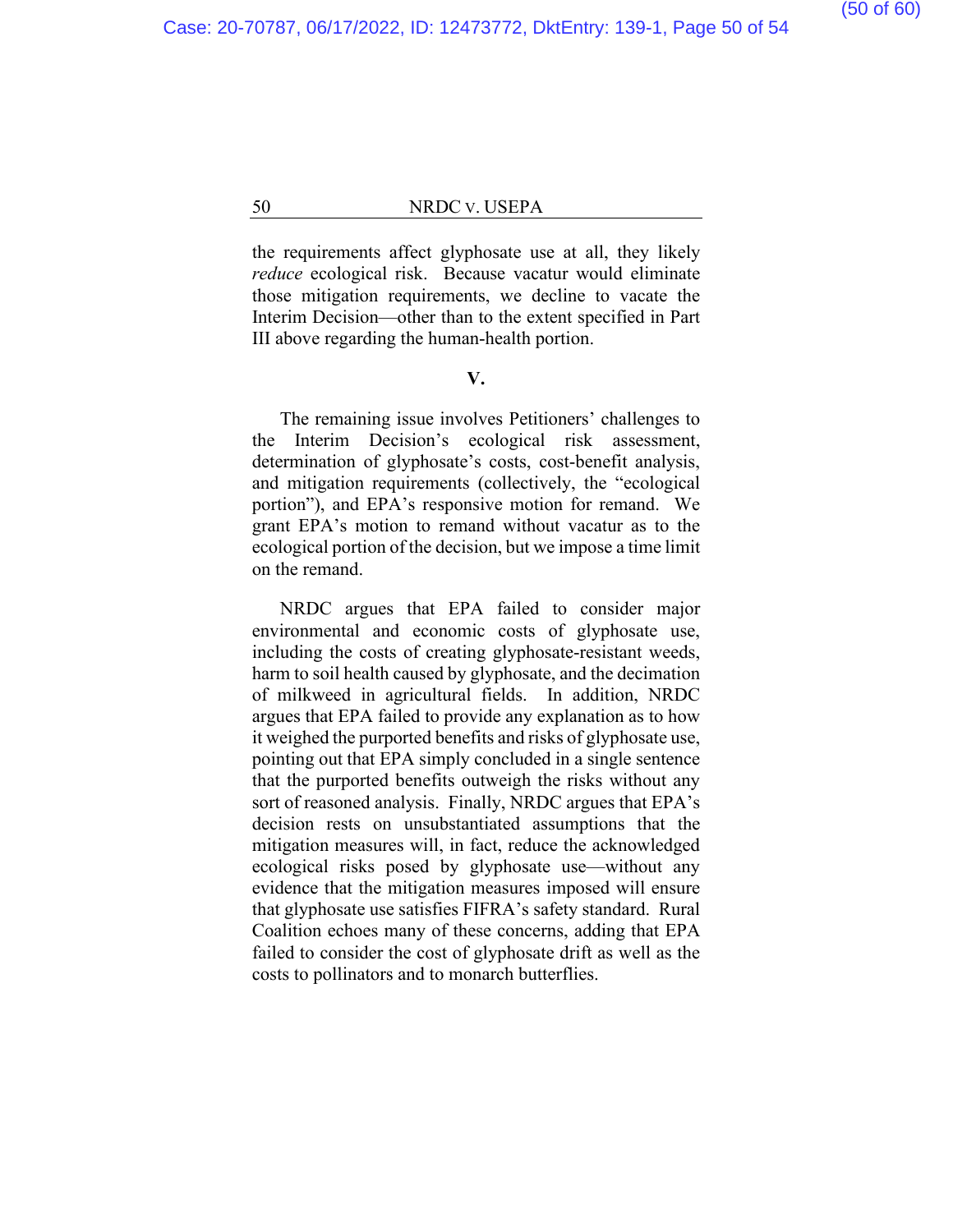the requirements affect glyphosate use at all, they likely *reduce* ecological risk. Because vacatur would eliminate those mitigation requirements, we decline to vacate the Interim Decision—other than to the extent specified in Part III above regarding the human-health portion.

## V.

The remaining issue involves Petitioners' challenges to the Interim Decision's ecological risk assessment, determination of glyphosate's costs, cost-benefit analysis, and mitigation requirements (collectively, the "ecological portion"), and EPA's responsive motion for remand. We grant EPA's motion to remand without vacatur as to the ecological portion of the decision, but we impose a time limit on the remand.

NRDC argues that EPA failed to consider major environmental and economic costs of glyphosate use, including the costs of creating glyphosate-resistant weeds, harm to soil health caused by glyphosate, and the decimation of milkweed in agricultural fields. In addition, NRDC argues that EPA failed to provide any explanation as to how it weighed the purported benefits and risks of glyphosate use, pointing out that EPA simply concluded in a single sentence that the purported benefits outweigh the risks without any sort of reasoned analysis. Finally, NRDC argues that EPA's decision rests on unsubstantiated assumptions that the mitigation measures will, in fact, reduce the acknowledged ecological risks posed by glyphosate use—without any evidence that the mitigation measures imposed will ensure that glyphosate use satisfies FIFRA's safety standard. Rural Coalition echoes many of these concerns, adding that EPA failed to consider the cost of glyphosate drift as well as the costs to pollinators and to monarch butterflies.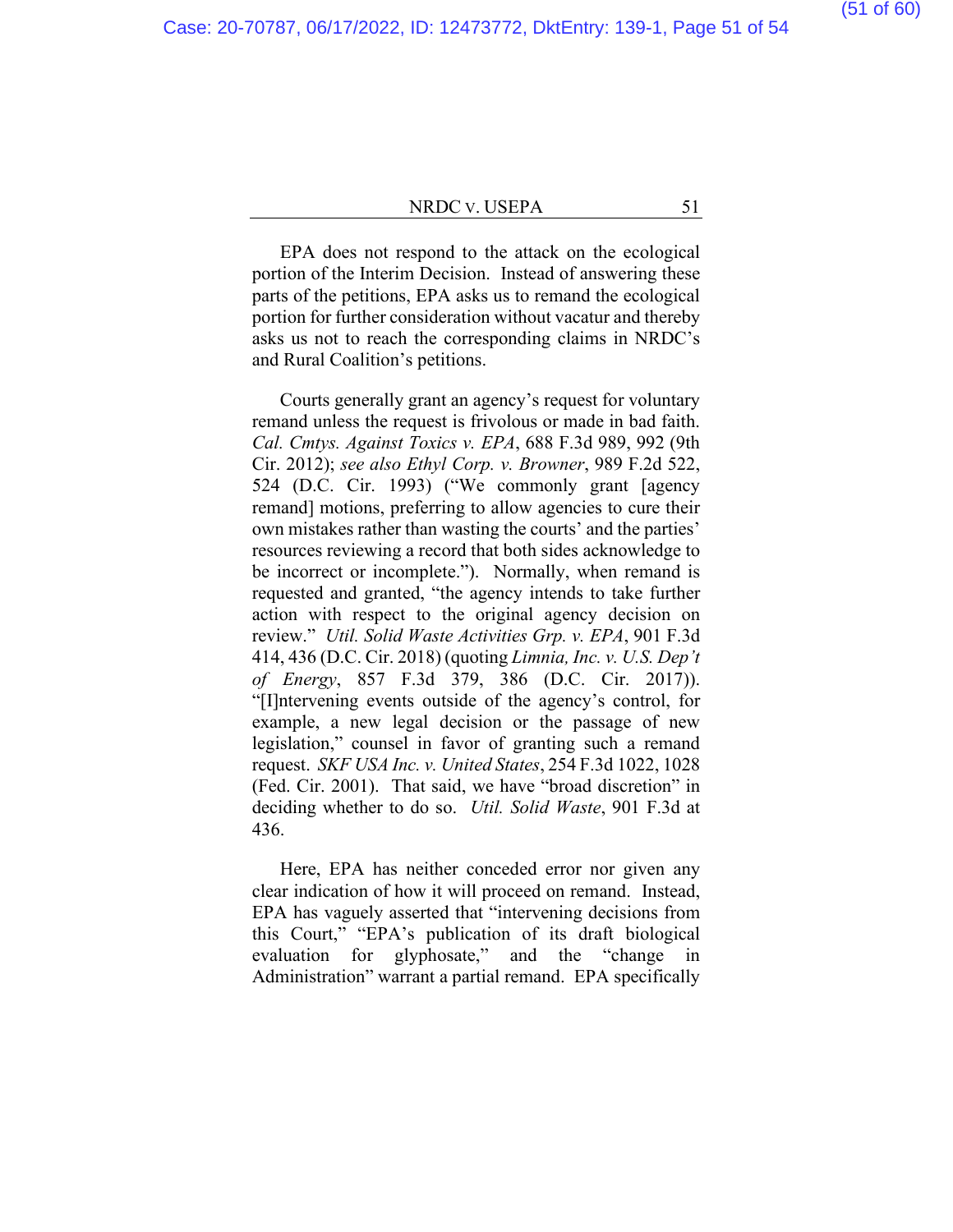EPA does not respond to the attack on the ecological portion of the Interim Decision. Instead of answering these parts of the petitions, EPA asks us to remand the ecological portion for further consideration without vacatur and thereby asks us not to reach the corresponding claims in NRDC's and Rural Coalition's petitions.

Courts generally grant an agency's request for voluntary remand unless the request is frivolous or made in bad faith. *Cal. Cmtys. Against Toxics v. EPA*, 688 F.3d 989, 992 (9th Cir. 2012); *see also Ethyl Corp. v. Browner*, 989 F.2d 522, 524 (D.C. Cir. 1993) ("We commonly grant [agency remand] motions, preferring to allow agencies to cure their own mistakes rather than wasting the courts' and the parties' resources reviewing a record that both sides acknowledge to be incorrect or incomplete."). Normally, when remand is requested and granted, "the agency intends to take further action with respect to the original agency decision on review." *Util. Solid Waste Activities Grp. v. EPA*, 901 F.3d 414, 436 (D.C. Cir. 2018) (quoting *Limnia, Inc. v. U.S. Dep't of Energy*, 857 F.3d 379, 386 (D.C. Cir. 2017)). "[I]ntervening events outside of the agency's control, for example, a new legal decision or the passage of new legislation," counsel in favor of granting such a remand request. *SKF USA Inc. v. United States*, 254 F.3d 1022, 1028 (Fed. Cir. 2001). That said, we have "broad discretion" in deciding whether to do so. *Util. Solid Waste*, 901 F.3d at 436.

Here, EPA has neither conceded error nor given any clear indication of how it will proceed on remand. Instead, EPA has vaguely asserted that "intervening decisions from this Court," "EPA's publication of its draft biological evaluation for glyphosate," and the "change in Administration" warrant a partial remand. EPA specifically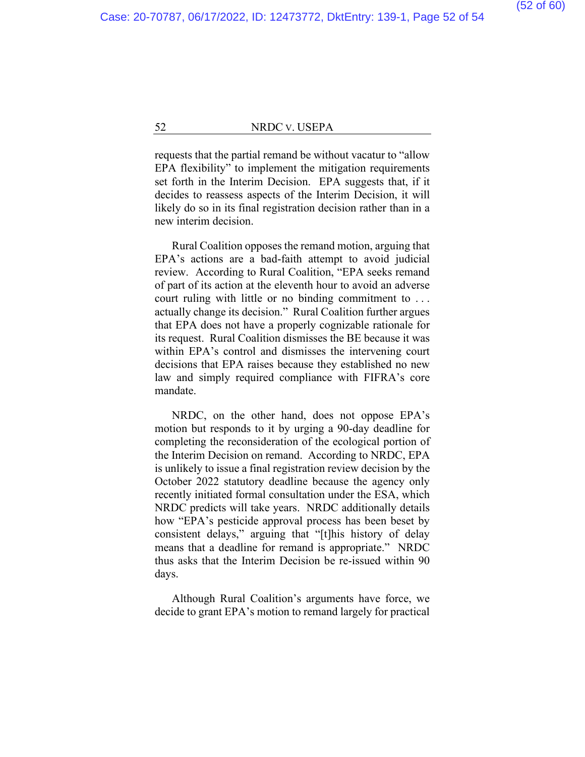requests that the partial remand be without vacatur to "allow EPA flexibility" to implement the mitigation requirements set forth in the Interim Decision. EPA suggests that, if it decides to reassess aspects of the Interim Decision, it will likely do so in its final registration decision rather than in a new interim decision.

Rural Coalition opposes the remand motion, arguing that EPA's actions are a bad-faith attempt to avoid judicial review. According to Rural Coalition, "EPA seeks remand of part of its action at the eleventh hour to avoid an adverse court ruling with little or no binding commitment to . . . actually change its decision." Rural Coalition further argues that EPA does not have a properly cognizable rationale for its request. Rural Coalition dismisses the BE because it was within EPA's control and dismisses the intervening court decisions that EPA raises because they established no new law and simply required compliance with FIFRA's core mandate.

NRDC, on the other hand, does not oppose EPA's motion but responds to it by urging a 90-day deadline for completing the reconsideration of the ecological portion of the Interim Decision on remand. According to NRDC, EPA is unlikely to issue a final registration review decision by the October 2022 statutory deadline because the agency only recently initiated formal consultation under the ESA, which NRDC predicts will take years. NRDC additionally details how "EPA's pesticide approval process has been beset by consistent delays," arguing that "[t]his history of delay means that a deadline for remand is appropriate." NRDC thus asks that the Interim Decision be re-issued within 90 days.

Although Rural Coalition's arguments have force, we decide to grant EPA's motion to remand largely for practical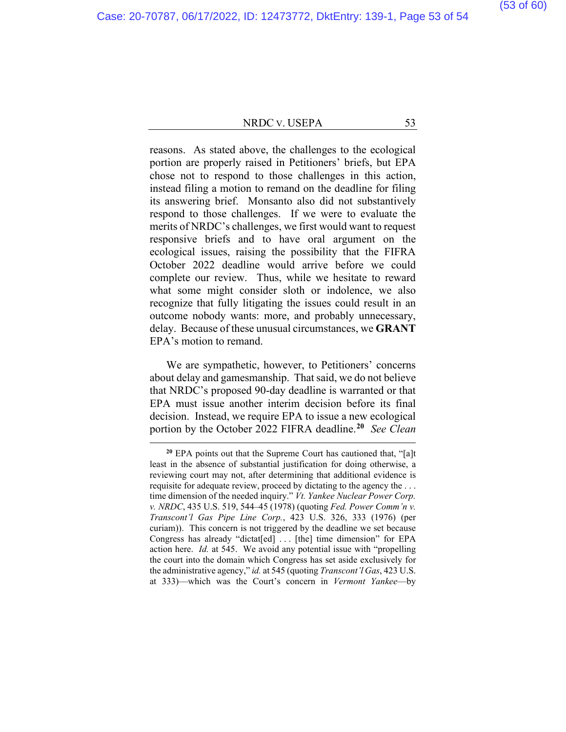reasons. As stated above, the challenges to the ecological portion are properly raised in Petitioners' briefs, but EPA chose not to respond to those challenges in this action, instead filing a motion to remand on the deadline for filing its answering brief. Monsanto also did not substantively respond to those challenges. If we were to evaluate the merits of NRDC's challenges, we first would want to request responsive briefs and to have oral argument on the ecological issues, raising the possibility that the FIFRA October 2022 deadline would arrive before we could complete our review. Thus, while we hesitate to reward what some might consider sloth or indolence, we also recognize that fully litigating the issues could result in an outcome nobody wants: more, and probably unnecessary, delay. Because of these unusual circumstances, we **GRANT** EPA's motion to remand.

We are sympathetic, however, to Petitioners' concerns about delay and gamesmanship. That said, we do not believe that NRDC's proposed 90-day deadline is warranted or that EPA must issue another interim decision before its final decision. Instead, we require EPA to issue a new ecological portion by the October 2022 FIFRA deadline.[20] *See Clean*

---

[20] EPA points out that the Supreme Court has cautioned that, "[a]t least in the absence of substantial justification for doing otherwise, a reviewing court may not, after determining that additional evidence is requisite for adequate review, proceed by dictating to the agency the . . . time dimension of the needed inquiry." *Vt. Yankee Nuclear Power Corp. v. NRDC*, 435 U.S. 519, 544–45 (1978) (quoting *Fed. Power Comm'n v. Transcont'l Gas Pipe Line Corp.*, 423 U.S. 326, 333 (1976) (per curiam)). This concern is not triggered by the deadline we set because Congress has already "dictat[ed] . . . [the] time dimension" for EPA action here. *Id.* at 545. We avoid any potential issue with "propelling the court into the domain which Congress has set aside exclusively for the administrative agency," *id.* at 545 (quoting *Transcont'l Gas*, 423 U.S. at 333)—which was the Court's concern in *Vermont Yankee*—by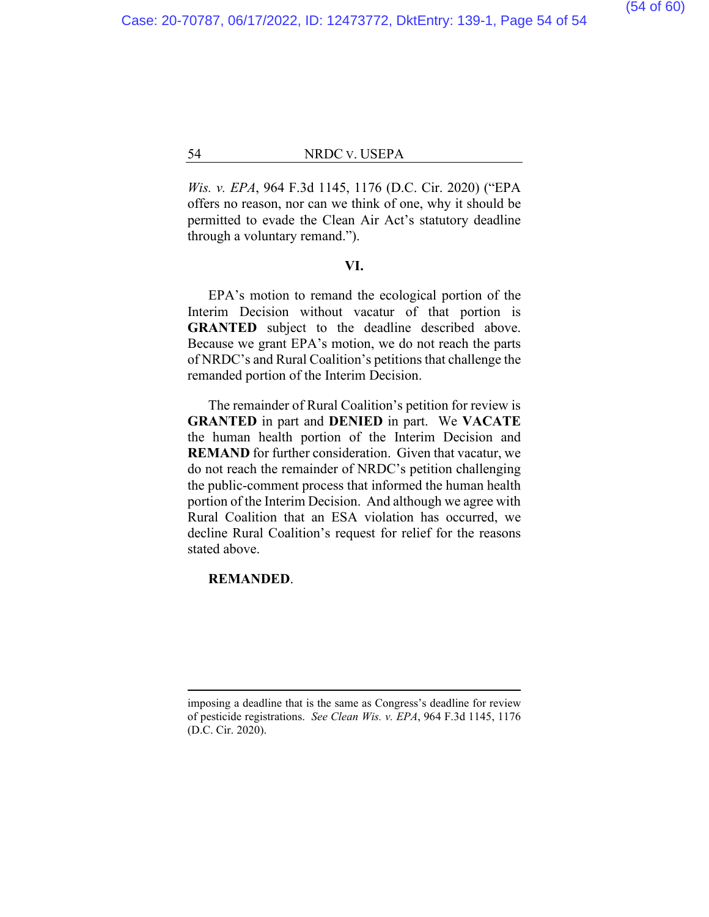*Wis. v. EPA*, 964 F.3d 1145, 1176 (D.C. Cir. 2020) ("EPA offers no reason, nor can we think of one, why it should be permitted to evade the Clean Air Act's statutory deadline through a voluntary remand.").

## VI.

EPA's motion to remand the ecological portion of the Interim Decision without vacatur of that portion is **GRANTED** subject to the deadline described above. Because we grant EPA's motion, we do not reach the parts of NRDC's and Rural Coalition's petitions that challenge the remanded portion of the Interim Decision.

The remainder of Rural Coalition's petition for review is **GRANTED** in part and **DENIED** in part. We **VACATE** the human health portion of the Interim Decision and **REMAND** for further consideration. Given that vacatur, we do not reach the remainder of NRDC's petition challenging the public-comment process that informed the human health portion of the Interim Decision. And although we agree with Rural Coalition that an ESA violation has occurred, we decline Rural Coalition's request for relief for the reasons stated above.

**REMANDED**.

---

imposing a deadline that is the same as Congress's deadline for review of pesticide registrations. *See Clean Wis. v. EPA*, 964 F.3d 1145, 1176 (D.C. Cir. 2020).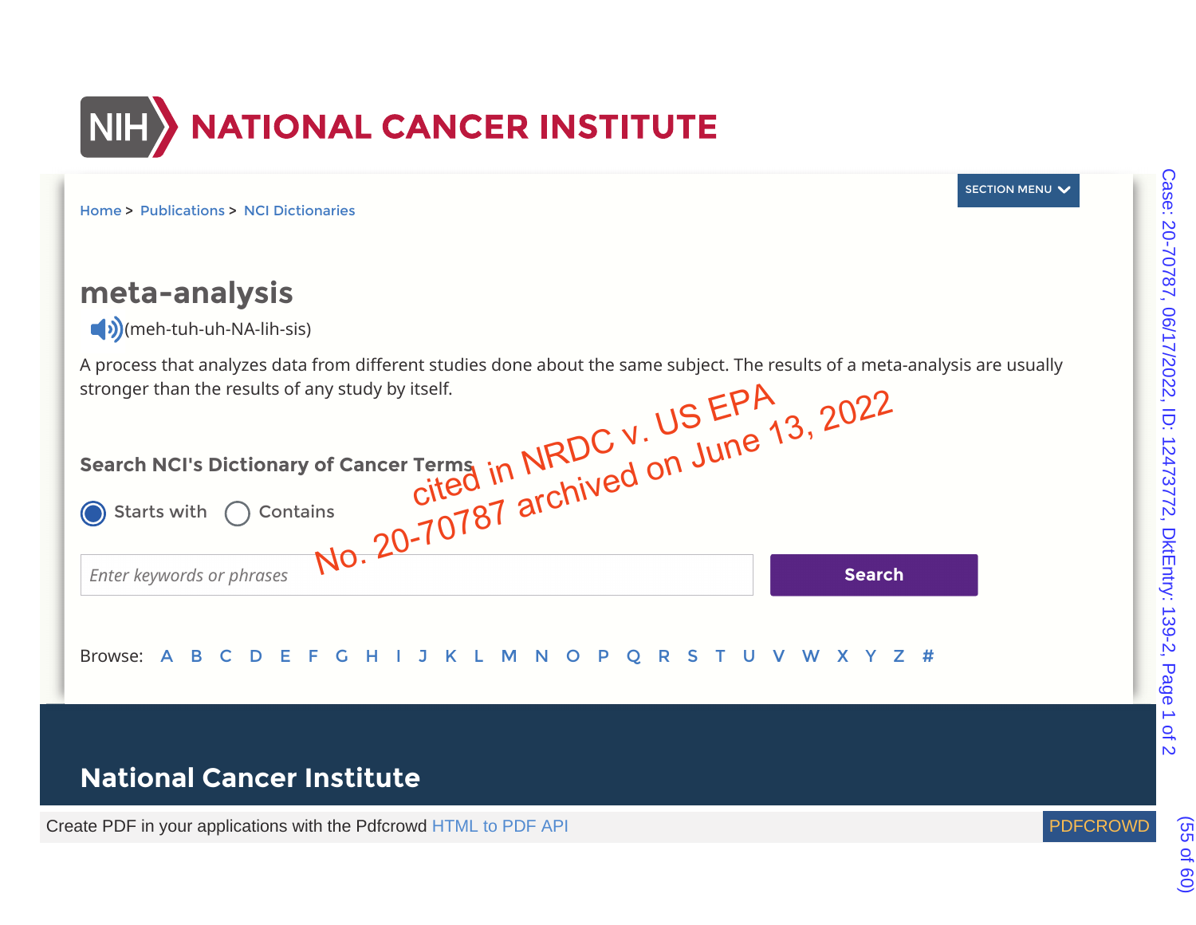NIH NATIONAL CANCER INSTITUTE

SECTION MENU

Home > Publications > NCI Dictionaries

# meta-analysis

(meh-tuh-uh-NA-lih-sis)

A process that analyzes data from different studies done about the same subject. The results of a meta-analysis are usually stronger than the results of any study by itself.

cited in NRDC v. US EPA No. 20-70787 archived on June 13, 2022

## Search NCI's Dictionary of Cancer Terms

Starts with    Contains

*Enter keywords or phrases*    Search

Browse: A B C D E F G H I J K L M N O P Q R S T U V W X Y Z #

## National Cancer Institute

Create PDF in your applications with the Pdfcrowd HTML to PDF API    PDFCROWD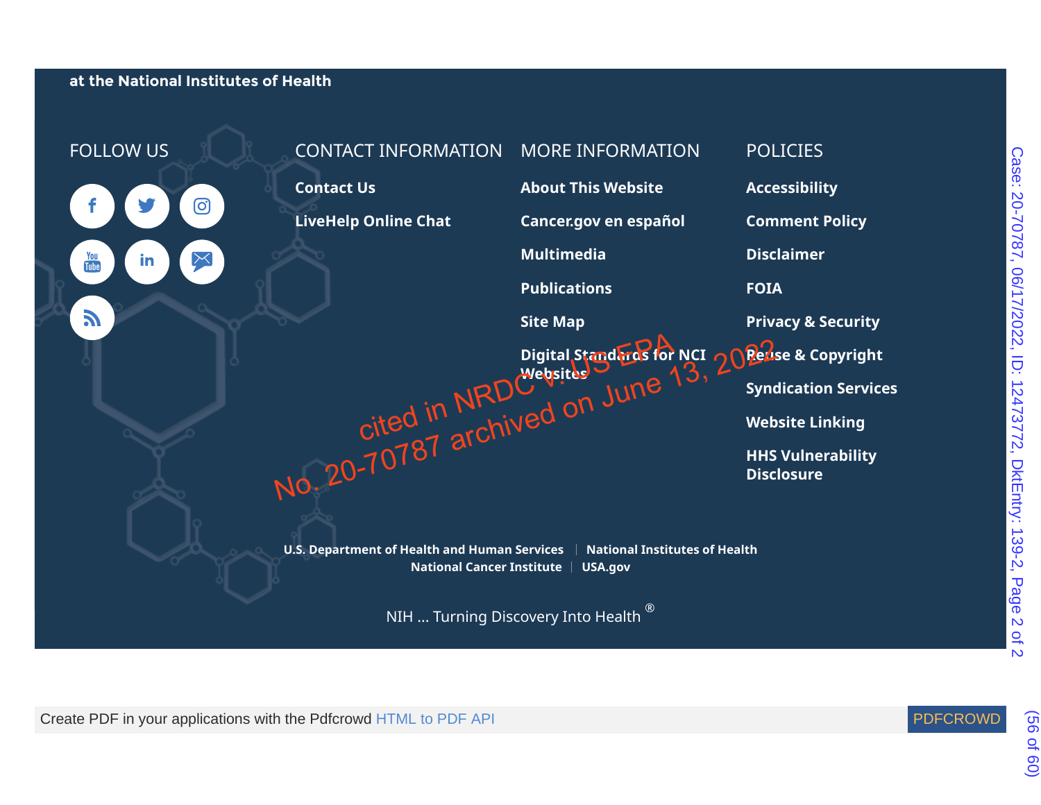at the National Institutes of Health

## FOLLOW US

## CONTACT INFORMATION

Contact Us

LiveHelp Online Chat

## MORE INFORMATION

About This Website

Cancer.gov en español

Multimedia

Publications

Site Map

Digital Standards for NCI Websites

## POLICIES

Accessibility

Comment Policy

Disclaimer

FOIA

Privacy & Security

Reuse & Copyright

Syndication Services

Website Linking

HHS Vulnerability Disclosure

cited in NRDC v. US EPA No. 20-70787 archived on June 13, 2022

U.S. Department of Health and Human Services | National Institutes of Health
National Cancer Institute | USA.gov

NIH ... Turning Discovery Into Health ®

Create PDF in your applications with the Pdfcrowd HTML to PDF API PDFCROWD

Case: 20-70787, 06/17/2022, ID: 12473772, DktEntry: 139-2, Page 2 of 2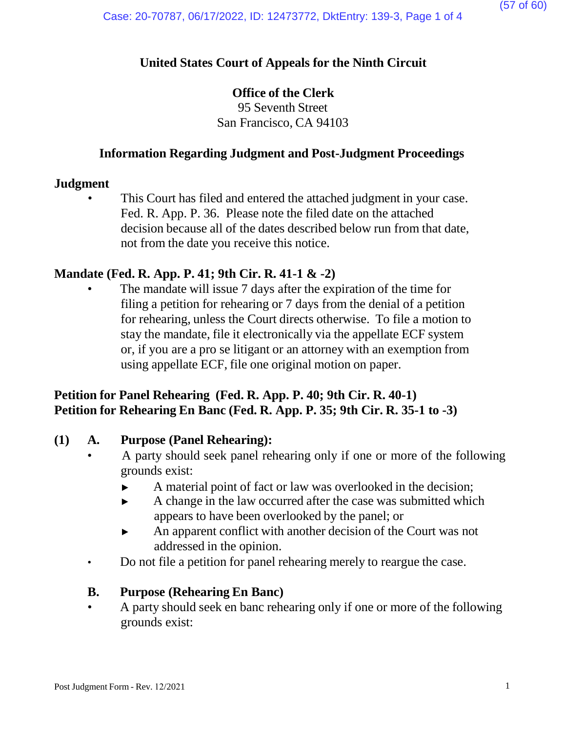**United States Court of Appeals for the Ninth Circuit**

**Office of the Clerk**
95 Seventh Street
San Francisco, CA 94103

**Information Regarding Judgment and Post-Judgment Proceedings**

**Judgment**

- This Court has filed and entered the attached judgment in your case. Fed. R. App. P. 36. Please note the filed date on the attached decision because all of the dates described below run from that date, not from the date you receive this notice.

**Mandate (Fed. R. App. P. 41; 9th Cir. R. 41-1 & -2)**

- The mandate will issue 7 days after the expiration of the time for filing a petition for rehearing or 7 days from the denial of a petition for rehearing, unless the Court directs otherwise. To file a motion to stay the mandate, file it electronically via the appellate ECF system or, if you are a pro se litigant or an attorney with an exemption from using appellate ECF, file one original motion on paper.

**Petition for Panel Rehearing (Fed. R. App. P. 40; 9th Cir. R. 40-1)**
**Petition for Rehearing En Banc (Fed. R. App. P. 35; 9th Cir. R. 35-1 to -3)**

**(1) A. Purpose (Panel Rehearing):**

- A party should seek panel rehearing only if one or more of the following grounds exist:
  - ► A material point of fact or law was overlooked in the decision;
  - ► A change in the law occurred after the case was submitted which appears to have been overlooked by the panel; or
  - ► An apparent conflict with another decision of the Court was not addressed in the opinion.
- Do not file a petition for panel rehearing merely to reargue the case.

**B. Purpose (Rehearing En Banc)**

- A party should seek en banc rehearing only if one or more of the following grounds exist:

Post Judgment Form - Rev. 12/2021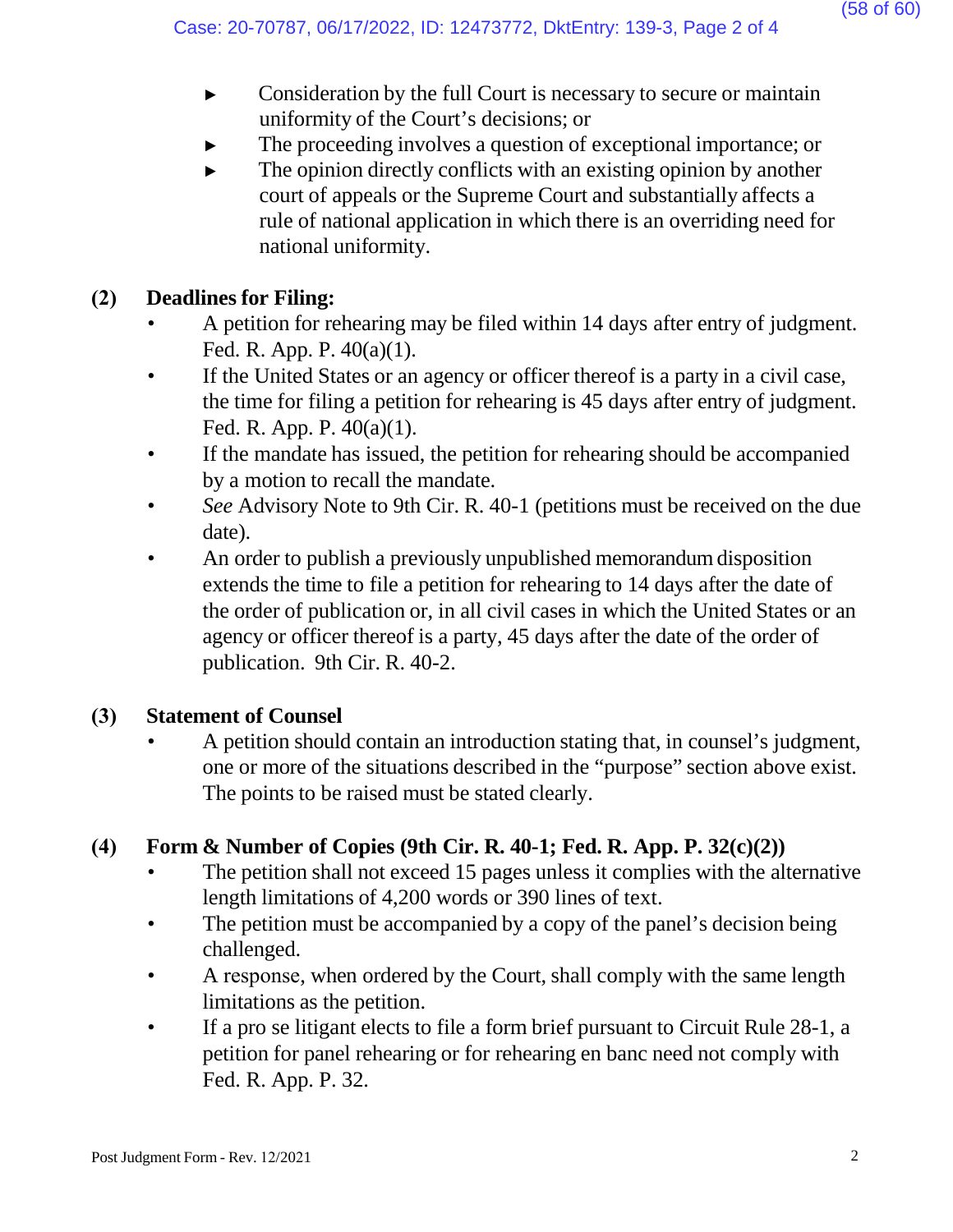- Consideration by the full Court is necessary to secure or maintain uniformity of the Court's decisions; or
- The proceeding involves a question of exceptional importance; or
- The opinion directly conflicts with an existing opinion by another court of appeals or the Supreme Court and substantially affects a rule of national application in which there is an overriding need for national uniformity.

**(2) Deadlines for Filing:**

- A petition for rehearing may be filed within 14 days after entry of judgment. Fed. R. App. P. 40(a)(1).
- If the United States or an agency or officer thereof is a party in a civil case, the time for filing a petition for rehearing is 45 days after entry of judgment. Fed. R. App. P. 40(a)(1).
- If the mandate has issued, the petition for rehearing should be accompanied by a motion to recall the mandate.
- *See* Advisory Note to 9th Cir. R. 40-1 (petitions must be received on the due date).
- An order to publish a previously unpublished memorandum disposition extends the time to file a petition for rehearing to 14 days after the date of the order of publication or, in all civil cases in which the United States or an agency or officer thereof is a party, 45 days after the date of the order of publication. 9th Cir. R. 40-2.

**(3) Statement of Counsel**

- A petition should contain an introduction stating that, in counsel's judgment, one or more of the situations described in the "purpose" section above exist. The points to be raised must be stated clearly.

**(4) Form & Number of Copies (9th Cir. R. 40-1; Fed. R. App. P. 32(c)(2))**

- The petition shall not exceed 15 pages unless it complies with the alternative length limitations of 4,200 words or 390 lines of text.
- The petition must be accompanied by a copy of the panel's decision being challenged.
- A response, when ordered by the Court, shall comply with the same length limitations as the petition.
- If a pro se litigant elects to file a form brief pursuant to Circuit Rule 28-1, a petition for panel rehearing or for rehearing en banc need not comply with Fed. R. App. P. 32.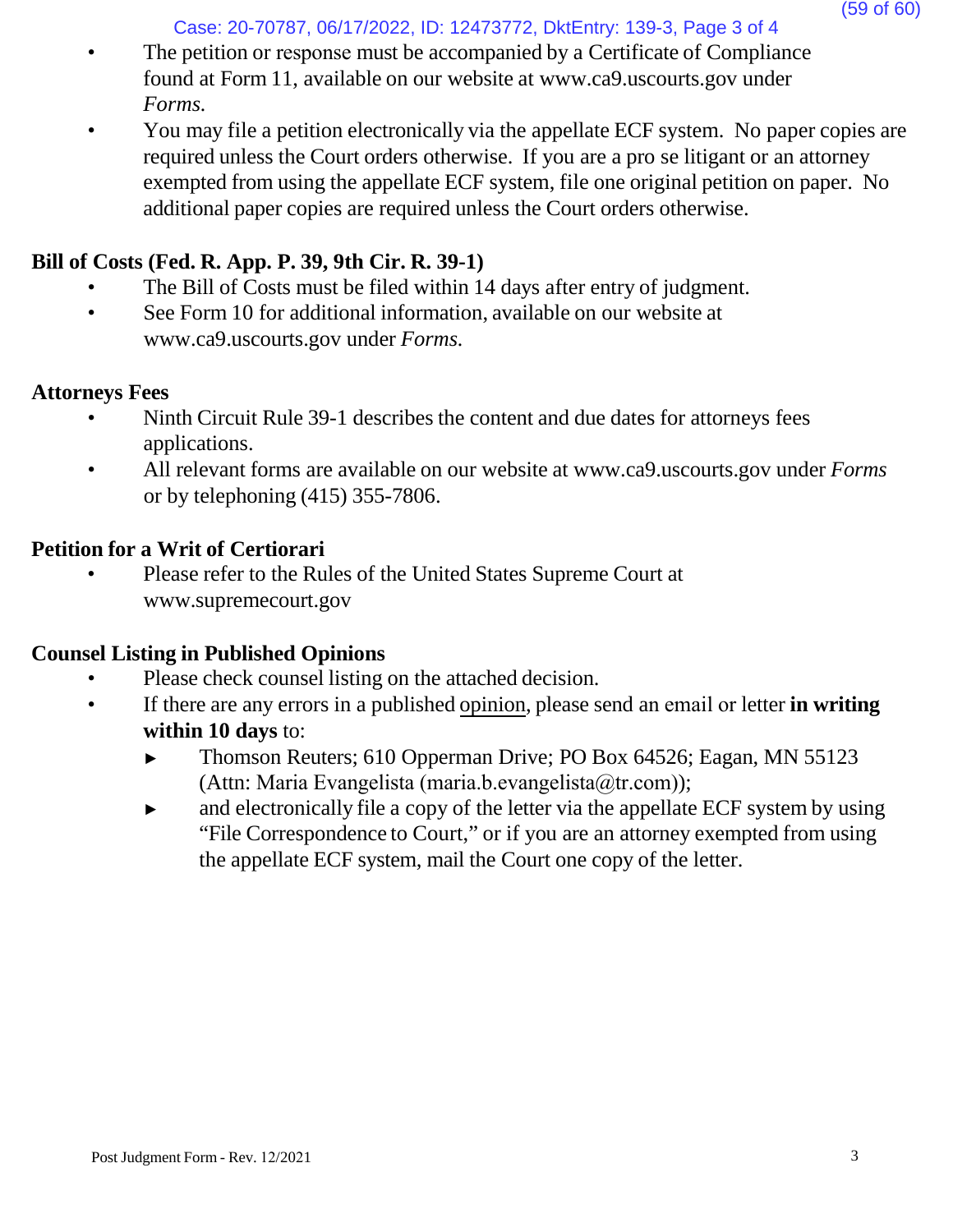- The petition or response must be accompanied by a Certificate of Compliance found at Form 11, available on our website at www.ca9.uscourts.gov under *Forms.*
- You may file a petition electronically via the appellate ECF system. No paper copies are required unless the Court orders otherwise. If you are a pro se litigant or an attorney exempted from using the appellate ECF system, file one original petition on paper. No additional paper copies are required unless the Court orders otherwise.

**Bill of Costs (Fed. R. App. P. 39, 9th Cir. R. 39-1)**

- The Bill of Costs must be filed within 14 days after entry of judgment.
- See Form 10 for additional information, available on our website at www.ca9.uscourts.gov under *Forms.*

**Attorneys Fees**

- Ninth Circuit Rule 39-1 describes the content and due dates for attorneys fees applications.
- All relevant forms are available on our website at www.ca9.uscourts.gov under *Forms* or by telephoning (415) 355-7806.

**Petition for a Writ of Certiorari**

- Please refer to the Rules of the United States Supreme Court at www.supremecourt.gov

**Counsel Listing in Published Opinions**

- Please check counsel listing on the attached decision.
- If there are any errors in a published opinion, please send an email or letter **in writing within 10 days** to:
  - ► Thomson Reuters; 610 Opperman Drive; PO Box 64526; Eagan, MN 55123 (Attn: Maria Evangelista (maria.b.evangelista@tr.com));
  - ► and electronically file a copy of the letter via the appellate ECF system by using "File Correspondence to Court," or if you are an attorney exempted from using the appellate ECF system, mail the Court one copy of the letter.

Post Judgment Form - Rev. 12/2021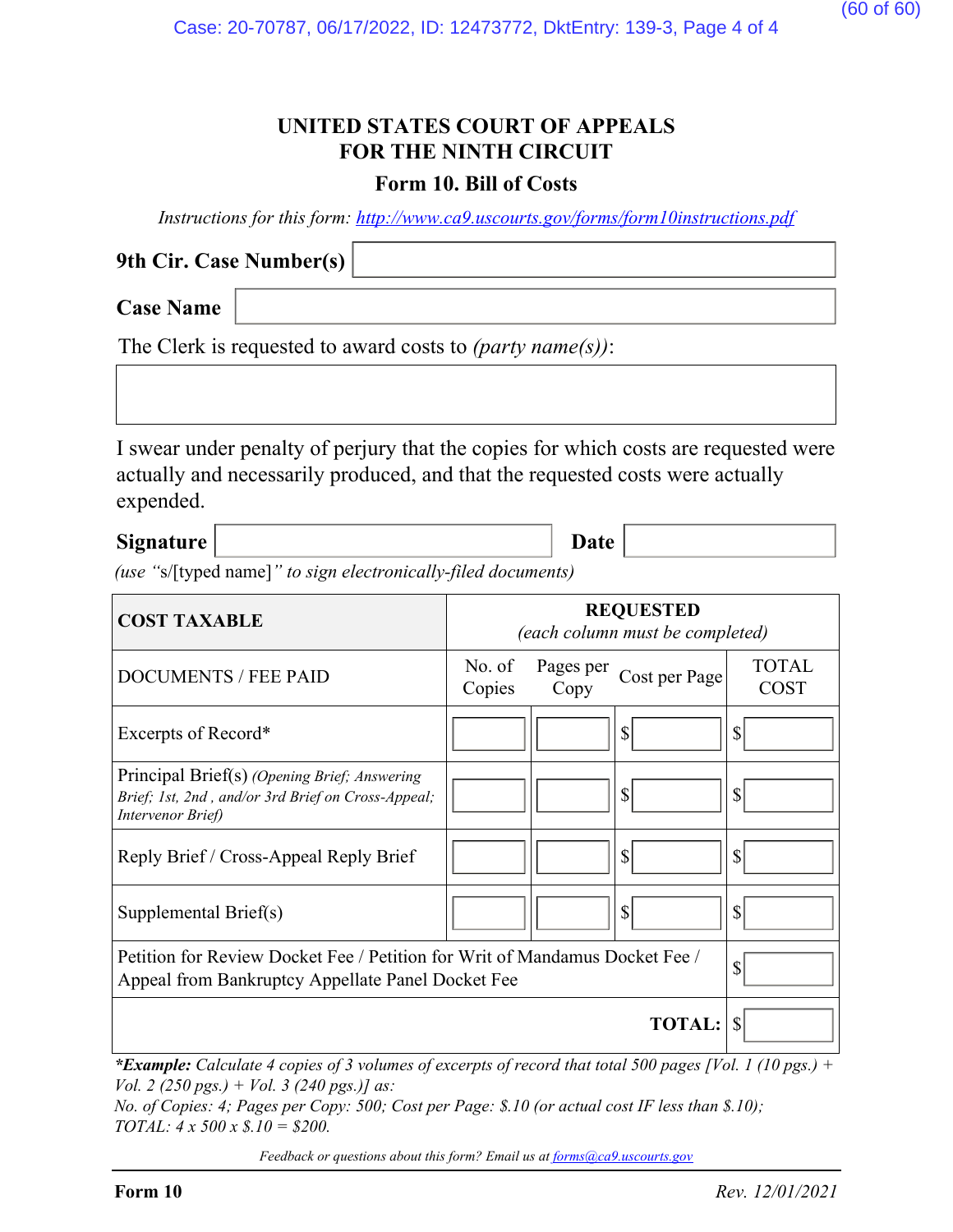# UNITED STATES COURT OF APPEALS
# FOR THE NINTH CIRCUIT

## Form 10. Bill of Costs

*Instructions for this form: http://www.ca9.uscourts.gov/forms/form10instructions.pdf*

**9th Cir. Case Number(s)**

**Case Name**

The Clerk is requested to award costs to *(party name(s))*:

I swear under penalty of perjury that the copies for which costs are requested were actually and necessarily produced, and that the requested costs were actually expended.

**Signature** **Date**

*(use "*s/[typed name]*" to sign electronically-filed documents)*

| **COST TAXABLE** | **REQUESTED** *(each column must be completed)* | | | |
|---|---|---|---|---|
| DOCUMENTS / FEE PAID | No. of Copies | Pages per Copy | Cost per Page | TOTAL COST |
| Excerpts of Record* | | | $ | $ |
| Principal Brief(s) *(Opening Brief; Answering Brief; 1st, 2nd , and/or 3rd Brief on Cross-Appeal; Intervenor Brief)* | | | $ | $ |
| Reply Brief / Cross-Appeal Reply Brief | | | $ | $ |
| Supplemental Brief(s) | | | $ | $ |
| Petition for Review Docket Fee / Petition for Writ of Mandamus Docket Fee / Appeal from Bankruptcy Appellate Panel Docket Fee | | | | $ |
| | | | **TOTAL:** | $ |

***Example:** Calculate 4 copies of 3 volumes of excerpts of record that total 500 pages [Vol. 1 (10 pgs.) + Vol. 2 (250 pgs.) + Vol. 3 (240 pgs.)] as:*
*No. of Copies: 4; Pages per Copy: 500; Cost per Page: $.10 (or actual cost IF less than $.10);*
*TOTAL: 4 x 500 x $.10 = $200.*

*Feedback or questions about this form? Email us at forms@ca9.uscourts.gov*

**Form 10** *Rev. 12/01/2021*